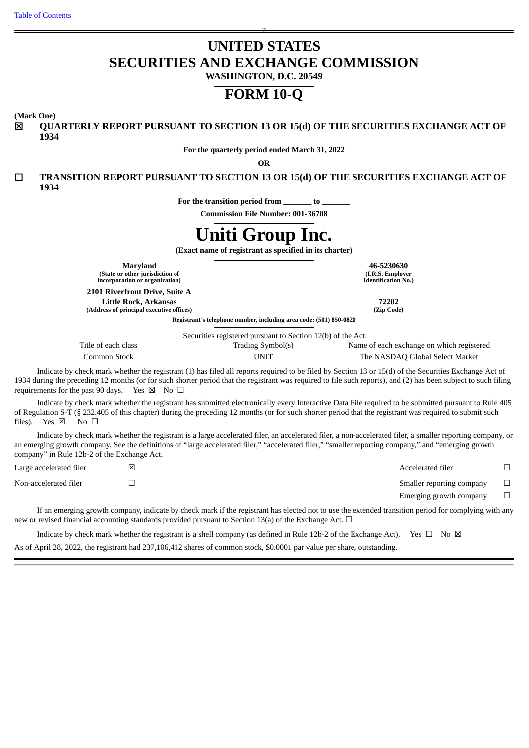Table of Contents

# UNITED STATES
# SECURITIES AND EXCHANGE COMMISSION
**WASHINGTON, D.C. 20549**

# FORM 10-Q

**(Mark One)**

☒ **QUARTERLY REPORT PURSUANT TO SECTION 13 OR 15(d) OF THE SECURITIES EXCHANGE ACT OF 1934**

**For the quarterly period ended March 31, 2022**

**OR**

☐ **TRANSITION REPORT PURSUANT TO SECTION 13 OR 15(d) OF THE SECURITIES EXCHANGE ACT OF 1934**

**For the transition period from _______ to _______**

**Commission File Number: 001-36708**

# Uniti Group Inc.

**(Exact name of registrant as specified in its charter)**

| **Maryland** | **46-5230630** |
|---|---|
| **(State or other jurisdiction of incorporation or organization)** | **(I.R.S. Employer Identification No.)** |
| **2101 Riverfront Drive, Suite A Little Rock, Arkansas** | **72202** |
| **(Address of principal executive offices)** | **(Zip Code)** |

**Registrant's telephone number, including area code: (501) 850-0820**

Securities registered pursuant to Section 12(b) of the Act:

| Title of each class | Trading Symbol(s) | Name of each exchange on which registered |
|---|---|---|
| Common Stock | UNIT | The NASDAQ Global Select Market |

Indicate by check mark whether the registrant (1) has filed all reports required to be filed by Section 13 or 15(d) of the Securities Exchange Act of 1934 during the preceding 12 months (or for such shorter period that the registrant was required to file such reports), and (2) has been subject to such filing requirements for the past 90 days. Yes ☒ No ☐

Indicate by check mark whether the registrant has submitted electronically every Interactive Data File required to be submitted pursuant to Rule 405 of Regulation S-T (§ 232.405 of this chapter) during the preceding 12 months (or for such shorter period that the registrant was required to submit such files). Yes ☒ No ☐

Indicate by check mark whether the registrant is a large accelerated filer, an accelerated filer, a non-accelerated filer, a smaller reporting company, or an emerging growth company. See the definitions of "large accelerated filer," "accelerated filer," "smaller reporting company," and "emerging growth company" in Rule 12b-2 of the Exchange Act.

| | | | |
|---|---|---|---|
| Large accelerated filer | ☒ | Accelerated filer | ☐ |
| Non-accelerated filer | ☐ | Smaller reporting company | ☐ |
| | | Emerging growth company | ☐ |

If an emerging growth company, indicate by check mark if the registrant has elected not to use the extended transition period for complying with any new or revised financial accounting standards provided pursuant to Section 13(a) of the Exchange Act. ☐

Indicate by check mark whether the registrant is a shell company (as defined in Rule 12b-2 of the Exchange Act). Yes ☐ No ☒

As of April 28, 2022, the registrant had 237,106,412 shares of common stock, $0.0001 par value per share, outstanding.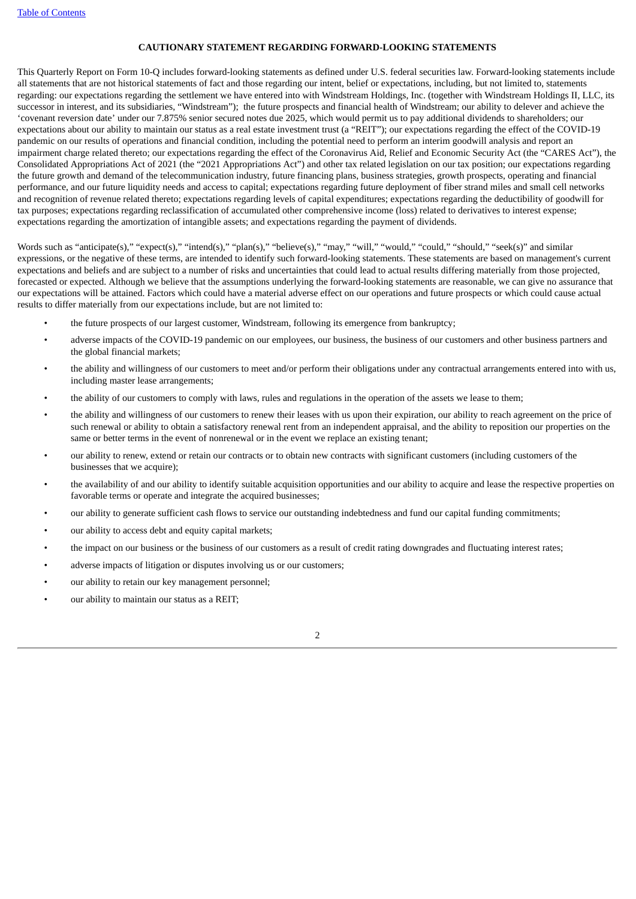## CAUTIONARY STATEMENT REGARDING FORWARD-LOOKING STATEMENTS

This Quarterly Report on Form 10-Q includes forward-looking statements as defined under U.S. federal securities law. Forward-looking statements include all statements that are not historical statements of fact and those regarding our intent, belief or expectations, including, but not limited to, statements regarding: our expectations regarding the settlement we have entered into with Windstream Holdings, Inc. (together with Windstream Holdings II, LLC, its successor in interest, and its subsidiaries, "Windstream"); the future prospects and financial health of Windstream; our ability to delever and achieve the 'covenant reversion date' under our 7.875% senior secured notes due 2025, which would permit us to pay additional dividends to shareholders; our expectations about our ability to maintain our status as a real estate investment trust (a "REIT"); our expectations regarding the effect of the COVID-19 pandemic on our results of operations and financial condition, including the potential need to perform an interim goodwill analysis and report an impairment charge related thereto; our expectations regarding the effect of the Coronavirus Aid, Relief and Economic Security Act (the "CARES Act"), the Consolidated Appropriations Act of 2021 (the "2021 Appropriations Act") and other tax related legislation on our tax position; our expectations regarding the future growth and demand of the telecommunication industry, future financing plans, business strategies, growth prospects, operating and financial performance, and our future liquidity needs and access to capital; expectations regarding future deployment of fiber strand miles and small cell networks and recognition of revenue related thereto; expectations regarding levels of capital expenditures; expectations regarding the deductibility of goodwill for tax purposes; expectations regarding reclassification of accumulated other comprehensive income (loss) related to derivatives to interest expense; expectations regarding the amortization of intangible assets; and expectations regarding the payment of dividends.

Words such as "anticipate(s)," "expect(s)," "intend(s)," "plan(s)," "believe(s)," "may," "will," "would," "could," "should," "seek(s)" and similar expressions, or the negative of these terms, are intended to identify such forward-looking statements. These statements are based on management's current expectations and beliefs and are subject to a number of risks and uncertainties that could lead to actual results differing materially from those projected, forecasted or expected. Although we believe that the assumptions underlying the forward-looking statements are reasonable, we can give no assurance that our expectations will be attained. Factors which could have a material adverse effect on our operations and future prospects or which could cause actual results to differ materially from our expectations include, but are not limited to:

- the future prospects of our largest customer, Windstream, following its emergence from bankruptcy;
- adverse impacts of the COVID-19 pandemic on our employees, our business, the business of our customers and other business partners and the global financial markets;
- the ability and willingness of our customers to meet and/or perform their obligations under any contractual arrangements entered into with us, including master lease arrangements;
- the ability of our customers to comply with laws, rules and regulations in the operation of the assets we lease to them;
- the ability and willingness of our customers to renew their leases with us upon their expiration, our ability to reach agreement on the price of such renewal or ability to obtain a satisfactory renewal rent from an independent appraisal, and the ability to reposition our properties on the same or better terms in the event of nonrenewal or in the event we replace an existing tenant;
- our ability to renew, extend or retain our contracts or to obtain new contracts with significant customers (including customers of the businesses that we acquire);
- the availability of and our ability to identify suitable acquisition opportunities and our ability to acquire and lease the respective properties on favorable terms or operate and integrate the acquired businesses;
- our ability to generate sufficient cash flows to service our outstanding indebtedness and fund our capital funding commitments;
- our ability to access debt and equity capital markets;
- the impact on our business or the business of our customers as a result of credit rating downgrades and fluctuating interest rates;
- adverse impacts of litigation or disputes involving us or our customers;
- our ability to retain our key management personnel;
- our ability to maintain our status as a REIT;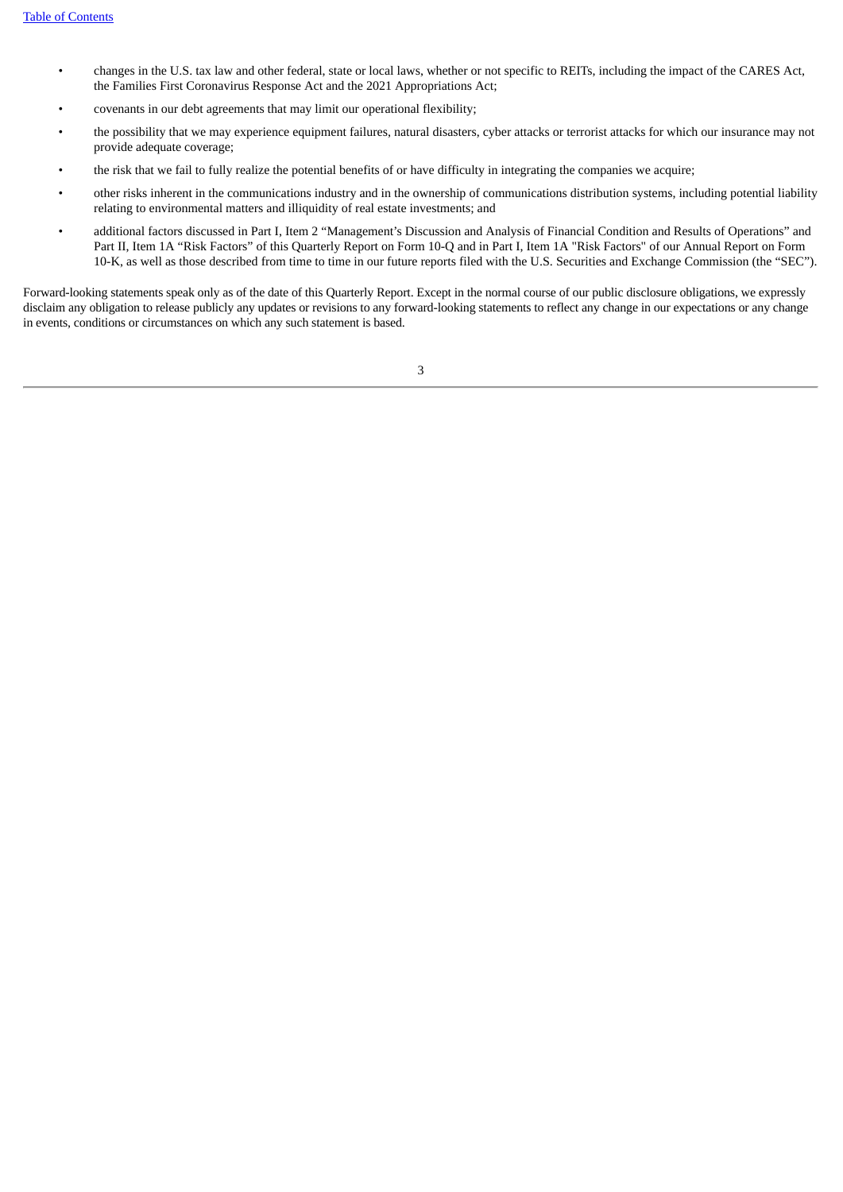- changes in the U.S. tax law and other federal, state or local laws, whether or not specific to REITs, including the impact of the CARES Act, the Families First Coronavirus Response Act and the 2021 Appropriations Act;
- covenants in our debt agreements that may limit our operational flexibility;
- the possibility that we may experience equipment failures, natural disasters, cyber attacks or terrorist attacks for which our insurance may not provide adequate coverage;
- the risk that we fail to fully realize the potential benefits of or have difficulty in integrating the companies we acquire;
- other risks inherent in the communications industry and in the ownership of communications distribution systems, including potential liability relating to environmental matters and illiquidity of real estate investments; and
- additional factors discussed in Part I, Item 2 "Management's Discussion and Analysis of Financial Condition and Results of Operations" and Part II, Item 1A "Risk Factors" of this Quarterly Report on Form 10-Q and in Part I, Item 1A "Risk Factors" of our Annual Report on Form 10-K, as well as those described from time to time in our future reports filed with the U.S. Securities and Exchange Commission (the "SEC").

Forward-looking statements speak only as of the date of this Quarterly Report. Except in the normal course of our public disclosure obligations, we expressly disclaim any obligation to release publicly any updates or revisions to any forward-looking statements to reflect any change in our expectations or any change in events, conditions or circumstances on which any such statement is based.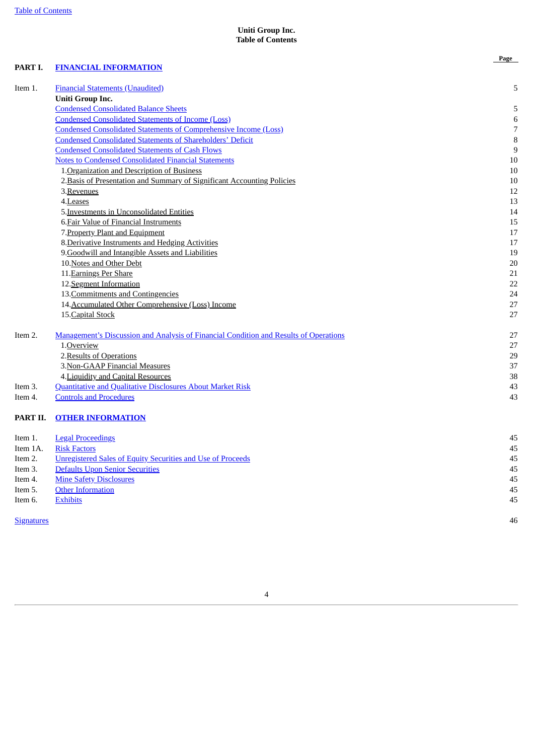[Table of Contents](#)

**Uniti Group Inc.**
**Table of Contents**

| | | Page |
|---|---|---|
| **PART I.** | **FINANCIAL INFORMATION** | |
| Item 1. | Financial Statements (Unaudited) | 5 |
| | **Uniti Group Inc.** | |
| | Condensed Consolidated Balance Sheets | 5 |
| | Condensed Consolidated Statements of Income (Loss) | 6 |
| | Condensed Consolidated Statements of Comprehensive Income (Loss) | 7 |
| | Condensed Consolidated Statements of Shareholders' Deficit | 8 |
| | Condensed Consolidated Statements of Cash Flows | 9 |
| | Notes to Condensed Consolidated Financial Statements | 10 |
| | 1. Organization and Description of Business | 10 |
| | 2. Basis of Presentation and Summary of Significant Accounting Policies | 10 |
| | 3. Revenues | 12 |
| | 4. Leases | 13 |
| | 5. Investments in Unconsolidated Entities | 14 |
| | 6. Fair Value of Financial Instruments | 15 |
| | 7. Property Plant and Equipment | 17 |
| | 8. Derivative Instruments and Hedging Activities | 17 |
| | 9. Goodwill and Intangible Assets and Liabilities | 19 |
| | 10. Notes and Other Debt | 20 |
| | 11. Earnings Per Share | 21 |
| | 12. Segment Information | 22 |
| | 13. Commitments and Contingencies | 24 |
| | 14. Accumulated Other Comprehensive (Loss) Income | 27 |
| | 15. Capital Stock | 27 |
| Item 2. | Management's Discussion and Analysis of Financial Condition and Results of Operations | 27 |
| | 1. Overview | 27 |
| | 2. Results of Operations | 29 |
| | 3. Non-GAAP Financial Measures | 37 |
| | 4. Liquidity and Capital Resources | 38 |
| Item 3. | Quantitative and Qualitative Disclosures About Market Risk | 43 |
| Item 4. | Controls and Procedures | 43 |
| **PART II.** | **OTHER INFORMATION** | |
| Item 1. | Legal Proceedings | 45 |
| Item 1A. | Risk Factors | 45 |
| Item 2. | Unregistered Sales of Equity Securities and Use of Proceeds | 45 |
| Item 3. | Defaults Upon Senior Securities | 45 |
| Item 4. | Mine Safety Disclosures | 45 |
| Item 5. | Other Information | 45 |
| Item 6. | Exhibits | 45 |
| Signatures | | 46 |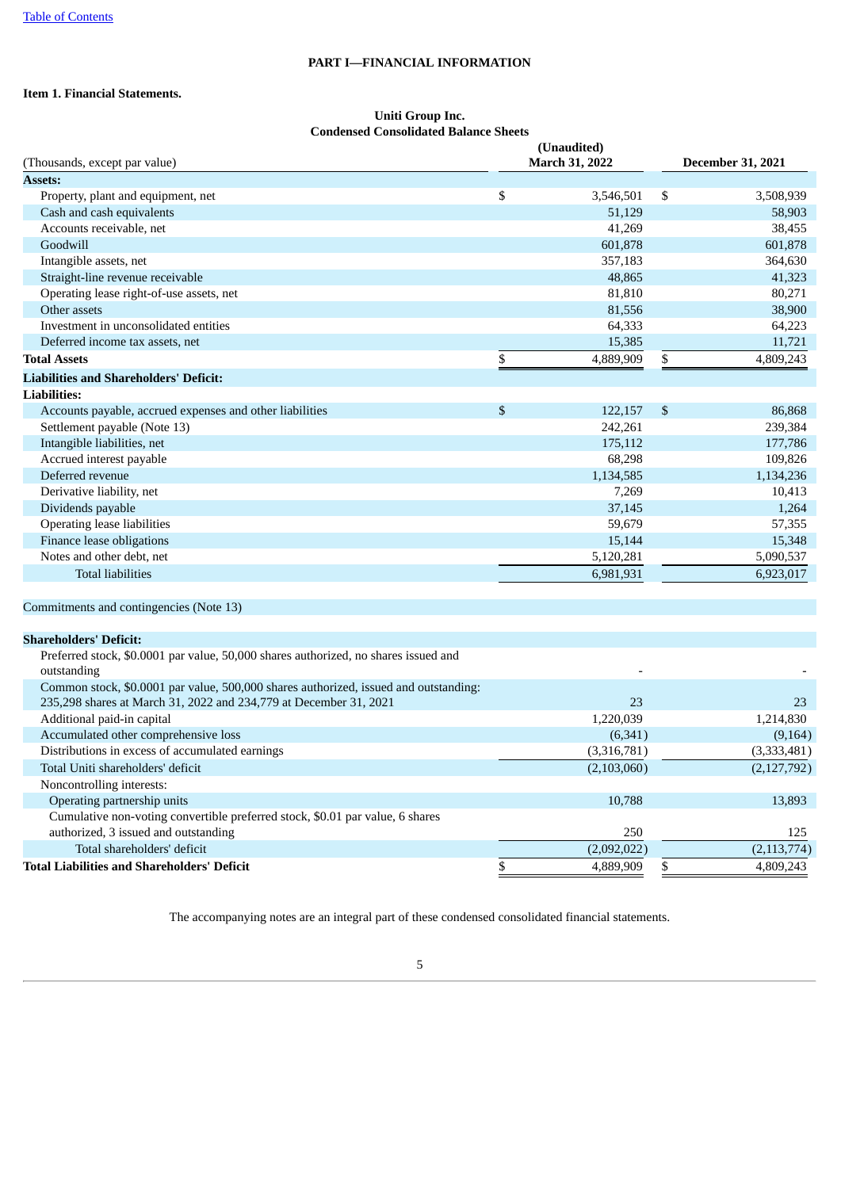# PART I—FINANCIAL INFORMATION

## Item 1. Financial Statements.

**Uniti Group Inc.**
**Condensed Consolidated Balance Sheets**

| (Thousands, except par value) | (Unaudited) March 31, 2022 | December 31, 2021 |
|---|---|---|
| **Assets:** | | |
| Property, plant and equipment, net | $ 3,546,501 | $ 3,508,939 |
| Cash and cash equivalents | 51,129 | 58,903 |
| Accounts receivable, net | 41,269 | 38,455 |
| Goodwill | 601,878 | 601,878 |
| Intangible assets, net | 357,183 | 364,630 |
| Straight-line revenue receivable | 48,865 | 41,323 |
| Operating lease right-of-use assets, net | 81,810 | 80,271 |
| Other assets | 81,556 | 38,900 |
| Investment in unconsolidated entities | 64,333 | 64,223 |
| Deferred income tax assets, net | 15,385 | 11,721 |
| **Total Assets** | $ 4,889,909 | $ 4,809,243 |
| **Liabilities and Shareholders' Deficit:** | | |
| **Liabilities:** | | |
| Accounts payable, accrued expenses and other liabilities | $ 122,157 | $ 86,868 |
| Settlement payable (Note 13) | 242,261 | 239,384 |
| Intangible liabilities, net | 175,112 | 177,786 |
| Accrued interest payable | 68,298 | 109,826 |
| Deferred revenue | 1,134,585 | 1,134,236 |
| Derivative liability, net | 7,269 | 10,413 |
| Dividends payable | 37,145 | 1,264 |
| Operating lease liabilities | 59,679 | 57,355 |
| Finance lease obligations | 15,144 | 15,348 |
| Notes and other debt, net | 5,120,281 | 5,090,537 |
| Total liabilities | 6,981,931 | 6,923,017 |
| | | |
| Commitments and contingencies (Note 13) | | |
| | | |
| **Shareholders' Deficit:** | | |
| Preferred stock, $0.0001 par value, 50,000 shares authorized, no shares issued and outstanding | - | - |
| Common stock, $0.0001 par value, 500,000 shares authorized, issued and outstanding: 235,298 shares at March 31, 2022 and 234,779 at December 31, 2021 | 23 | 23 |
| Additional paid-in capital | 1,220,039 | 1,214,830 |
| Accumulated other comprehensive loss | (6,341) | (9,164) |
| Distributions in excess of accumulated earnings | (3,316,781) | (3,333,481) |
| Total Uniti shareholders' deficit | (2,103,060) | (2,127,792) |
| Noncontrolling interests: | | |
| Operating partnership units | 10,788 | 13,893 |
| Cumulative non-voting convertible preferred stock, $0.01 par value, 6 shares authorized, 3 issued and outstanding | 250 | 125 |
| Total shareholders' deficit | (2,092,022) | (2,113,774) |
| **Total Liabilities and Shareholders' Deficit** | $ 4,889,909 | $ 4,809,243 |

The accompanying notes are an integral part of these condensed consolidated financial statements.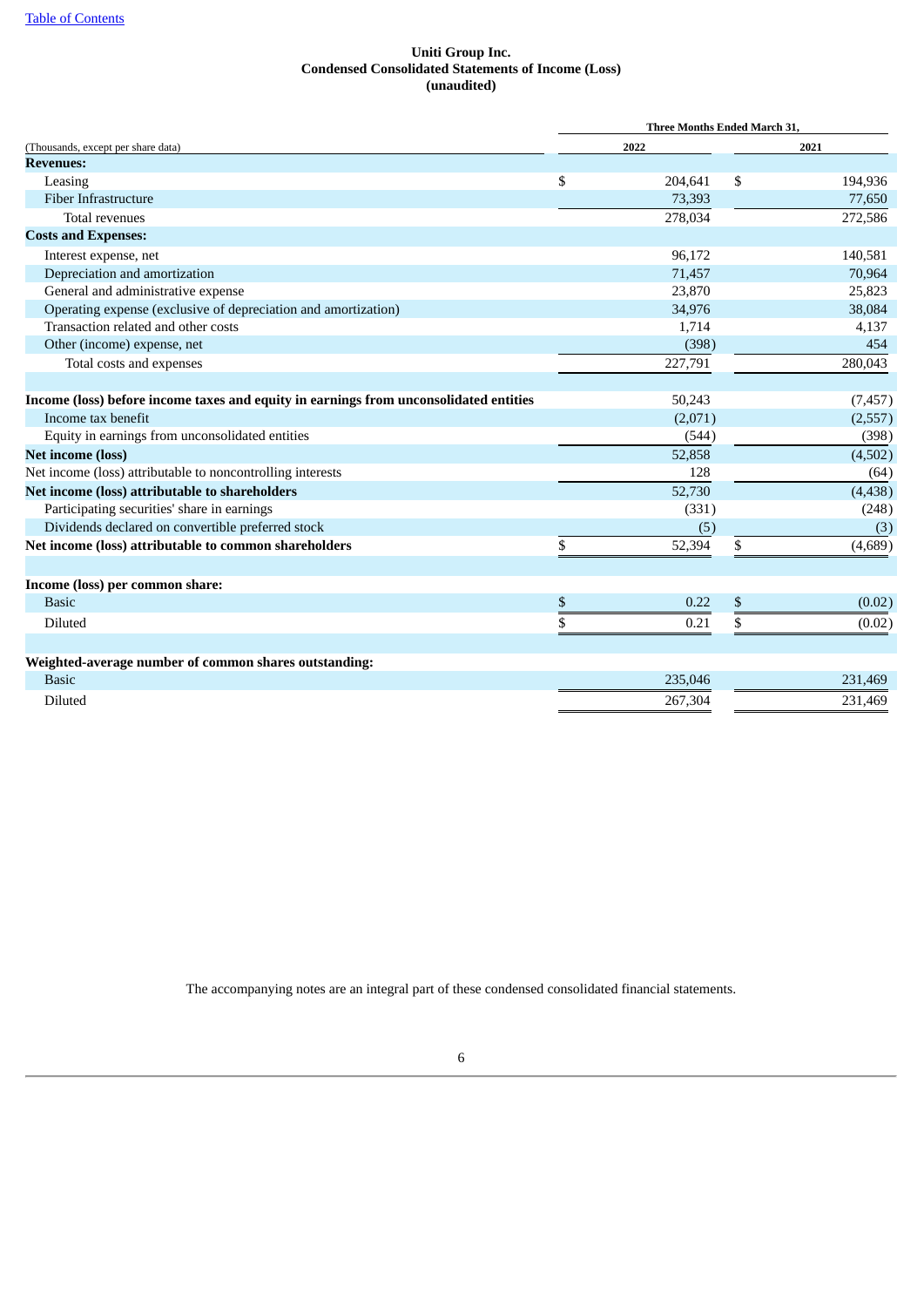[Table of Contents](#)

**Uniti Group Inc.**
**Condensed Consolidated Statements of Income (Loss)**
**(unaudited)**

| (Thousands, except per share data) | Three Months Ended March 31, 2022 | Three Months Ended March 31, 2021 |
|---|---|---|
| **Revenues:** | | |
| Leasing | $ 204,641 | $ 194,936 |
| Fiber Infrastructure | 73,393 | 77,650 |
| Total revenues | 278,034 | 272,586 |
| **Costs and Expenses:** | | |
| Interest expense, net | 96,172 | 140,581 |
| Depreciation and amortization | 71,457 | 70,964 |
| General and administrative expense | 23,870 | 25,823 |
| Operating expense (exclusive of depreciation and amortization) | 34,976 | 38,084 |
| Transaction related and other costs | 1,714 | 4,137 |
| Other (income) expense, net | (398) | 454 |
| Total costs and expenses | 227,791 | 280,043 |
| | | |
| **Income (loss) before income taxes and equity in earnings from unconsolidated entities** | 50,243 | (7,457) |
| Income tax benefit | (2,071) | (2,557) |
| Equity in earnings from unconsolidated entities | (544) | (398) |
| **Net income (loss)** | 52,858 | (4,502) |
| Net income (loss) attributable to noncontrolling interests | 128 | (64) |
| **Net income (loss) attributable to shareholders** | 52,730 | (4,438) |
| Participating securities' share in earnings | (331) | (248) |
| Dividends declared on convertible preferred stock | (5) | (3) |
| **Net income (loss) attributable to common shareholders** | $ 52,394 | $ (4,689) |
| | | |
| **Income (loss) per common share:** | | |
| Basic | $ 0.22 | $ (0.02) |
| Diluted | $ 0.21 | $ (0.02) |
| | | |
| **Weighted-average number of common shares outstanding:** | | |
| Basic | 235,046 | 231,469 |
| Diluted | 267,304 | 231,469 |

The accompanying notes are an integral part of these condensed consolidated financial statements.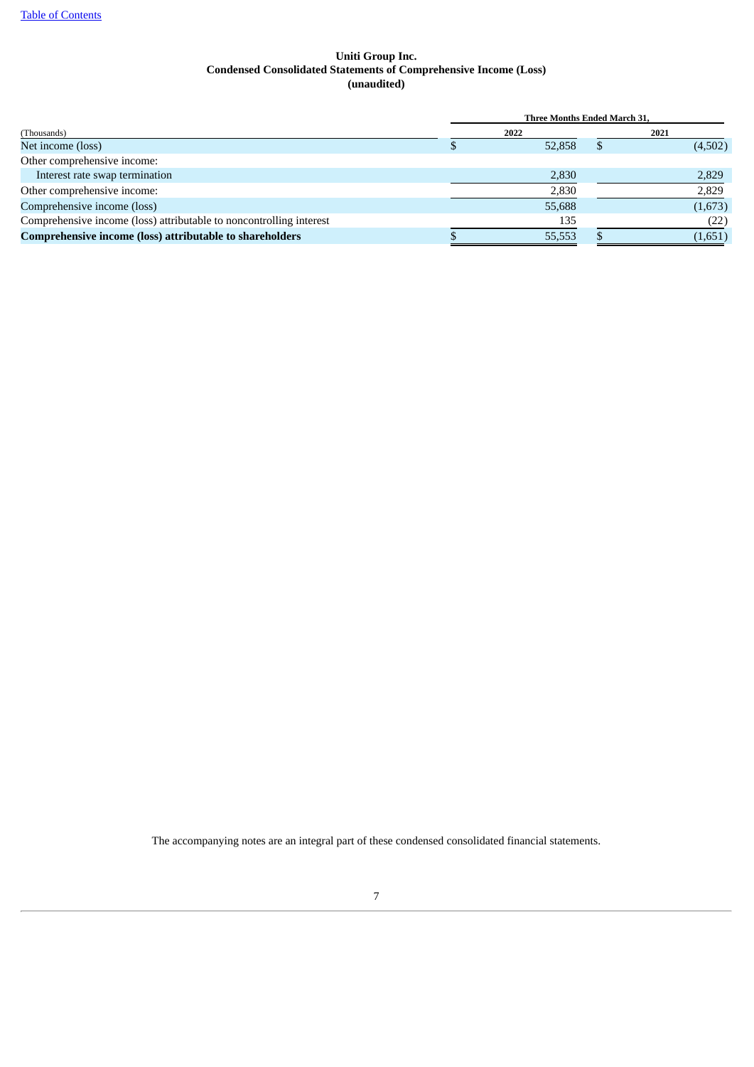**Uniti Group Inc.**
**Condensed Consolidated Statements of Comprehensive Income (Loss)**
**(unaudited)**

| | Three Months Ended March 31, | |
|---|---|---|
| (Thousands) | 2022 | 2021 |
| Net income (loss) | $ 52,858 | $ (4,502) |
| Other comprehensive income: | | |
| Interest rate swap termination | 2,830 | 2,829 |
| Other comprehensive income: | 2,830 | 2,829 |
| Comprehensive income (loss) | 55,688 | (1,673) |
| Comprehensive income (loss) attributable to noncontrolling interest | 135 | (22) |
| **Comprehensive income (loss) attributable to shareholders** | $ 55,553 | $ (1,651) |

The accompanying notes are an integral part of these condensed consolidated financial statements.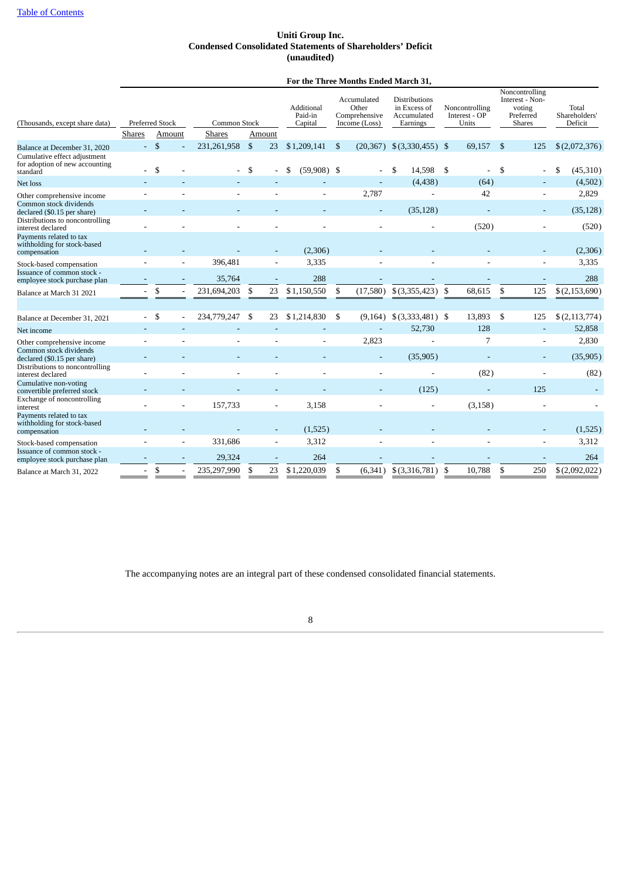# Uniti Group Inc.
## Condensed Consolidated Statements of Shareholders' Deficit
### (unaudited)

| | For the Three Months Ended March 31, | | | | | | | | | |
|---|---|---|---|---|---|---|---|---|---|---|
| (Thousands, except share data) | Preferred Stock | | Common Stock | | Additional Paid-in Capital | Accumulated Other Comprehensive Income (Loss) | Distributions in Excess of Accumulated Earnings | Noncontrolling Interest - OP Units | Noncontrolling Interest - Non-voting Preferred Shares | Total Shareholders' Deficit |
| | Shares | Amount | Shares | Amount | | | | | | |
| Balance at December 31, 2020 | - | $ - | 231,261,958 | $ 23 | $ 1,209,141 | $ (20,367) | $ (3,330,455) | $ 69,157 | $ 125 | $ (2,072,376) |
| Cumulative effect adjustment for adoption of new accounting standard | - | $ - | - | $ - | $ (59,908) | $ - | $ 14,598 | $ - | $ - | $ (45,310) |
| Net loss | - | - | - | - | - | - | (4,438) | (64) | - | (4,502) |
| Other comprehensive income | - | - | - | - | - | 2,787 | - | 42 | - | 2,829 |
| Common stock dividends declared ($0.15 per share) | - | - | - | - | - | - | (35,128) | - | - | (35,128) |
| Distributions to noncontrolling interest declared | - | - | - | - | - | - | - | (520) | - | (520) |
| Payments related to tax withholding for stock-based compensation | - | - | - | - | (2,306) | - | - | - | - | (2,306) |
| Stock-based compensation | - | - | 396,481 | - | 3,335 | - | - | - | - | 3,335 |
| Issuance of common stock - employee stock purchase plan | - | - | 35,764 | - | 288 | - | - | - | - | 288 |
| Balance at March 31 2021 | - | $ - | 231,694,203 | $ 23 | $ 1,150,550 | $ (17,580) | $ (3,355,423) | $ 68,615 | $ 125 | $ (2,153,690) |
| | | | | | | | | | | |
| Balance at December 31, 2021 | - | $ - | 234,779,247 | $ 23 | $ 1,214,830 | $ (9,164) | $ (3,333,481) | $ 13,893 | $ 125 | $ (2,113,774) |
| Net income | - | - | - | - | - | - | 52,730 | 128 | - | 52,858 |
| Other comprehensive income | - | - | - | - | - | 2,823 | - | 7 | - | 2,830 |
| Common stock dividends declared ($0.15 per share) | - | - | - | - | - | - | (35,905) | - | - | (35,905) |
| Distributions to noncontrolling interest declared | - | - | - | - | - | - | - | (82) | - | (82) |
| Cumulative non-voting convertible preferred stock | - | - | - | - | - | - | (125) | - | 125 | - |
| Exchange of noncontrolling interest | - | - | 157,733 | - | 3,158 | - | - | (3,158) | - | - |
| Payments related to tax withholding for stock-based compensation | - | - | - | - | (1,525) | - | - | - | - | (1,525) |
| Stock-based compensation | - | - | 331,686 | - | 3,312 | - | - | - | - | 3,312 |
| Issuance of common stock - employee stock purchase plan | - | - | 29,324 | - | 264 | - | - | - | - | 264 |
| Balance at March 31, 2022 | - | $ - | 235,297,990 | $ 23 | $ 1,220,039 | $ (6,341) | $ (3,316,781) | $ 10,788 | $ 250 | $ (2,092,022) |

The accompanying notes are an integral part of these condensed consolidated financial statements.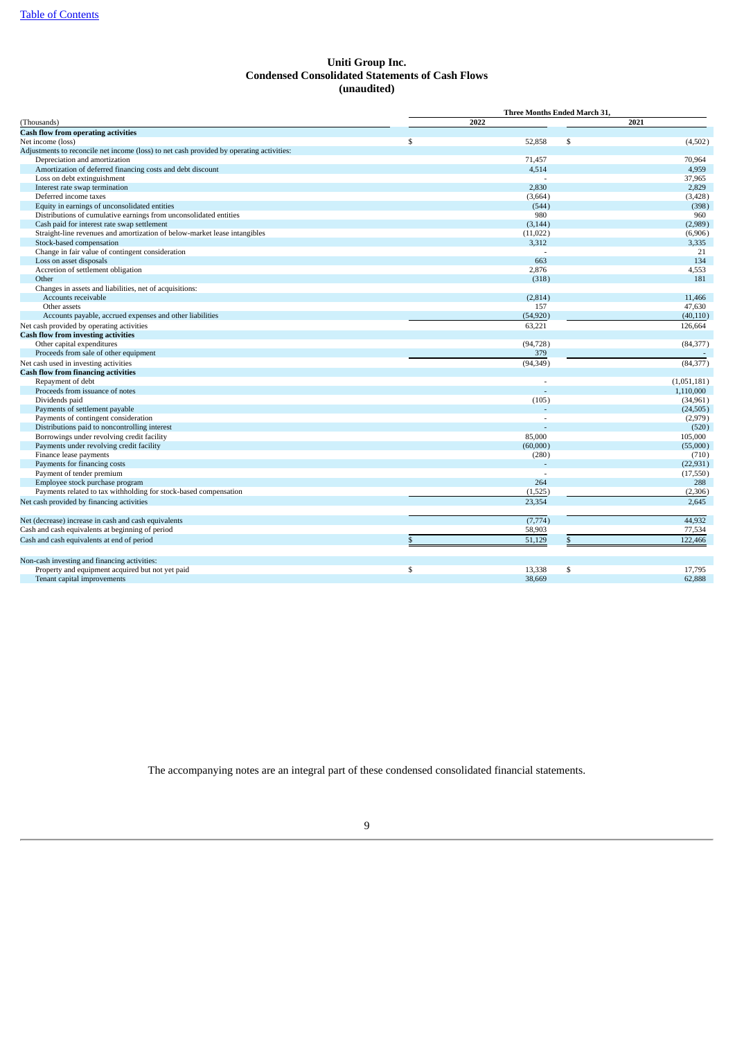# Uniti Group Inc.
## Condensed Consolidated Statements of Cash Flows
## (unaudited)

| (Thousands) | Three Months Ended March 31, 2022 | 2021 |
|---|---|---|
| **Cash flow from operating activities** | | |
| Net income (loss) | $ 52,858 | $ (4,502) |
| Adjustments to reconcile net income (loss) to net cash provided by operating activities: | | |
| Depreciation and amortization | 71,457 | 70,964 |
| Amortization of deferred financing costs and debt discount | 4,514 | 4,959 |
| Loss on debt extinguishment | - | 37,965 |
| Interest rate swap termination | 2,830 | 2,829 |
| Deferred income taxes | (3,664) | (3,428) |
| Equity in earnings of unconsolidated entities | (544) | (398) |
| Distributions of cumulative earnings from unconsolidated entities | 980 | 960 |
| Cash paid for interest rate swap settlement | (3,144) | (2,989) |
| Straight-line revenues and amortization of below-market lease intangibles | (11,022) | (6,906) |
| Stock-based compensation | 3,312 | 3,335 |
| Change in fair value of contingent consideration | - | 21 |
| Loss on asset disposals | 663 | 134 |
| Accretion of settlement obligation | 2,876 | 4,553 |
| Other | (318) | 181 |
| Changes in assets and liabilities, net of acquisitions: | | |
| Accounts receivable | (2,814) | 11,466 |
| Other assets | 157 | 47,630 |
| Accounts payable, accrued expenses and other liabilities | (54,920) | (40,110) |
| Net cash provided by operating activities | 63,221 | 126,664 |
| **Cash flow from investing activities** | | |
| Other capital expenditures | (94,728) | (84,377) |
| Proceeds from sale of other equipment | 379 | - |
| Net cash used in investing activities | (94,349) | (84,377) |
| **Cash flow from financing activities** | | |
| Repayment of debt | - | (1,051,181) |
| Proceeds from issuance of notes | - | 1,110,000 |
| Dividends paid | (105) | (34,961) |
| Payments of settlement payable | - | (24,505) |
| Payments of contingent consideration | - | (2,979) |
| Distributions paid to noncontrolling interest | - | (520) |
| Borrowings under revolving credit facility | 85,000 | 105,000 |
| Payments under revolving credit facility | (60,000) | (55,000) |
| Finance lease payments | (280) | (710) |
| Payments for financing costs | - | (22,931) |
| Payment of tender premium | - | (17,550) |
| Employee stock purchase program | 264 | 288 |
| Payments related to tax withholding for stock-based compensation | (1,525) | (2,306) |
| Net cash provided by financing activities | 23,354 | 2,645 |
| | | |
| Net (decrease) increase in cash and cash equivalents | (7,774) | 44,932 |
| Cash and cash equivalents at beginning of period | 58,903 | 77,534 |
| Cash and cash equivalents at end of period | $ 51,129 | $ 122,466 |
| | | |
| Non-cash investing and financing activities: | | |
| Property and equipment acquired but not yet paid | $ 13,338 | $ 17,795 |
| Tenant capital improvements | 38,669 | 62,888 |

The accompanying notes are an integral part of these condensed consolidated financial statements.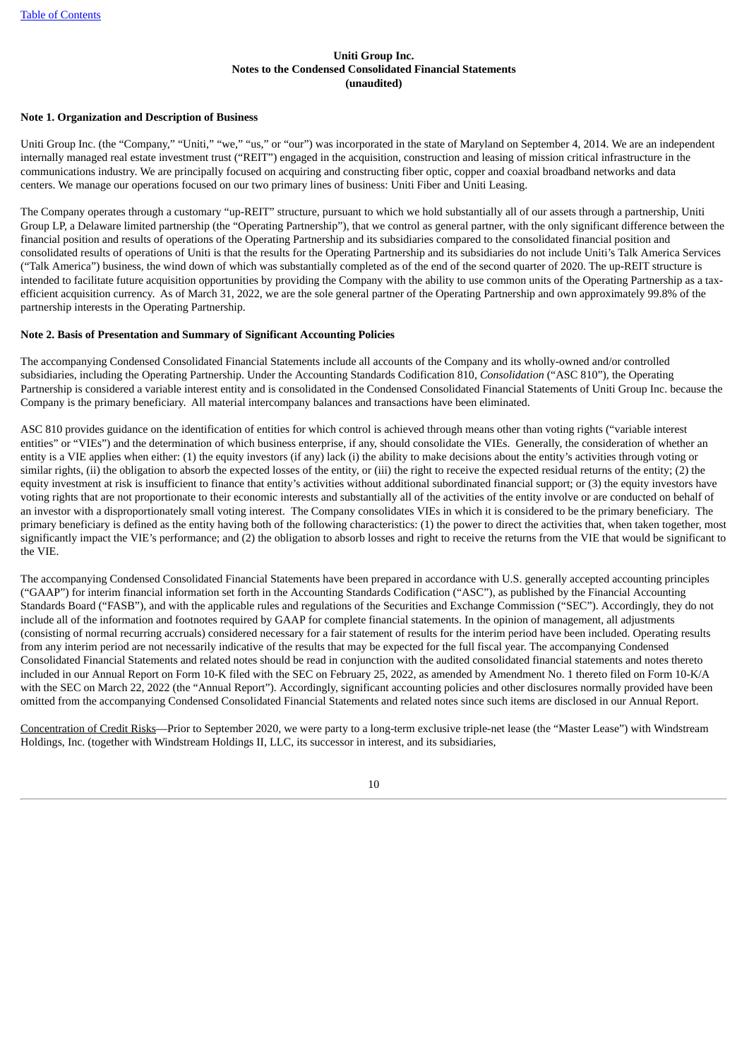**Uniti Group Inc.**
**Notes to the Condensed Consolidated Financial Statements**
**(unaudited)**

**Note 1. Organization and Description of Business**

Uniti Group Inc. (the "Company," "Uniti," "we," "us," or "our") was incorporated in the state of Maryland on September 4, 2014. We are an independent internally managed real estate investment trust ("REIT") engaged in the acquisition, construction and leasing of mission critical infrastructure in the communications industry. We are principally focused on acquiring and constructing fiber optic, copper and coaxial broadband networks and data centers. We manage our operations focused on our two primary lines of business: Uniti Fiber and Uniti Leasing.

The Company operates through a customary "up-REIT" structure, pursuant to which we hold substantially all of our assets through a partnership, Uniti Group LP, a Delaware limited partnership (the "Operating Partnership"), that we control as general partner, with the only significant difference between the financial position and results of operations of the Operating Partnership and its subsidiaries compared to the consolidated financial position and consolidated results of operations of Uniti is that the results for the Operating Partnership and its subsidiaries do not include Uniti's Talk America Services ("Talk America") business, the wind down of which was substantially completed as of the end of the second quarter of 2020. The up-REIT structure is intended to facilitate future acquisition opportunities by providing the Company with the ability to use common units of the Operating Partnership as a tax-efficient acquisition currency. As of March 31, 2022, we are the sole general partner of the Operating Partnership and own approximately 99.8% of the partnership interests in the Operating Partnership.

**Note 2. Basis of Presentation and Summary of Significant Accounting Policies**

The accompanying Condensed Consolidated Financial Statements include all accounts of the Company and its wholly-owned and/or controlled subsidiaries, including the Operating Partnership. Under the Accounting Standards Codification 810, *Consolidation* ("ASC 810"), the Operating Partnership is considered a variable interest entity and is consolidated in the Condensed Consolidated Financial Statements of Uniti Group Inc. because the Company is the primary beneficiary. All material intercompany balances and transactions have been eliminated.

ASC 810 provides guidance on the identification of entities for which control is achieved through means other than voting rights ("variable interest entities" or "VIEs") and the determination of which business enterprise, if any, should consolidate the VIEs. Generally, the consideration of whether an entity is a VIE applies when either: (1) the equity investors (if any) lack (i) the ability to make decisions about the entity's activities through voting or similar rights, (ii) the obligation to absorb the expected losses of the entity, or (iii) the right to receive the expected residual returns of the entity; (2) the equity investment at risk is insufficient to finance that entity's activities without additional subordinated financial support; or (3) the equity investors have voting rights that are not proportionate to their economic interests and substantially all of the activities of the entity involve or are conducted on behalf of an investor with a disproportionately small voting interest. The Company consolidates VIEs in which it is considered to be the primary beneficiary. The primary beneficiary is defined as the entity having both of the following characteristics: (1) the power to direct the activities that, when taken together, most significantly impact the VIE's performance; and (2) the obligation to absorb losses and right to receive the returns from the VIE that would be significant to the VIE.

The accompanying Condensed Consolidated Financial Statements have been prepared in accordance with U.S. generally accepted accounting principles ("GAAP") for interim financial information set forth in the Accounting Standards Codification ("ASC"), as published by the Financial Accounting Standards Board ("FASB"), and with the applicable rules and regulations of the Securities and Exchange Commission ("SEC"). Accordingly, they do not include all of the information and footnotes required by GAAP for complete financial statements. In the opinion of management, all adjustments (consisting of normal recurring accruals) considered necessary for a fair statement of results for the interim period have been included. Operating results from any interim period are not necessarily indicative of the results that may be expected for the full fiscal year. The accompanying Condensed Consolidated Financial Statements and related notes should be read in conjunction with the audited consolidated financial statements and notes thereto included in our Annual Report on Form 10-K filed with the SEC on February 25, 2022, as amended by Amendment No. 1 thereto filed on Form 10-K/A with the SEC on March 22, 2022 (the "Annual Report"). Accordingly, significant accounting policies and other disclosures normally provided have been omitted from the accompanying Condensed Consolidated Financial Statements and related notes since such items are disclosed in our Annual Report.

Concentration of Credit Risks—Prior to September 2020, we were party to a long-term exclusive triple-net lease (the "Master Lease") with Windstream Holdings, Inc. (together with Windstream Holdings II, LLC, its successor in interest, and its subsidiaries,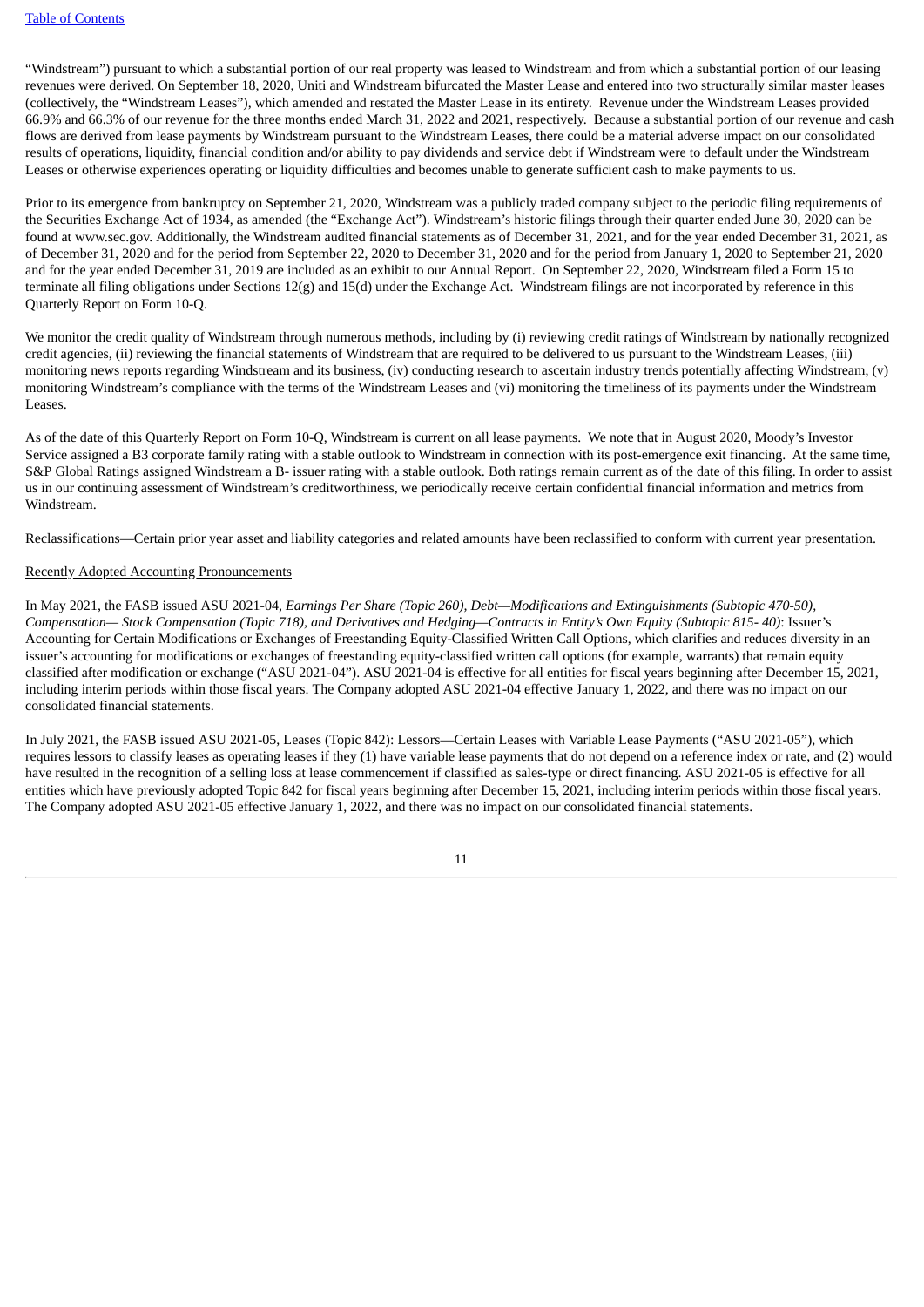“Windstream”) pursuant to which a substantial portion of our real property was leased to Windstream and from which a substantial portion of our leasing revenues were derived. On September 18, 2020, Uniti and Windstream bifurcated the Master Lease and entered into two structurally similar master leases (collectively, the “Windstream Leases”), which amended and restated the Master Lease in its entirety. Revenue under the Windstream Leases provided 66.9% and 66.3% of our revenue for the three months ended March 31, 2022 and 2021, respectively. Because a substantial portion of our revenue and cash flows are derived from lease payments by Windstream pursuant to the Windstream Leases, there could be a material adverse impact on our consolidated results of operations, liquidity, financial condition and/or ability to pay dividends and service debt if Windstream were to default under the Windstream Leases or otherwise experiences operating or liquidity difficulties and becomes unable to generate sufficient cash to make payments to us.

Prior to its emergence from bankruptcy on September 21, 2020, Windstream was a publicly traded company subject to the periodic filing requirements of the Securities Exchange Act of 1934, as amended (the “Exchange Act”). Windstream’s historic filings through their quarter ended June 30, 2020 can be found at www.sec.gov. Additionally, the Windstream audited financial statements as of December 31, 2021, and for the year ended December 31, 2021, as of December 31, 2020 and for the period from September 22, 2020 to December 31, 2020 and for the period from January 1, 2020 to September 21, 2020 and for the year ended December 31, 2019 are included as an exhibit to our Annual Report. On September 22, 2020, Windstream filed a Form 15 to terminate all filing obligations under Sections 12(g) and 15(d) under the Exchange Act. Windstream filings are not incorporated by reference in this Quarterly Report on Form 10-Q.

We monitor the credit quality of Windstream through numerous methods, including by (i) reviewing credit ratings of Windstream by nationally recognized credit agencies, (ii) reviewing the financial statements of Windstream that are required to be delivered to us pursuant to the Windstream Leases, (iii) monitoring news reports regarding Windstream and its business, (iv) conducting research to ascertain industry trends potentially affecting Windstream, (v) monitoring Windstream’s compliance with the terms of the Windstream Leases and (vi) monitoring the timeliness of its payments under the Windstream Leases.

As of the date of this Quarterly Report on Form 10-Q, Windstream is current on all lease payments. We note that in August 2020, Moody’s Investor Service assigned a B3 corporate family rating with a stable outlook to Windstream in connection with its post-emergence exit financing. At the same time, S&P Global Ratings assigned Windstream a B- issuer rating with a stable outlook. Both ratings remain current as of the date of this filing. In order to assist us in our continuing assessment of Windstream’s creditworthiness, we periodically receive certain confidential financial information and metrics from Windstream.

Reclassifications—Certain prior year asset and liability categories and related amounts have been reclassified to conform with current year presentation.

Recently Adopted Accounting Pronouncements

In May 2021, the FASB issued ASU 2021-04, *Earnings Per Share (Topic 260), Debt—Modifications and Extinguishments (Subtopic 470-50), Compensation— Stock Compensation (Topic 718), and Derivatives and Hedging—Contracts in Entity’s Own Equity (Subtopic 815- 40)*: Issuer’s Accounting for Certain Modifications or Exchanges of Freestanding Equity-Classified Written Call Options, which clarifies and reduces diversity in an issuer’s accounting for modifications or exchanges of freestanding equity-classified written call options (for example, warrants) that remain equity classified after modification or exchange (“ASU 2021-04”). ASU 2021-04 is effective for all entities for fiscal years beginning after December 15, 2021, including interim periods within those fiscal years. The Company adopted ASU 2021-04 effective January 1, 2022, and there was no impact on our consolidated financial statements.

In July 2021, the FASB issued ASU 2021-05, Leases (Topic 842): Lessors—Certain Leases with Variable Lease Payments (“ASU 2021-05”), which requires lessors to classify leases as operating leases if they (1) have variable lease payments that do not depend on a reference index or rate, and (2) would have resulted in the recognition of a selling loss at lease commencement if classified as sales-type or direct financing. ASU 2021-05 is effective for all entities which have previously adopted Topic 842 for fiscal years beginning after December 15, 2021, including interim periods within those fiscal years. The Company adopted ASU 2021-05 effective January 1, 2022, and there was no impact on our consolidated financial statements.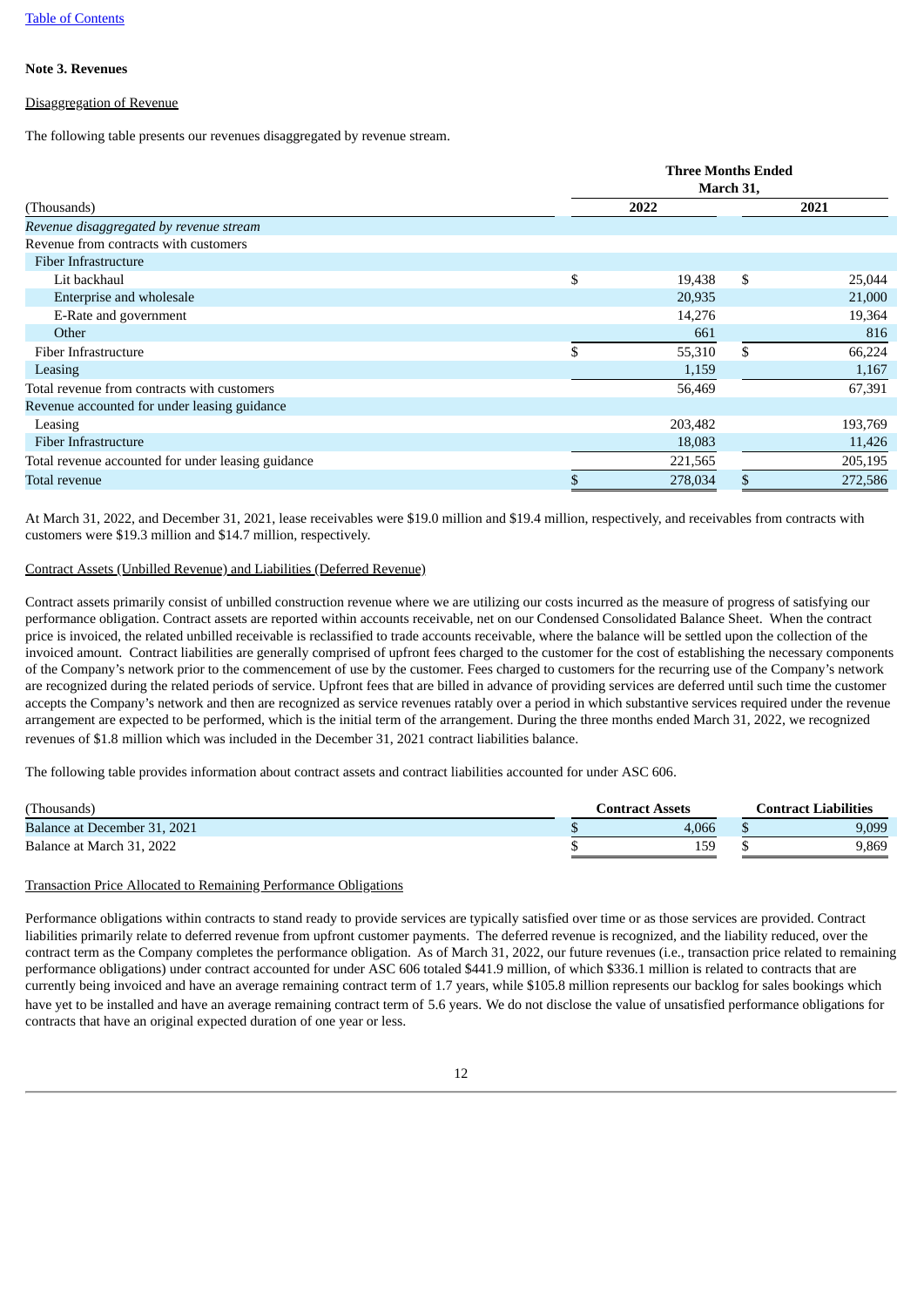[Table of Contents](#)

**Note 3. Revenues**

Disaggregation of Revenue

The following table presents our revenues disaggregated by revenue stream.

| (Thousands) | Three Months Ended March 31, 2022 | 2021 |
|---|---|---|
| *Revenue disaggregated by revenue stream* | | |
| Revenue from contracts with customers | | |
| Fiber Infrastructure | | |
| Lit backhaul | $ 19,438 | $ 25,044 |
| Enterprise and wholesale | 20,935 | 21,000 |
| E-Rate and government | 14,276 | 19,364 |
| Other | 661 | 816 |
| Fiber Infrastructure | $ 55,310 | $ 66,224 |
| Leasing | 1,159 | 1,167 |
| Total revenue from contracts with customers | 56,469 | 67,391 |
| Revenue accounted for under leasing guidance | | |
| Leasing | 203,482 | 193,769 |
| Fiber Infrastructure | 18,083 | 11,426 |
| Total revenue accounted for under leasing guidance | 221,565 | 205,195 |
| Total revenue | $ 278,034 | $ 272,586 |

At March 31, 2022, and December 31, 2021, lease receivables were $19.0 million and $19.4 million, respectively, and receivables from contracts with customers were $19.3 million and $14.7 million, respectively.

Contract Assets (Unbilled Revenue) and Liabilities (Deferred Revenue)

Contract assets primarily consist of unbilled construction revenue where we are utilizing our costs incurred as the measure of progress of satisfying our performance obligation. Contract assets are reported within accounts receivable, net on our Condensed Consolidated Balance Sheet. When the contract price is invoiced, the related unbilled receivable is reclassified to trade accounts receivable, where the balance will be settled upon the collection of the invoiced amount. Contract liabilities are generally comprised of upfront fees charged to the customer for the cost of establishing the necessary components of the Company's network prior to the commencement of use by the customer. Fees charged to customers for the recurring use of the Company's network are recognized during the related periods of service. Upfront fees that are billed in advance of providing services are deferred until such time the customer accepts the Company's network and then are recognized as service revenues ratably over a period in which substantive services required under the revenue arrangement are expected to be performed, which is the initial term of the arrangement. During the three months ended March 31, 2022, we recognized revenues of $1.8 million which was included in the December 31, 2021 contract liabilities balance.

The following table provides information about contract assets and contract liabilities accounted for under ASC 606.

| (Thousands) | Contract Assets | Contract Liabilities |
|---|---|---|
| Balance at December 31, 2021 | $ 4,066 | $ 9,099 |
| Balance at March 31, 2022 | $ 159 | $ 9,869 |

Transaction Price Allocated to Remaining Performance Obligations

Performance obligations within contracts to stand ready to provide services are typically satisfied over time or as those services are provided. Contract liabilities primarily relate to deferred revenue from upfront customer payments. The deferred revenue is recognized, and the liability reduced, over the contract term as the Company completes the performance obligation. As of March 31, 2022, our future revenues (i.e., transaction price related to remaining performance obligations) under contract accounted for under ASC 606 totaled $441.9 million, of which $336.1 million is related to contracts that are currently being invoiced and have an average remaining contract term of 1.7 years, while $105.8 million represents our backlog for sales bookings which have yet to be installed and have an average remaining contract term of 5.6 years. We do not disclose the value of unsatisfied performance obligations for contracts that have an original expected duration of one year or less.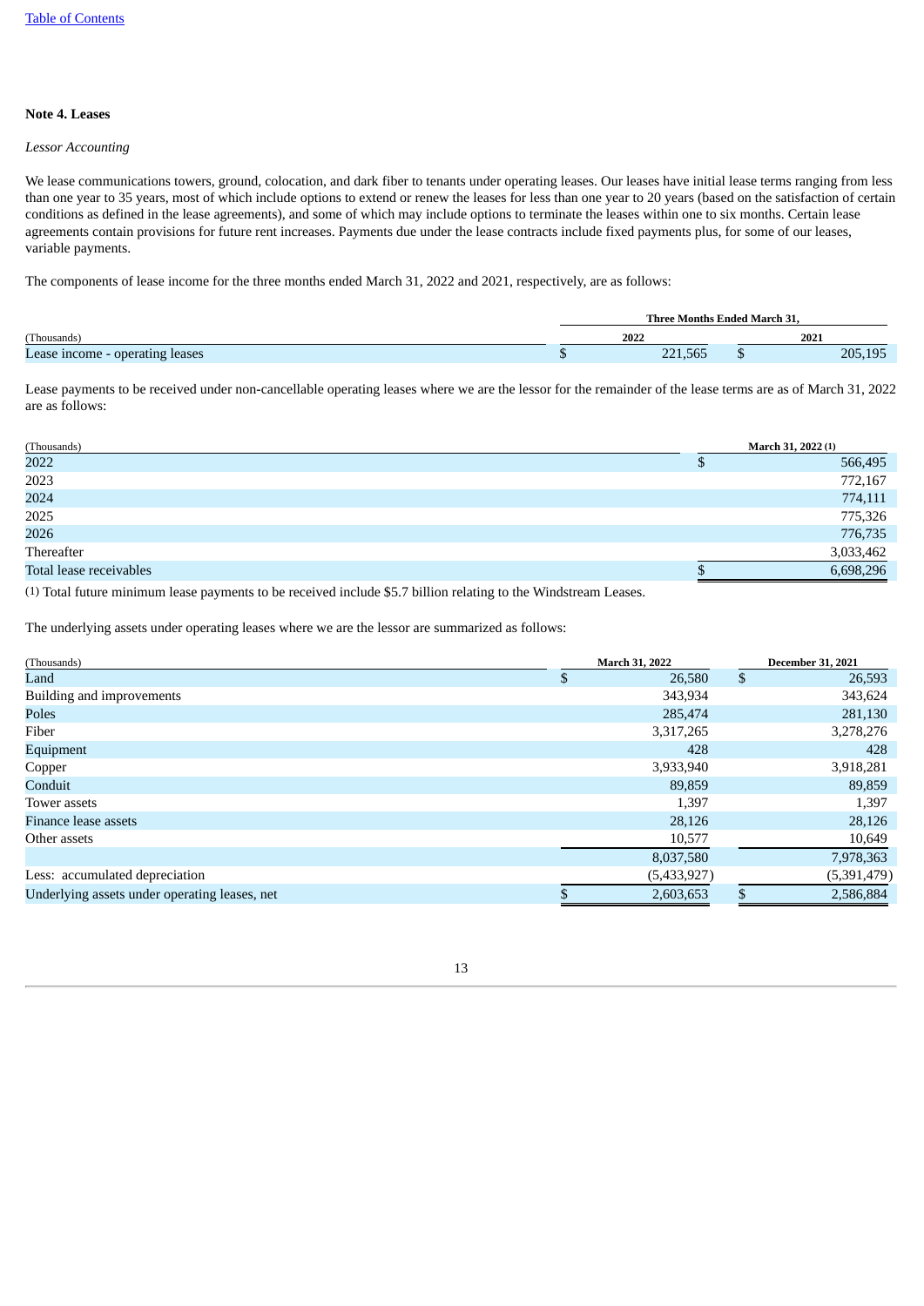### Note 4. Leases

*Lessor Accounting*

We lease communications towers, ground, colocation, and dark fiber to tenants under operating leases. Our leases have initial lease terms ranging from less than one year to 35 years, most of which include options to extend or renew the leases for less than one year to 20 years (based on the satisfaction of certain conditions as defined in the lease agreements), and some of which may include options to terminate the leases within one to six months. Certain lease agreements contain provisions for future rent increases. Payments due under the lease contracts include fixed payments plus, for some of our leases, variable payments.

The components of lease income for the three months ended March 31, 2022 and 2021, respectively, are as follows:

| (Thousands) | Three Months Ended March 31, 2022 | Three Months Ended March 31, 2021 |
|---|---|---|
| Lease income - operating leases | $ 221,565 | $ 205,195 |

Lease payments to be received under non-cancellable operating leases where we are the lessor for the remainder of the lease terms are as of March 31, 2022 are as follows:

| (Thousands) | March 31, 2022 (1) |
|---|---|
| 2022 | $ 566,495 |
| 2023 | 772,167 |
| 2024 | 774,111 |
| 2025 | 775,326 |
| 2026 | 776,735 |
| Thereafter | 3,033,462 |
| Total lease receivables | $ 6,698,296 |

(1) Total future minimum lease payments to be received include $5.7 billion relating to the Windstream Leases.

The underlying assets under operating leases where we are the lessor are summarized as follows:

| (Thousands) | March 31, 2022 | December 31, 2021 |
|---|---|---|
| Land | $ 26,580 | $ 26,593 |
| Building and improvements | 343,934 | 343,624 |
| Poles | 285,474 | 281,130 |
| Fiber | 3,317,265 | 3,278,276 |
| Equipment | 428 | 428 |
| Copper | 3,933,940 | 3,918,281 |
| Conduit | 89,859 | 89,859 |
| Tower assets | 1,397 | 1,397 |
| Finance lease assets | 28,126 | 28,126 |
| Other assets | 10,577 | 10,649 |
| | 8,037,580 | 7,978,363 |
| Less: accumulated depreciation | (5,433,927) | (5,391,479) |
| Underlying assets under operating leases, net | $ 2,603,653 | $ 2,586,884 |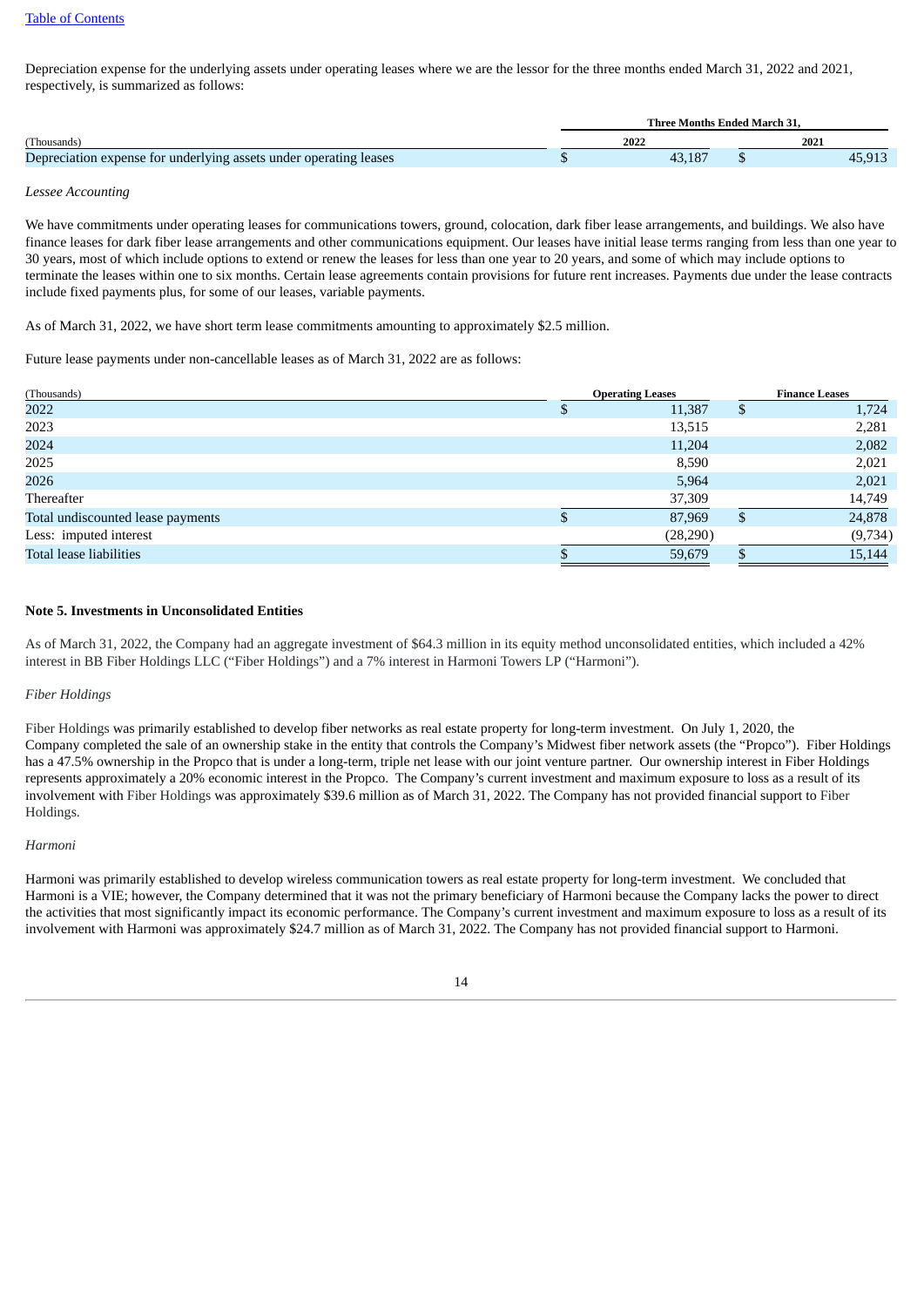Depreciation expense for the underlying assets under operating leases where we are the lessor for the three months ended March 31, 2022 and 2021, respectively, is summarized as follows:

| | Three Months Ended March 31, | |
|---|---|---|
| (Thousands) | 2022 | 2021 |
| Depreciation expense for underlying assets under operating leases | $ 43,187 | $ 45,913 |

*Lessee Accounting*

We have commitments under operating leases for communications towers, ground, colocation, dark fiber lease arrangements, and buildings. We also have finance leases for dark fiber lease arrangements and other communications equipment. Our leases have initial lease terms ranging from less than one year to 30 years, most of which include options to extend or renew the leases for less than one year to 20 years, and some of which may include options to terminate the leases within one to six months. Certain lease agreements contain provisions for future rent increases. Payments due under the lease contracts include fixed payments plus, for some of our leases, variable payments.

As of March 31, 2022, we have short term lease commitments amounting to approximately $2.5 million.

Future lease payments under non-cancellable leases as of March 31, 2022 are as follows:

| (Thousands) | Operating Leases | Finance Leases |
|---|---|---|
| 2022 | $ 11,387 | $ 1,724 |
| 2023 | 13,515 | 2,281 |
| 2024 | 11,204 | 2,082 |
| 2025 | 8,590 | 2,021 |
| 2026 | 5,964 | 2,021 |
| Thereafter | 37,309 | 14,749 |
| Total undiscounted lease payments | $ 87,969 | $ 24,878 |
| Less: imputed interest | (28,290) | (9,734) |
| Total lease liabilities | $ 59,679 | $ 15,144 |

**Note 5. Investments in Unconsolidated Entities**

As of March 31, 2022, the Company had an aggregate investment of $64.3 million in its equity method unconsolidated entities, which included a 42% interest in BB Fiber Holdings LLC ("Fiber Holdings") and a 7% interest in Harmoni Towers LP ("Harmoni").

*Fiber Holdings*

Fiber Holdings was primarily established to develop fiber networks as real estate property for long-term investment. On July 1, 2020, the Company completed the sale of an ownership stake in the entity that controls the Company's Midwest fiber network assets (the "Propco"). Fiber Holdings has a 47.5% ownership in the Propco that is under a long-term, triple net lease with our joint venture partner. Our ownership interest in Fiber Holdings represents approximately a 20% economic interest in the Propco. The Company's current investment and maximum exposure to loss as a result of its involvement with Fiber Holdings was approximately $39.6 million as of March 31, 2022. The Company has not provided financial support to Fiber Holdings.

*Harmoni*

Harmoni was primarily established to develop wireless communication towers as real estate property for long-term investment. We concluded that Harmoni is a VIE; however, the Company determined that it was not the primary beneficiary of Harmoni because the Company lacks the power to direct the activities that most significantly impact its economic performance. The Company's current investment and maximum exposure to loss as a result of its involvement with Harmoni was approximately $24.7 million as of March 31, 2022. The Company has not provided financial support to Harmoni.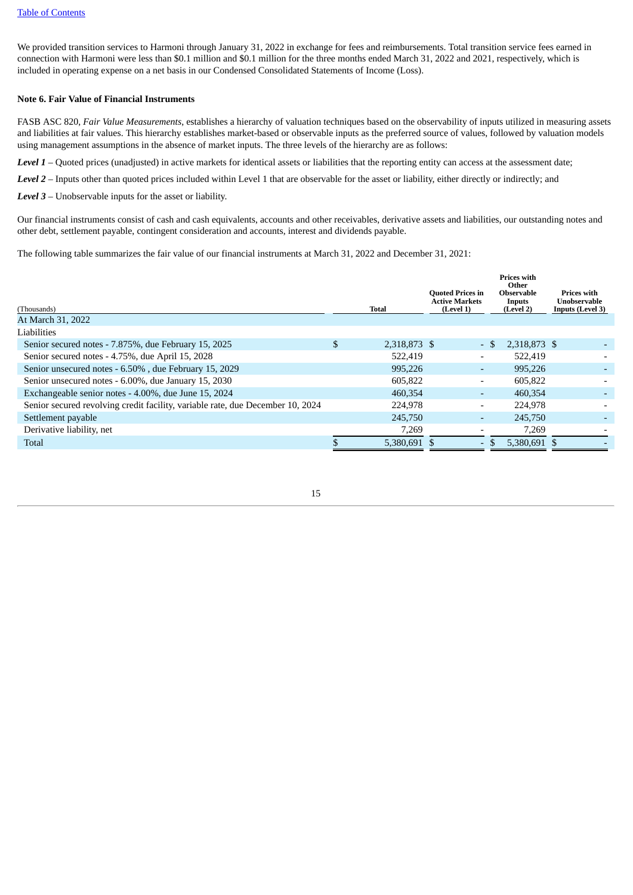We provided transition services to Harmoni through January 31, 2022 in exchange for fees and reimbursements. Total transition service fees earned in connection with Harmoni were less than $0.1 million and $0.1 million for the three months ended March 31, 2022 and 2021, respectively, which is included in operating expense on a net basis in our Condensed Consolidated Statements of Income (Loss).

**Note 6. Fair Value of Financial Instruments**

FASB ASC 820, *Fair Value Measurements*, establishes a hierarchy of valuation techniques based on the observability of inputs utilized in measuring assets and liabilities at fair values. This hierarchy establishes market-based or observable inputs as the preferred source of values, followed by valuation models using management assumptions in the absence of market inputs. The three levels of the hierarchy are as follows:

***Level 1*** – Quoted prices (unadjusted) in active markets for identical assets or liabilities that the reporting entity can access at the assessment date;

***Level 2*** – Inputs other than quoted prices included within Level 1 that are observable for the asset or liability, either directly or indirectly; and

***Level 3*** – Unobservable inputs for the asset or liability.

Our financial instruments consist of cash and cash equivalents, accounts and other receivables, derivative assets and liabilities, our outstanding notes and other debt, settlement payable, contingent consideration and accounts, interest and dividends payable.

The following table summarizes the fair value of our financial instruments at March 31, 2022 and December 31, 2021:

| (Thousands) | Total | Quoted Prices in Active Markets (Level 1) | Prices with Other Observable Inputs (Level 2) | Prices with Unobservable Inputs (Level 3) |
|---|---|---|---|---|
| At March 31, 2022 | | | | |
| Liabilities | | | | |
| Senior secured notes - 7.875%, due February 15, 2025 | $ 2,318,873 | $ - | $ 2,318,873 | $ - |
| Senior secured notes - 4.75%, due April 15, 2028 | 522,419 | - | 522,419 | - |
| Senior unsecured notes - 6.50% , due February 15, 2029 | 995,226 | - | 995,226 | - |
| Senior unsecured notes - 6.00%, due January 15, 2030 | 605,822 | - | 605,822 | - |
| Exchangeable senior notes - 4.00%, due June 15, 2024 | 460,354 | - | 460,354 | - |
| Senior secured revolving credit facility, variable rate, due December 10, 2024 | 224,978 | - | 224,978 | - |
| Settlement payable | 245,750 | - | 245,750 | - |
| Derivative liability, net | 7,269 | - | 7,269 | - |
| Total | $ 5,380,691 | $ - | $ 5,380,691 | $ - |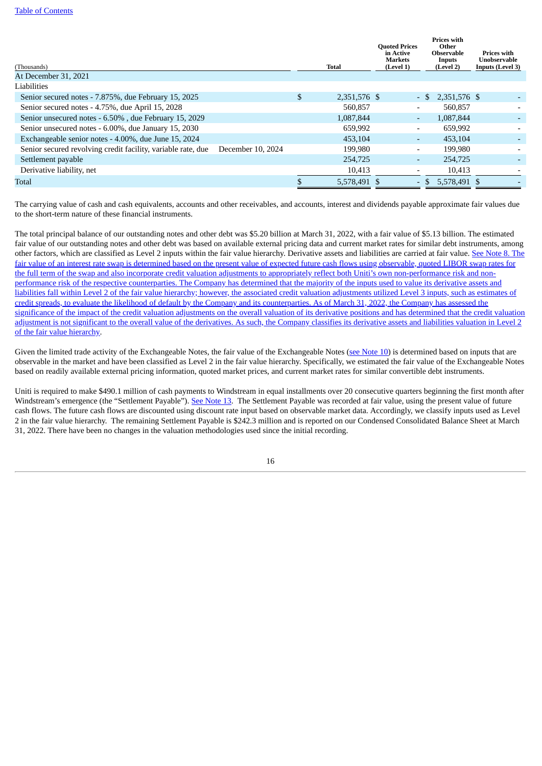| (Thousands) | Total | Quoted Prices in Active Markets (Level 1) | Prices with Other Observable Inputs (Level 2) | Prices with Unobservable Inputs (Level 3) |
|---|---|---|---|---|
| At December 31, 2021 | | | | |
| Liabilities | | | | |
| Senior secured notes - 7.875%, due February 15, 2025 | $ 2,351,576 | $ - | $ 2,351,576 | $ - |
| Senior secured notes - 4.75%, due April 15, 2028 | 560,857 | - | 560,857 | - |
| Senior unsecured notes - 6.50% , due February 15, 2029 | 1,087,844 | - | 1,087,844 | - |
| Senior unsecured notes - 6.00%, due January 15, 2030 | 659,992 | - | 659,992 | - |
| Exchangeable senior notes - 4.00%, due June 15, 2024 | 453,104 | - | 453,104 | - |
| Senior secured revolving credit facility, variable rate, due December 10, 2024 | 199,980 | - | 199,980 | - |
| Settlement payable | 254,725 | - | 254,725 | - |
| Derivative liability, net | 10,413 | - | 10,413 | - |
| Total | $ 5,578,491 | $ - | $ 5,578,491 | $ - |

The carrying value of cash and cash equivalents, accounts and other receivables, and accounts, interest and dividends payable approximate fair values due to the short-term nature of these financial instruments.

The total principal balance of our outstanding notes and other debt was $5.20 billion at March 31, 2022, with a fair value of $5.13 billion. The estimated fair value of our outstanding notes and other debt was based on available external pricing data and current market rates for similar debt instruments, among other factors, which are classified as Level 2 inputs within the fair value hierarchy. Derivative assets and liabilities are carried at fair value. See Note 8. The fair value of an interest rate swap is determined based on the present value of expected future cash flows using observable, quoted LIBOR swap rates for the full term of the swap and also incorporate credit valuation adjustments to appropriately reflect both Uniti's own non-performance risk and non-performance risk of the respective counterparties. The Company has determined that the majority of the inputs used to value its derivative assets and liabilities fall within Level 2 of the fair value hierarchy; however, the associated credit valuation adjustments utilized Level 3 inputs, such as estimates of credit spreads, to evaluate the likelihood of default by the Company and its counterparties. As of March 31, 2022, the Company has assessed the significance of the impact of the credit valuation adjustments on the overall valuation of its derivative positions and has determined that the credit valuation adjustment is not significant to the overall value of the derivatives. As such, the Company classifies its derivative assets and liabilities valuation in Level 2 of the fair value hierarchy.

Given the limited trade activity of the Exchangeable Notes, the fair value of the Exchangeable Notes (see Note 10) is determined based on inputs that are observable in the market and have been classified as Level 2 in the fair value hierarchy. Specifically, we estimated the fair value of the Exchangeable Notes based on readily available external pricing information, quoted market prices, and current market rates for similar convertible debt instruments.

Uniti is required to make $490.1 million of cash payments to Windstream in equal installments over 20 consecutive quarters beginning the first month after Windstream's emergence (the "Settlement Payable"). See Note 13. The Settlement Payable was recorded at fair value, using the present value of future cash flows. The future cash flows are discounted using discount rate input based on observable market data. Accordingly, we classify inputs used as Level 2 in the fair value hierarchy. The remaining Settlement Payable is $242.3 million and is reported on our Condensed Consolidated Balance Sheet at March 31, 2022. There have been no changes in the valuation methodologies used since the initial recording.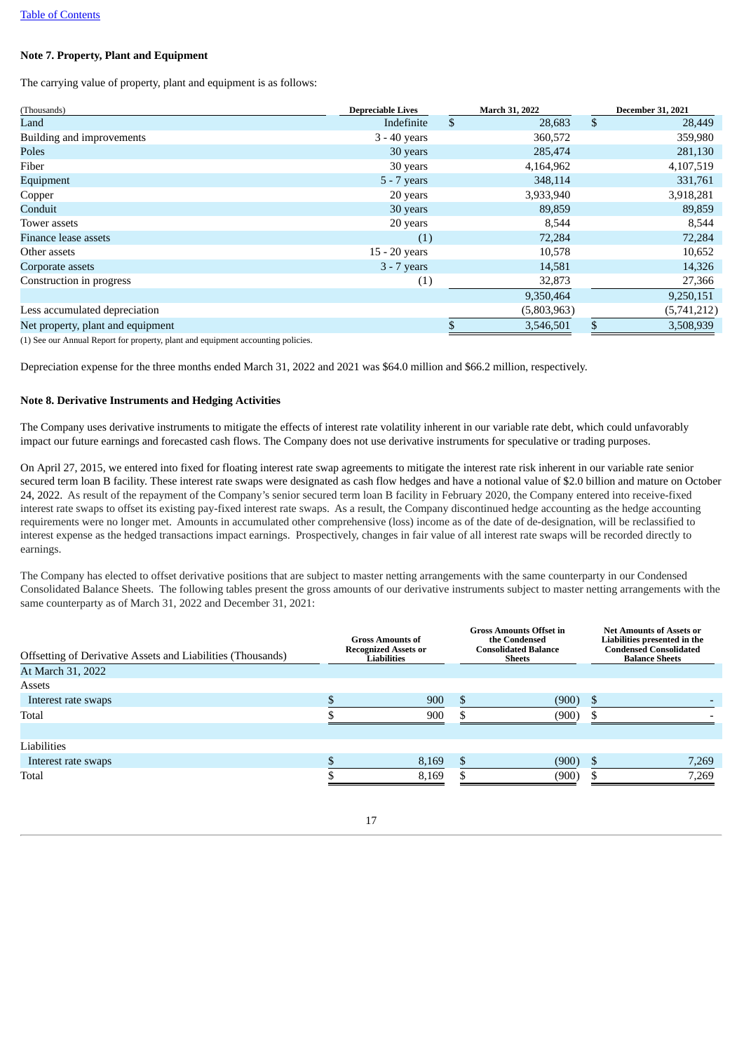Table of Contents

## Note 7. Property, Plant and Equipment

The carrying value of property, plant and equipment is as follows:

| (Thousands) | Depreciable Lives | March 31, 2022 | December 31, 2021 |
|---|---|---|---|
| Land | Indefinite | $ 28,683 | $ 28,449 |
| Building and improvements | 3 - 40 years | 360,572 | 359,980 |
| Poles | 30 years | 285,474 | 281,130 |
| Fiber | 30 years | 4,164,962 | 4,107,519 |
| Equipment | 5 - 7 years | 348,114 | 331,761 |
| Copper | 20 years | 3,933,940 | 3,918,281 |
| Conduit | 30 years | 89,859 | 89,859 |
| Tower assets | 20 years | 8,544 | 8,544 |
| Finance lease assets | (1) | 72,284 | 72,284 |
| Other assets | 15 - 20 years | 10,578 | 10,652 |
| Corporate assets | 3 - 7 years | 14,581 | 14,326 |
| Construction in progress | (1) | 32,873 | 27,366 |
| | | 9,350,464 | 9,250,151 |
| Less accumulated depreciation | | (5,803,963) | (5,741,212) |
| Net property, plant and equipment | | $ 3,546,501 | $ 3,508,939 |

(1) See our Annual Report for property, plant and equipment accounting policies.

Depreciation expense for the three months ended March 31, 2022 and 2021 was $64.0 million and $66.2 million, respectively.

## Note 8. Derivative Instruments and Hedging Activities

The Company uses derivative instruments to mitigate the effects of interest rate volatility inherent in our variable rate debt, which could unfavorably impact our future earnings and forecasted cash flows. The Company does not use derivative instruments for speculative or trading purposes.

On April 27, 2015, we entered into fixed for floating interest rate swap agreements to mitigate the interest rate risk inherent in our variable rate senior secured term loan B facility. These interest rate swaps were designated as cash flow hedges and have a notional value of $2.0 billion and mature on October 24, 2022. As result of the repayment of the Company's senior secured term loan B facility in February 2020, the Company entered into receive-fixed interest rate swaps to offset its existing pay-fixed interest rate swaps. As a result, the Company discontinued hedge accounting as the hedge accounting requirements were no longer met. Amounts in accumulated other comprehensive (loss) income as of the date of de-designation, will be reclassified to interest expense as the hedged transactions impact earnings. Prospectively, changes in fair value of all interest rate swaps will be recorded directly to earnings.

The Company has elected to offset derivative positions that are subject to master netting arrangements with the same counterparty in our Condensed Consolidated Balance Sheets. The following tables present the gross amounts of our derivative instruments subject to master netting arrangements with the same counterparty as of March 31, 2022 and December 31, 2021:

| Offsetting of Derivative Assets and Liabilities (Thousands) | Gross Amounts of Recognized Assets or Liabilities | Gross Amounts Offset in the Condensed Consolidated Balance Sheets | Net Amounts of Assets or Liabilities presented in the Condensed Consolidated Balance Sheets |
|---|---|---|---|
| At March 31, 2022 | | | |
| Assets | | | |
| Interest rate swaps | $ 900 | $ (900) | $ - |
| Total | $ 900 | $ (900) | $ - |
| | | | |
| Liabilities | | | |
| Interest rate swaps | $ 8,169 | $ (900) | $ 7,269 |
| Total | $ 8,169 | $ (900) | $ 7,269 |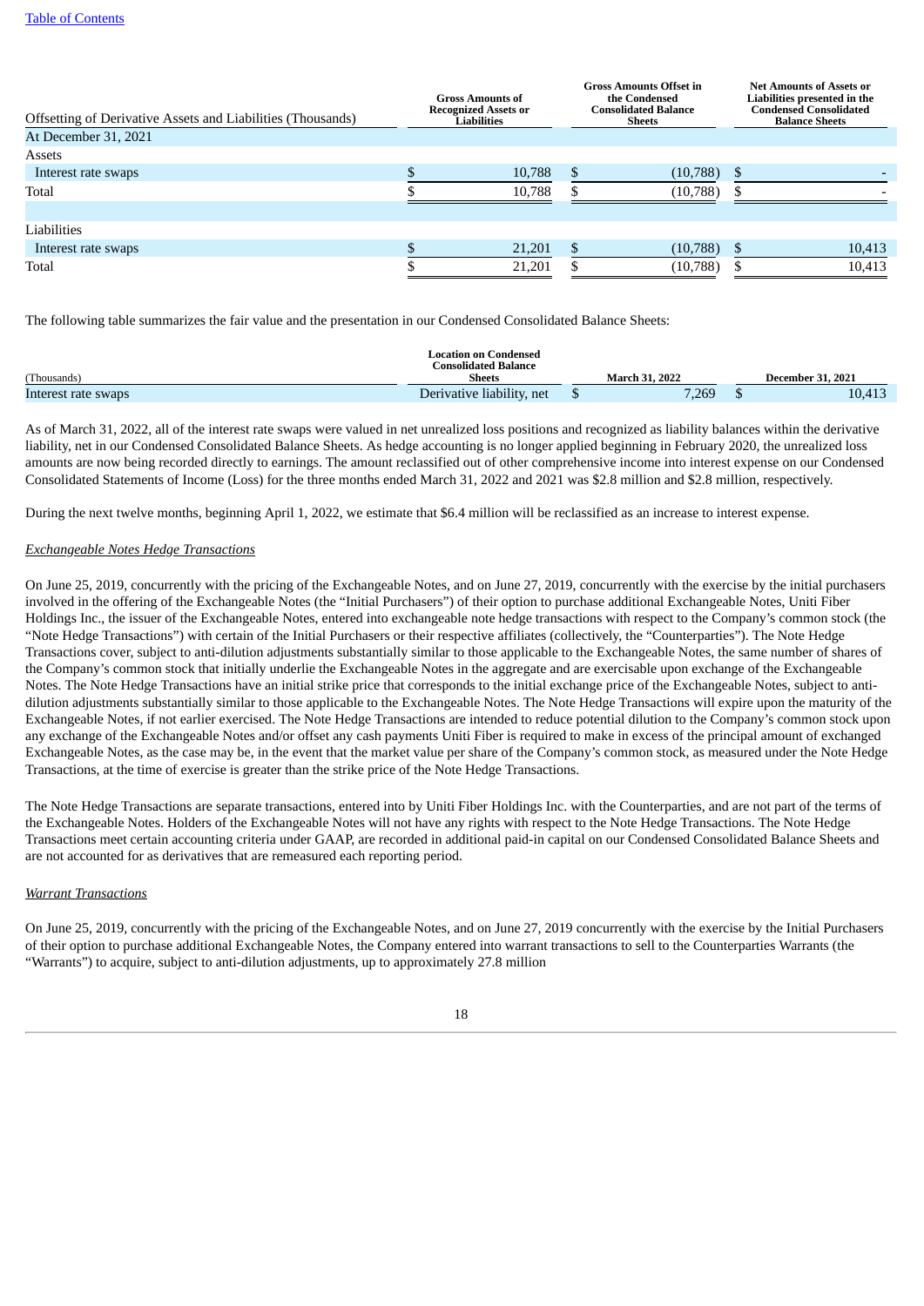| Offsetting of Derivative Assets and Liabilities (Thousands) | Gross Amounts of Recognized Assets or Liabilities | Gross Amounts Offset in the Condensed Consolidated Balance Sheets | Net Amounts of Assets or Liabilities presented in the Condensed Consolidated Balance Sheets |
|---|---|---|---|
| At December 31, 2021 | | | |
| Assets | | | |
| Interest rate swaps | $ 10,788 | $ (10,788) | $ - |
| Total | $ 10,788 | $ (10,788) | $ - |
| | | | |
| Liabilities | | | |
| Interest rate swaps | $ 21,201 | $ (10,788) | $ 10,413 |
| Total | $ 21,201 | $ (10,788) | $ 10,413 |

The following table summarizes the fair value and the presentation in our Condensed Consolidated Balance Sheets:

| (Thousands) | Location on Condensed Consolidated Balance Sheets | March 31, 2022 | December 31, 2021 |
|---|---|---|---|
| Interest rate swaps | Derivative liability, net | $ 7,269 | $ 10,413 |

As of March 31, 2022, all of the interest rate swaps were valued in net unrealized loss positions and recognized as liability balances within the derivative liability, net in our Condensed Consolidated Balance Sheets. As hedge accounting is no longer applied beginning in February 2020, the unrealized loss amounts are now being recorded directly to earnings. The amount reclassified out of other comprehensive income into interest expense on our Condensed Consolidated Statements of Income (Loss) for the three months ended March 31, 2022 and 2021 was $2.8 million and $2.8 million, respectively.

During the next twelve months, beginning April 1, 2022, we estimate that $6.4 million will be reclassified as an increase to interest expense.

*Exchangeable Notes Hedge Transactions*

On June 25, 2019, concurrently with the pricing of the Exchangeable Notes, and on June 27, 2019, concurrently with the exercise by the initial purchasers involved in the offering of the Exchangeable Notes (the "Initial Purchasers") of their option to purchase additional Exchangeable Notes, Uniti Fiber Holdings Inc., the issuer of the Exchangeable Notes, entered into exchangeable note hedge transactions with respect to the Company's common stock (the "Note Hedge Transactions") with certain of the Initial Purchasers or their respective affiliates (collectively, the "Counterparties"). The Note Hedge Transactions cover, subject to anti-dilution adjustments substantially similar to those applicable to the Exchangeable Notes, the same number of shares of the Company's common stock that initially underlie the Exchangeable Notes in the aggregate and are exercisable upon exchange of the Exchangeable Notes. The Note Hedge Transactions have an initial strike price that corresponds to the initial exchange price of the Exchangeable Notes, subject to anti-dilution adjustments substantially similar to those applicable to the Exchangeable Notes. The Note Hedge Transactions will expire upon the maturity of the Exchangeable Notes, if not earlier exercised. The Note Hedge Transactions are intended to reduce potential dilution to the Company's common stock upon any exchange of the Exchangeable Notes and/or offset any cash payments Uniti Fiber is required to make in excess of the principal amount of exchanged Exchangeable Notes, as the case may be, in the event that the market value per share of the Company's common stock, as measured under the Note Hedge Transactions, at the time of exercise is greater than the strike price of the Note Hedge Transactions.

The Note Hedge Transactions are separate transactions, entered into by Uniti Fiber Holdings Inc. with the Counterparties, and are not part of the terms of the Exchangeable Notes. Holders of the Exchangeable Notes will not have any rights with respect to the Note Hedge Transactions. The Note Hedge Transactions meet certain accounting criteria under GAAP, are recorded in additional paid-in capital on our Condensed Consolidated Balance Sheets and are not accounted for as derivatives that are remeasured each reporting period.

*Warrant Transactions*

On June 25, 2019, concurrently with the pricing of the Exchangeable Notes, and on June 27, 2019 concurrently with the exercise by the Initial Purchasers of their option to purchase additional Exchangeable Notes, the Company entered into warrant transactions to sell to the Counterparties Warrants (the "Warrants") to acquire, subject to anti-dilution adjustments, up to approximately 27.8 million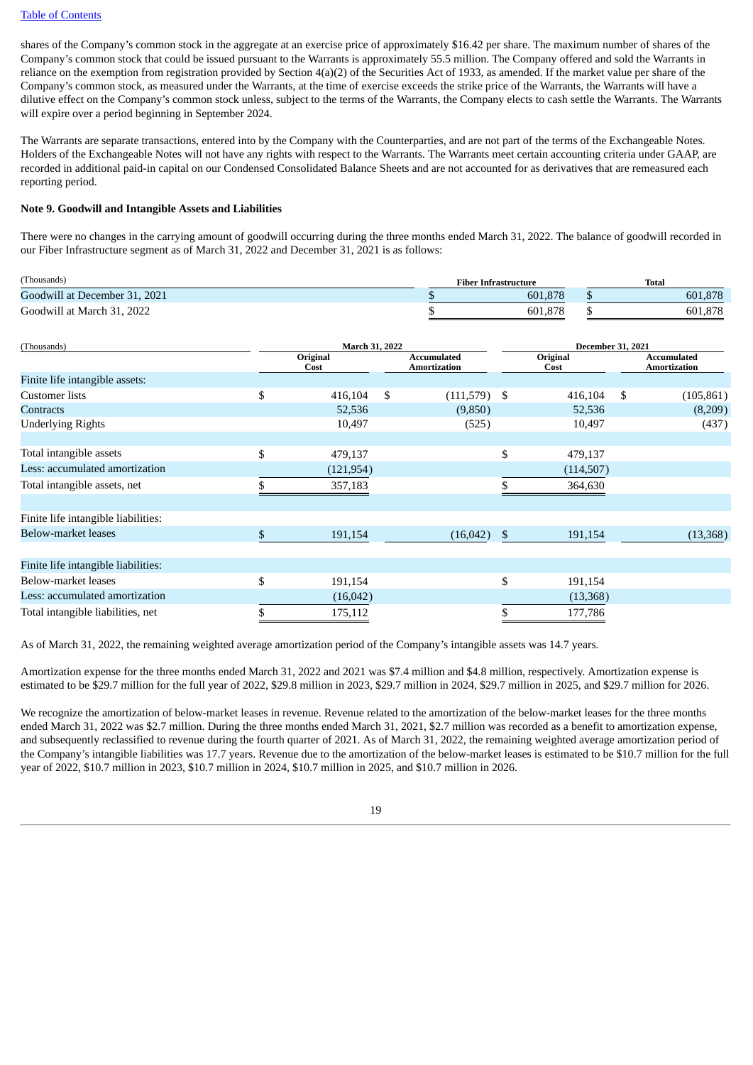shares of the Company's common stock in the aggregate at an exercise price of approximately $16.42 per share. The maximum number of shares of the Company's common stock that could be issued pursuant to the Warrants is approximately 55.5 million. The Company offered and sold the Warrants in reliance on the exemption from registration provided by Section 4(a)(2) of the Securities Act of 1933, as amended. If the market value per share of the Company's common stock, as measured under the Warrants, at the time of exercise exceeds the strike price of the Warrants, the Warrants will have a dilutive effect on the Company's common stock unless, subject to the terms of the Warrants, the Company elects to cash settle the Warrants. The Warrants will expire over a period beginning in September 2024.

The Warrants are separate transactions, entered into by the Company with the Counterparties, and are not part of the terms of the Exchangeable Notes. Holders of the Exchangeable Notes will not have any rights with respect to the Warrants. The Warrants meet certain accounting criteria under GAAP, are recorded in additional paid-in capital on our Condensed Consolidated Balance Sheets and are not accounted for as derivatives that are remeasured each reporting period.

**Note 9. Goodwill and Intangible Assets and Liabilities**

There were no changes in the carrying amount of goodwill occurring during the three months ended March 31, 2022. The balance of goodwill recorded in our Fiber Infrastructure segment as of March 31, 2022 and December 31, 2021 is as follows:

| (Thousands) | Fiber Infrastructure | Total |
|---|---|---|
| Goodwill at December 31, 2021 | $ 601,878 | $ 601,878 |
| Goodwill at March 31, 2022 | $ 601,878 | $ 601,878 |

| (Thousands) | March 31, 2022 | | December 31, 2021 | |
|---|---|---|---|---|
| | Original Cost | Accumulated Amortization | Original Cost | Accumulated Amortization |
| Finite life intangible assets: | | | | |
| Customer lists | $ 416,104 | $ (111,579) | $ 416,104 | $ (105,861) |
| Contracts | 52,536 | (9,850) | 52,536 | (8,209) |
| Underlying Rights | 10,497 | (525) | 10,497 | (437) |
| | | | | |
| Total intangible assets | $ 479,137 | | $ 479,137 | |
| Less: accumulated amortization | (121,954) | | (114,507) | |
| Total intangible assets, net | $ 357,183 | | $ 364,630 | |
| | | | | |
| Finite life intangible liabilities: | | | | |
| Below-market leases | $ 191,154 | (16,042) | $ 191,154 | (13,368) |
| | | | | |
| Finite life intangible liabilities: | | | | |
| Below-market leases | $ 191,154 | | $ 191,154 | |
| Less: accumulated amortization | (16,042) | | (13,368) | |
| Total intangible liabilities, net | $ 175,112 | | $ 177,786 | |

As of March 31, 2022, the remaining weighted average amortization period of the Company's intangible assets was 14.7 years.

Amortization expense for the three months ended March 31, 2022 and 2021 was $7.4 million and $4.8 million, respectively. Amortization expense is estimated to be $29.7 million for the full year of 2022, $29.8 million in 2023, $29.7 million in 2024, $29.7 million in 2025, and $29.7 million for 2026.

We recognize the amortization of below-market leases in revenue. Revenue related to the amortization of the below-market leases for the three months ended March 31, 2022 was $2.7 million. During the three months ended March 31, 2021, $2.7 million was recorded as a benefit to amortization expense, and subsequently reclassified to revenue during the fourth quarter of 2021. As of March 31, 2022, the remaining weighted average amortization period of the Company's intangible liabilities was 17.7 years. Revenue due to the amortization of the below-market leases is estimated to be $10.7 million for the full year of 2022, $10.7 million in 2023, $10.7 million in 2024, $10.7 million in 2025, and $10.7 million in 2026.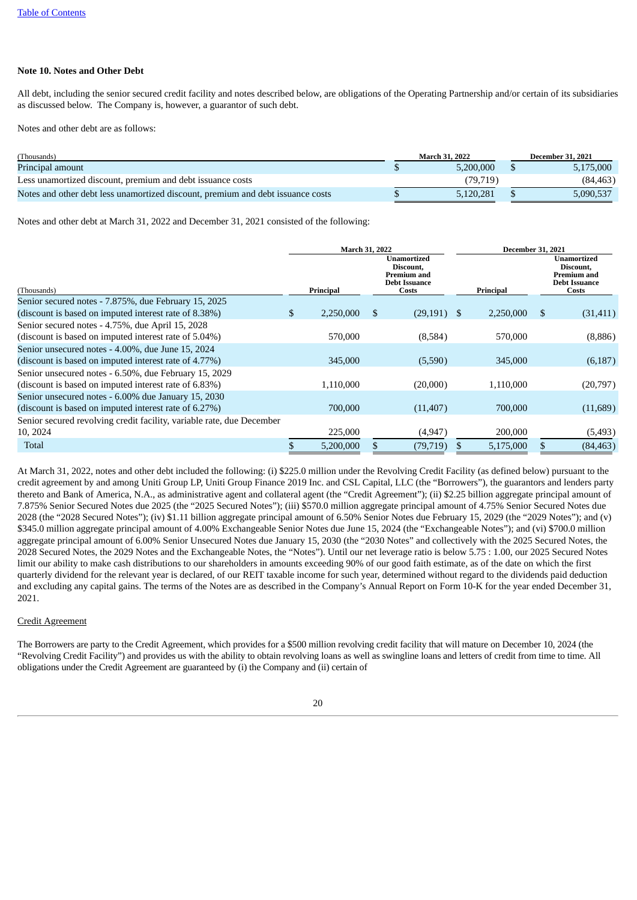"Table of Contents" link at top is a running header; omit.

### Note 10. Notes and Other Debt

All debt, including the senior secured credit facility and notes described below, are obligations of the Operating Partnership and/or certain of its subsidiaries as discussed below. The Company is, however, a guarantor of such debt.

Notes and other debt are as follows:

| (Thousands) | March 31, 2022 | December 31, 2021 |
|---|---|---|
| Principal amount | $ 5,200,000 | $ 5,175,000 |
| Less unamortized discount, premium and debt issuance costs | (79,719) | (84,463) |
| Notes and other debt less unamortized discount, premium and debt issuance costs | $ 5,120,281 | $ 5,090,537 |

Notes and other debt at March 31, 2022 and December 31, 2021 consisted of the following:

| | March 31, 2022 | | December 31, 2021 | |
|---|---|---|---|---|
| (Thousands) | Principal | Unamortized Discount, Premium and Debt Issuance Costs | Principal | Unamortized Discount, Premium and Debt Issuance Costs |
| Senior secured notes - 7.875%, due February 15, 2025 (discount is based on imputed interest rate of 8.38%) | $ 2,250,000 | $ (29,191) | $ 2,250,000 | $ (31,411) |
| Senior secured notes - 4.75%, due April 15, 2028 (discount is based on imputed interest rate of 5.04%) | 570,000 | (8,584) | 570,000 | (8,886) |
| Senior unsecured notes - 4.00%, due June 15, 2024 (discount is based on imputed interest rate of 4.77%) | 345,000 | (5,590) | 345,000 | (6,187) |
| Senior unsecured notes - 6.50%, due February 15, 2029 (discount is based on imputed interest rate of 6.83%) | 1,110,000 | (20,000) | 1,110,000 | (20,797) |
| Senior unsecured notes - 6.00% due January 15, 2030 (discount is based on imputed interest rate of 6.27%) | 700,000 | (11,407) | 700,000 | (11,689) |
| Senior secured revolving credit facility, variable rate, due December 10, 2024 | 225,000 | (4,947) | 200,000 | (5,493) |
| Total | $ 5,200,000 | $ (79,719) | $ 5,175,000 | $ (84,463) |

At March 31, 2022, notes and other debt included the following: (i) $225.0 million under the Revolving Credit Facility (as defined below) pursuant to the credit agreement by and among Uniti Group LP, Uniti Group Finance 2019 Inc. and CSL Capital, LLC (the "Borrowers"), the guarantors and lenders party thereto and Bank of America, N.A., as administrative agent and collateral agent (the "Credit Agreement"); (ii) $2.25 billion aggregate principal amount of 7.875% Senior Secured Notes due 2025 (the "2025 Secured Notes"); (iii) $570.0 million aggregate principal amount of 4.75% Senior Secured Notes due 2028 (the "2028 Secured Notes"); (iv) $1.11 billion aggregate principal amount of 6.50% Senior Notes due February 15, 2029 (the "2029 Notes"); and (v) $345.0 million aggregate principal amount of 4.00% Exchangeable Senior Notes due June 15, 2024 (the "Exchangeable Notes"); and (vi) $700.0 million aggregate principal amount of 6.00% Senior Unsecured Notes due January 15, 2030 (the "2030 Notes" and collectively with the 2025 Secured Notes, the 2028 Secured Notes, the 2029 Notes and the Exchangeable Notes, the "Notes"). Until our net leverage ratio is below 5.75 : 1.00, our 2025 Secured Notes limit our ability to make cash distributions to our shareholders in amounts exceeding 90% of our good faith estimate, as of the date on which the first quarterly dividend for the relevant year is declared, of our REIT taxable income for such year, determined without regard to the dividends paid deduction and excluding any capital gains. The terms of the Notes are as described in the Company's Annual Report on Form 10-K for the year ended December 31, 2021.

Credit Agreement

The Borrowers are party to the Credit Agreement, which provides for a $500 million revolving credit facility that will mature on December 10, 2024 (the "Revolving Credit Facility") and provides us with the ability to obtain revolving loans as well as swingline loans and letters of credit from time to time. All obligations under the Credit Agreement are guaranteed by (i) the Company and (ii) certain of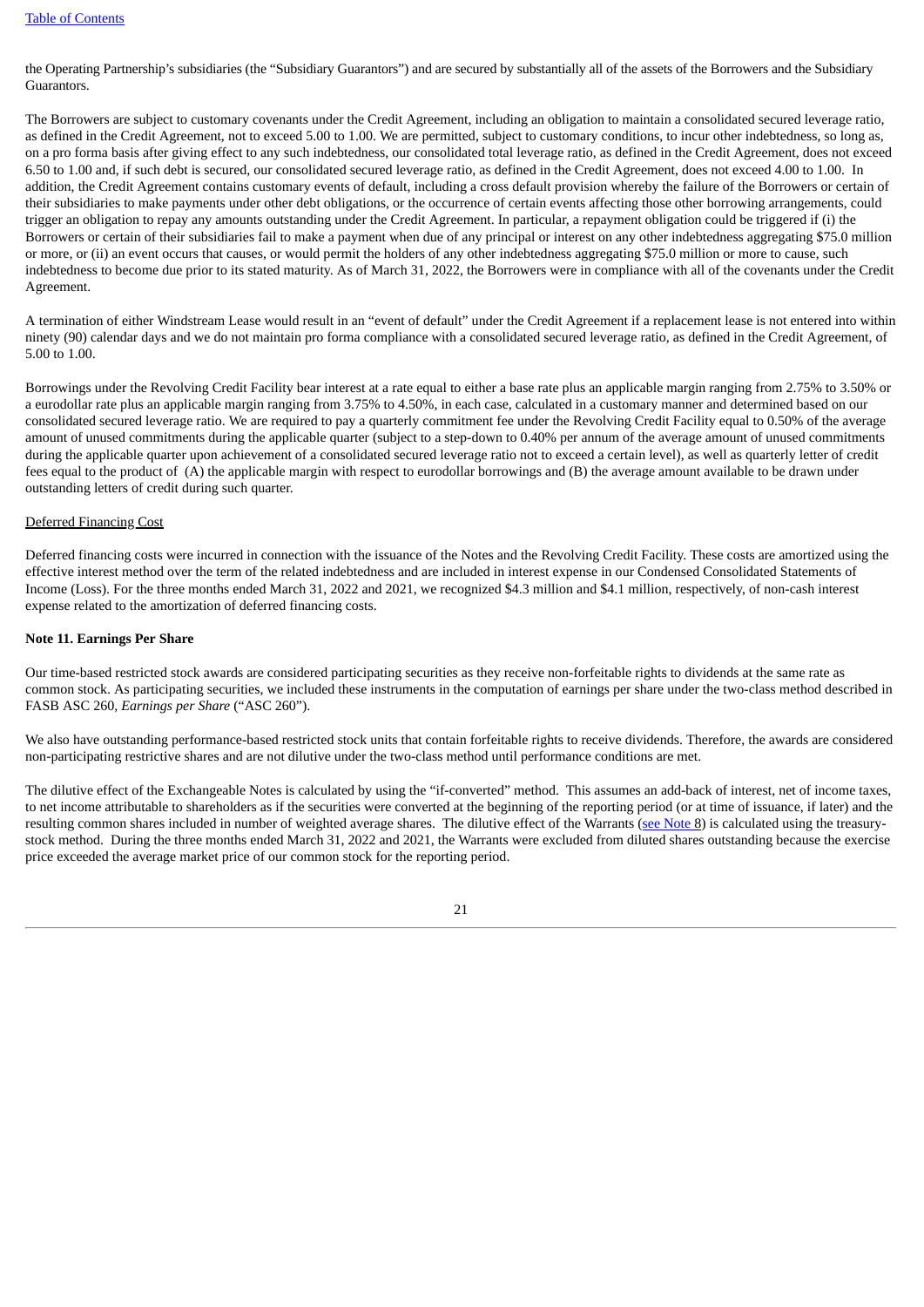the Operating Partnership's subsidiaries (the "Subsidiary Guarantors") and are secured by substantially all of the assets of the Borrowers and the Subsidiary Guarantors.

The Borrowers are subject to customary covenants under the Credit Agreement, including an obligation to maintain a consolidated secured leverage ratio, as defined in the Credit Agreement, not to exceed 5.00 to 1.00. We are permitted, subject to customary conditions, to incur other indebtedness, so long as, on a pro forma basis after giving effect to any such indebtedness, our consolidated total leverage ratio, as defined in the Credit Agreement, does not exceed 6.50 to 1.00 and, if such debt is secured, our consolidated secured leverage ratio, as defined in the Credit Agreement, does not exceed 4.00 to 1.00. In addition, the Credit Agreement contains customary events of default, including a cross default provision whereby the failure of the Borrowers or certain of their subsidiaries to make payments under other debt obligations, or the occurrence of certain events affecting those other borrowing arrangements, could trigger an obligation to repay any amounts outstanding under the Credit Agreement. In particular, a repayment obligation could be triggered if (i) the Borrowers or certain of their subsidiaries fail to make a payment when due of any principal or interest on any other indebtedness aggregating $75.0 million or more, or (ii) an event occurs that causes, or would permit the holders of any other indebtedness aggregating $75.0 million or more to cause, such indebtedness to become due prior to its stated maturity. As of March 31, 2022, the Borrowers were in compliance with all of the covenants under the Credit Agreement.

A termination of either Windstream Lease would result in an "event of default" under the Credit Agreement if a replacement lease is not entered into within ninety (90) calendar days and we do not maintain pro forma compliance with a consolidated secured leverage ratio, as defined in the Credit Agreement, of 5.00 to 1.00.

Borrowings under the Revolving Credit Facility bear interest at a rate equal to either a base rate plus an applicable margin ranging from 2.75% to 3.50% or a eurodollar rate plus an applicable margin ranging from 3.75% to 4.50%, in each case, calculated in a customary manner and determined based on our consolidated secured leverage ratio. We are required to pay a quarterly commitment fee under the Revolving Credit Facility equal to 0.50% of the average amount of unused commitments during the applicable quarter (subject to a step-down to 0.40% per annum of the average amount of unused commitments during the applicable quarter upon achievement of a consolidated secured leverage ratio not to exceed a certain level), as well as quarterly letter of credit fees equal to the product of (A) the applicable margin with respect to eurodollar borrowings and (B) the average amount available to be drawn under outstanding letters of credit during such quarter.

Deferred Financing Cost

Deferred financing costs were incurred in connection with the issuance of the Notes and the Revolving Credit Facility. These costs are amortized using the effective interest method over the term of the related indebtedness and are included in interest expense in our Condensed Consolidated Statements of Income (Loss). For the three months ended March 31, 2022 and 2021, we recognized $4.3 million and $4.1 million, respectively, of non-cash interest expense related to the amortization of deferred financing costs.

**Note 11. Earnings Per Share**

Our time-based restricted stock awards are considered participating securities as they receive non-forfeitable rights to dividends at the same rate as common stock. As participating securities, we included these instruments in the computation of earnings per share under the two-class method described in FASB ASC 260, *Earnings per Share* ("ASC 260").

We also have outstanding performance-based restricted stock units that contain forfeitable rights to receive dividends. Therefore, the awards are considered non-participating restrictive shares and are not dilutive under the two-class method until performance conditions are met.

The dilutive effect of the Exchangeable Notes is calculated by using the "if-converted" method. This assumes an add-back of interest, net of income taxes, to net income attributable to shareholders as if the securities were converted at the beginning of the reporting period (or at time of issuance, if later) and the resulting common shares included in number of weighted average shares. The dilutive effect of the Warrants (see Note 8) is calculated using the treasury-stock method. During the three months ended March 31, 2022 and 2021, the Warrants were excluded from diluted shares outstanding because the exercise price exceeded the average market price of our common stock for the reporting period.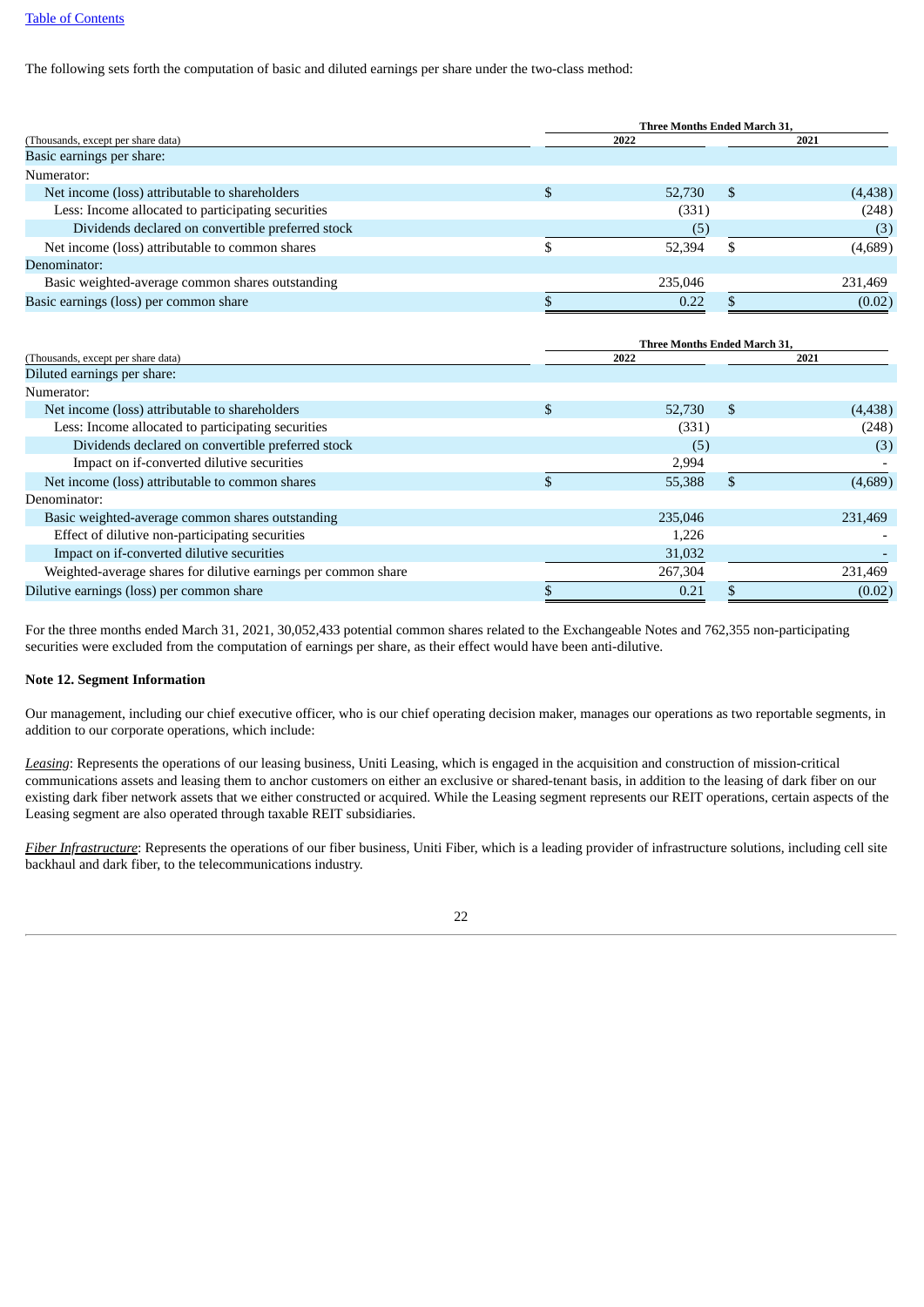The following sets forth the computation of basic and diluted earnings per share under the two-class method:

| (Thousands, except per share data) | Three Months Ended March 31, 2022 | 2021 |
|---|---|---|
| Basic earnings per share: | | |
| Numerator: | | |
| Net income (loss) attributable to shareholders | $ 52,730 | $ (4,438) |
| Less: Income allocated to participating securities | (331) | (248) |
| Dividends declared on convertible preferred stock | (5) | (3) |
| Net income (loss) attributable to common shares | $ 52,394 | $ (4,689) |
| Denominator: | | |
| Basic weighted-average common shares outstanding | 235,046 | 231,469 |
| Basic earnings (loss) per common share | $ 0.22 | $ (0.02) |

| (Thousands, except per share data) | Three Months Ended March 31, 2022 | 2021 |
|---|---|---|
| Diluted earnings per share: | | |
| Numerator: | | |
| Net income (loss) attributable to shareholders | $ 52,730 | $ (4,438) |
| Less: Income allocated to participating securities | (331) | (248) |
| Dividends declared on convertible preferred stock | (5) | (3) |
| Impact on if-converted dilutive securities | 2,994 | - |
| Net income (loss) attributable to common shares | $ 55,388 | $ (4,689) |
| Denominator: | | |
| Basic weighted-average common shares outstanding | 235,046 | 231,469 |
| Effect of dilutive non-participating securities | 1,226 | - |
| Impact on if-converted dilutive securities | 31,032 | - |
| Weighted-average shares for dilutive earnings per common share | 267,304 | 231,469 |
| Dilutive earnings (loss) per common share | $ 0.21 | $ (0.02) |

For the three months ended March 31, 2021, 30,052,433 potential common shares related to the Exchangeable Notes and 762,355 non-participating securities were excluded from the computation of earnings per share, as their effect would have been anti-dilutive.

**Note 12. Segment Information**

Our management, including our chief executive officer, who is our chief operating decision maker, manages our operations as two reportable segments, in addition to our corporate operations, which include:

*Leasing*: Represents the operations of our leasing business, Uniti Leasing, which is engaged in the acquisition and construction of mission-critical communications assets and leasing them to anchor customers on either an exclusive or shared-tenant basis, in addition to the leasing of dark fiber on our existing dark fiber network assets that we either constructed or acquired. While the Leasing segment represents our REIT operations, certain aspects of the Leasing segment are also operated through taxable REIT subsidiaries.

*Fiber Infrastructure*: Represents the operations of our fiber business, Uniti Fiber, which is a leading provider of infrastructure solutions, including cell site backhaul and dark fiber, to the telecommunications industry.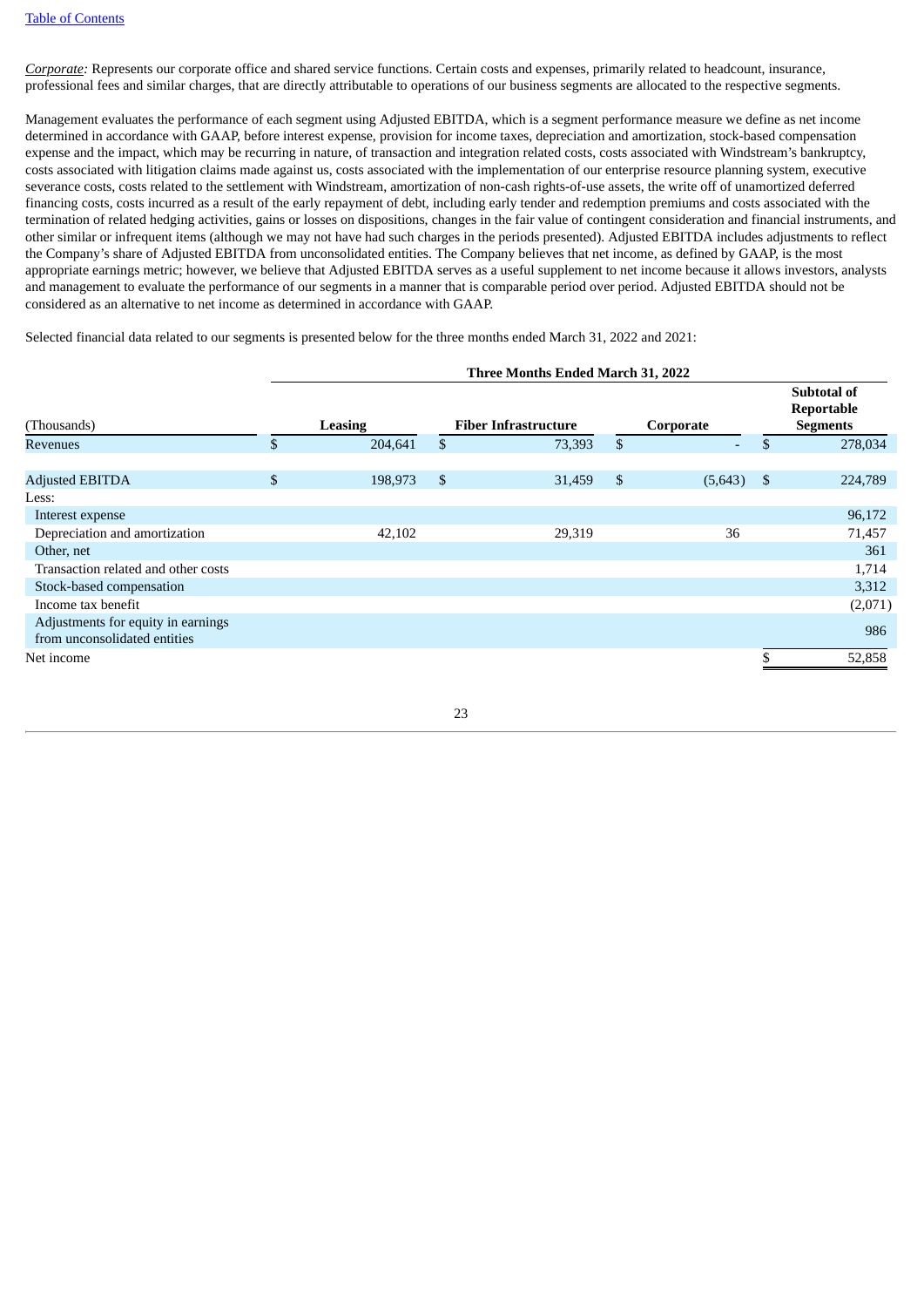*Corporate:* Represents our corporate office and shared service functions. Certain costs and expenses, primarily related to headcount, insurance, professional fees and similar charges, that are directly attributable to operations of our business segments are allocated to the respective segments.

Management evaluates the performance of each segment using Adjusted EBITDA, which is a segment performance measure we define as net income determined in accordance with GAAP, before interest expense, provision for income taxes, depreciation and amortization, stock-based compensation expense and the impact, which may be recurring in nature, of transaction and integration related costs, costs associated with Windstream's bankruptcy, costs associated with litigation claims made against us, costs associated with the implementation of our enterprise resource planning system, executive severance costs, costs related to the settlement with Windstream, amortization of non-cash rights-of-use assets, the write off of unamortized deferred financing costs, costs incurred as a result of the early repayment of debt, including early tender and redemption premiums and costs associated with the termination of related hedging activities, gains or losses on dispositions, changes in the fair value of contingent consideration and financial instruments, and other similar or infrequent items (although we may not have had such charges in the periods presented). Adjusted EBITDA includes adjustments to reflect the Company's share of Adjusted EBITDA from unconsolidated entities. The Company believes that net income, as defined by GAAP, is the most appropriate earnings metric; however, we believe that Adjusted EBITDA serves as a useful supplement to net income because it allows investors, analysts and management to evaluate the performance of our segments in a manner that is comparable period over period. Adjusted EBITDA should not be considered as an alternative to net income as determined in accordance with GAAP.

Selected financial data related to our segments is presented below for the three months ended March 31, 2022 and 2021:

| | Three Months Ended March 31, 2022 | | | |
|---|---|---|---|---|
| (Thousands) | Leasing | Fiber Infrastructure | Corporate | Subtotal of Reportable Segments |
| Revenues | $ 204,641 | $ 73,393 | $ - | $ 278,034 |
| | | | | |
| Adjusted EBITDA | $ 198,973 | $ 31,459 | $ (5,643) | $ 224,789 |
| Less: | | | | |
| Interest expense | | | | 96,172 |
| Depreciation and amortization | 42,102 | 29,319 | 36 | 71,457 |
| Other, net | | | | 361 |
| Transaction related and other costs | | | | 1,714 |
| Stock-based compensation | | | | 3,312 |
| Income tax benefit | | | | (2,071) |
| Adjustments for equity in earnings from unconsolidated entities | | | | 986 |
| Net income | | | | $ 52,858 |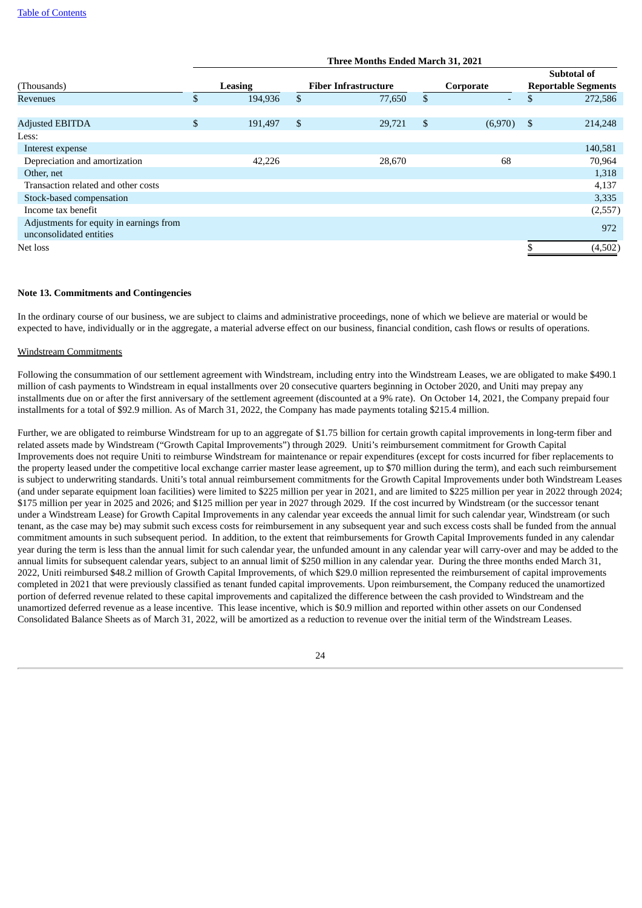| (Thousands) | Three Months Ended March 31, 2021 | | | |
|---|---|---|---|---|
| | Leasing | Fiber Infrastructure | Corporate | Subtotal of Reportable Segments |
| Revenues | $ 194,936 | $ 77,650 | $ - | $ 272,586 |
| | | | | |
| Adjusted EBITDA | $ 191,497 | $ 29,721 | $ (6,970) | $ 214,248 |
| Less: | | | | |
| Interest expense | | | | 140,581 |
| Depreciation and amortization | 42,226 | 28,670 | 68 | 70,964 |
| Other, net | | | | 1,318 |
| Transaction related and other costs | | | | 4,137 |
| Stock-based compensation | | | | 3,335 |
| Income tax benefit | | | | (2,557) |
| Adjustments for equity in earnings from unconsolidated entities | | | | 972 |
| Net loss | | | | $ (4,502) |

**Note 13. Commitments and Contingencies**

In the ordinary course of our business, we are subject to claims and administrative proceedings, none of which we believe are material or would be expected to have, individually or in the aggregate, a material adverse effect on our business, financial condition, cash flows or results of operations.

Windstream Commitments

Following the consummation of our settlement agreement with Windstream, including entry into the Windstream Leases, we are obligated to make $490.1 million of cash payments to Windstream in equal installments over 20 consecutive quarters beginning in October 2020, and Uniti may prepay any installments due on or after the first anniversary of the settlement agreement (discounted at a 9% rate). On October 14, 2021, the Company prepaid four installments for a total of $92.9 million. As of March 31, 2022, the Company has made payments totaling $215.4 million.

Further, we are obligated to reimburse Windstream for up to an aggregate of $1.75 billion for certain growth capital improvements in long-term fiber and related assets made by Windstream ("Growth Capital Improvements") through 2029. Uniti's reimbursement commitment for Growth Capital Improvements does not require Uniti to reimburse Windstream for maintenance or repair expenditures (except for costs incurred for fiber replacements to the property leased under the competitive local exchange carrier master lease agreement, up to $70 million during the term), and each such reimbursement is subject to underwriting standards. Uniti's total annual reimbursement commitments for the Growth Capital Improvements under both Windstream Leases (and under separate equipment loan facilities) were limited to $225 million per year in 2021, and are limited to $225 million per year in 2022 through 2024; $175 million per year in 2025 and 2026; and $125 million per year in 2027 through 2029. If the cost incurred by Windstream (or the successor tenant under a Windstream Lease) for Growth Capital Improvements in any calendar year exceeds the annual limit for such calendar year, Windstream (or such tenant, as the case may be) may submit such excess costs for reimbursement in any subsequent year and such excess costs shall be funded from the annual commitment amounts in such subsequent period. In addition, to the extent that reimbursements for Growth Capital Improvements funded in any calendar year during the term is less than the annual limit for such calendar year, the unfunded amount in any calendar year will carry-over and may be added to the annual limits for subsequent calendar years, subject to an annual limit of $250 million in any calendar year. During the three months ended March 31, 2022, Uniti reimbursed $48.2 million of Growth Capital Improvements, of which $29.0 million represented the reimbursement of capital improvements completed in 2021 that were previously classified as tenant funded capital improvements. Upon reimbursement, the Company reduced the unamortized portion of deferred revenue related to these capital improvements and capitalized the difference between the cash provided to Windstream and the unamortized deferred revenue as a lease incentive. This lease incentive, which is $0.9 million and reported within other assets on our Condensed Consolidated Balance Sheets as of March 31, 2022, will be amortized as a reduction to revenue over the initial term of the Windstream Leases.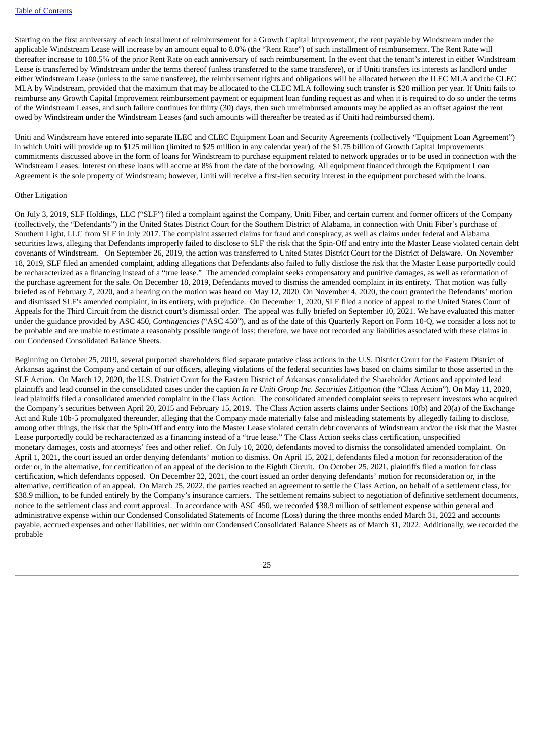Starting on the first anniversary of each installment of reimbursement for a Growth Capital Improvement, the rent payable by Windstream under the applicable Windstream Lease will increase by an amount equal to 8.0% (the "Rent Rate") of such installment of reimbursement. The Rent Rate will thereafter increase to 100.5% of the prior Rent Rate on each anniversary of each reimbursement. In the event that the tenant's interest in either Windstream Lease is transferred by Windstream under the terms thereof (unless transferred to the same transferee), or if Uniti transfers its interests as landlord under either Windstream Lease (unless to the same transferee), the reimbursement rights and obligations will be allocated between the ILEC MLA and the CLEC MLA by Windstream, provided that the maximum that may be allocated to the CLEC MLA following such transfer is $20 million per year. If Uniti fails to reimburse any Growth Capital Improvement reimbursement payment or equipment loan funding request as and when it is required to do so under the terms of the Windstream Leases, and such failure continues for thirty (30) days, then such unreimbursed amounts may be applied as an offset against the rent owed by Windstream under the Windstream Leases (and such amounts will thereafter be treated as if Uniti had reimbursed them).

Uniti and Windstream have entered into separate ILEC and CLEC Equipment Loan and Security Agreements (collectively "Equipment Loan Agreement") in which Uniti will provide up to $125 million (limited to $25 million in any calendar year) of the $1.75 billion of Growth Capital Improvements commitments discussed above in the form of loans for Windstream to purchase equipment related to network upgrades or to be used in connection with the Windstream Leases. Interest on these loans will accrue at 8% from the date of the borrowing. All equipment financed through the Equipment Loan Agreement is the sole property of Windstream; however, Uniti will receive a first-lien security interest in the equipment purchased with the loans.

Other Litigation

On July 3, 2019, SLF Holdings, LLC ("SLF") filed a complaint against the Company, Uniti Fiber, and certain current and former officers of the Company (collectively, the "Defendants") in the United States District Court for the Southern District of Alabama, in connection with Uniti Fiber's purchase of Southern Light, LLC from SLF in July 2017. The complaint asserted claims for fraud and conspiracy, as well as claims under federal and Alabama securities laws, alleging that Defendants improperly failed to disclose to SLF the risk that the Spin-Off and entry into the Master Lease violated certain debt covenants of Windstream. On September 26, 2019, the action was transferred to United States District Court for the District of Delaware. On November 18, 2019, SLF filed an amended complaint, adding allegations that Defendants also failed to fully disclose the risk that the Master Lease purportedly could be recharacterized as a financing instead of a "true lease." The amended complaint seeks compensatory and punitive damages, as well as reformation of the purchase agreement for the sale. On December 18, 2019, Defendants moved to dismiss the amended complaint in its entirety. That motion was fully briefed as of February 7, 2020, and a hearing on the motion was heard on May 12, 2020. On November 4, 2020, the court granted the Defendants' motion and dismissed SLF's amended complaint, in its entirety, with prejudice. On December 1, 2020, SLF filed a notice of appeal to the United States Court of Appeals for the Third Circuit from the district court's dismissal order. The appeal was fully briefed on September 10, 2021. We have evaluated this matter under the guidance provided by ASC 450, *Contingencies* ("ASC 450"), and as of the date of this Quarterly Report on Form 10-Q, we consider a loss not to be probable and are unable to estimate a reasonably possible range of loss; therefore, we have not recorded any liabilities associated with these claims in our Condensed Consolidated Balance Sheets.

Beginning on October 25, 2019, several purported shareholders filed separate putative class actions in the U.S. District Court for the Eastern District of Arkansas against the Company and certain of our officers, alleging violations of the federal securities laws based on claims similar to those asserted in the SLF Action. On March 12, 2020, the U.S. District Court for the Eastern District of Arkansas consolidated the Shareholder Actions and appointed lead plaintiffs and lead counsel in the consolidated cases under the caption *In re Uniti Group Inc. Securities Litigation* (the "Class Action"). On May 11, 2020, lead plaintiffs filed a consolidated amended complaint in the Class Action. The consolidated amended complaint seeks to represent investors who acquired the Company's securities between April 20, 2015 and February 15, 2019. The Class Action asserts claims under Sections 10(b) and 20(a) of the Exchange Act and Rule 10b-5 promulgated thereunder, alleging that the Company made materially false and misleading statements by allegedly failing to disclose, among other things, the risk that the Spin-Off and entry into the Master Lease violated certain debt covenants of Windstream and/or the risk that the Master Lease purportedly could be recharacterized as a financing instead of a "true lease." The Class Action seeks class certification, unspecified monetary damages, costs and attorneys' fees and other relief. On July 10, 2020, defendants moved to dismiss the consolidated amended complaint. On April 1, 2021, the court issued an order denying defendants' motion to dismiss. On April 15, 2021, defendants filed a motion for reconsideration of the order or, in the alternative, for certification of an appeal of the decision to the Eighth Circuit. On October 25, 2021, plaintiffs filed a motion for class certification, which defendants opposed. On December 22, 2021, the court issued an order denying defendants' motion for reconsideration or, in the alternative, certification of an appeal. On March 25, 2022, the parties reached an agreement to settle the Class Action, on behalf of a settlement class, for $38.9 million, to be funded entirely by the Company's insurance carriers. The settlement remains subject to negotiation of definitive settlement documents, notice to the settlement class and court approval. In accordance with ASC 450, we recorded $38.9 million of settlement expense within general and administrative expense within our Condensed Consolidated Statements of Income (Loss) during the three months ended March 31, 2022 and accounts payable, accrued expenses and other liabilities, net within our Condensed Consolidated Balance Sheets as of March 31, 2022. Additionally, we recorded the probable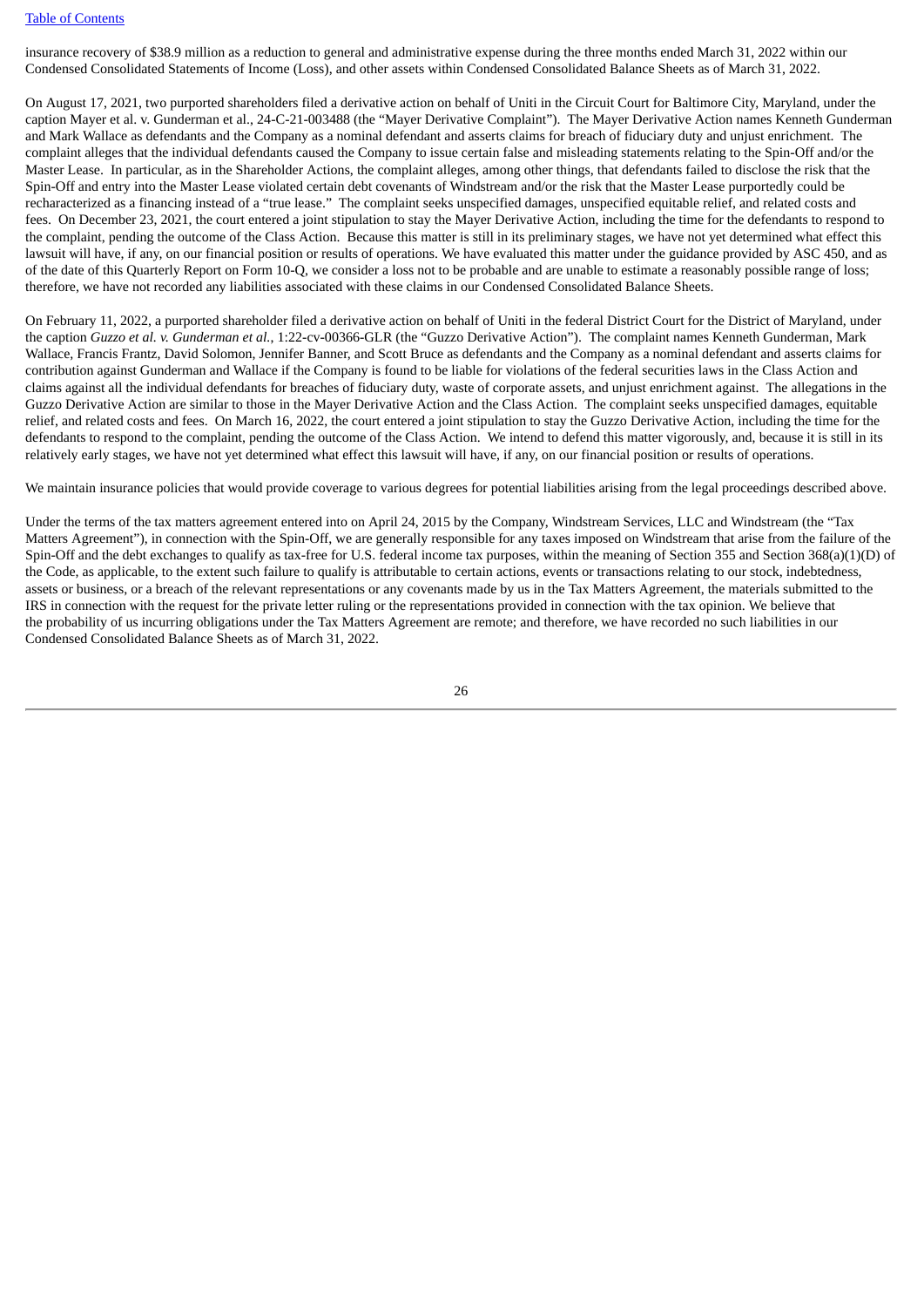insurance recovery of $38.9 million as a reduction to general and administrative expense during the three months ended March 31, 2022 within our Condensed Consolidated Statements of Income (Loss), and other assets within Condensed Consolidated Balance Sheets as of March 31, 2022.

On August 17, 2021, two purported shareholders filed a derivative action on behalf of Uniti in the Circuit Court for Baltimore City, Maryland, under the caption Mayer et al. v. Gunderman et al., 24-C-21-003488 (the "Mayer Derivative Complaint"). The Mayer Derivative Action names Kenneth Gunderman and Mark Wallace as defendants and the Company as a nominal defendant and asserts claims for breach of fiduciary duty and unjust enrichment. The complaint alleges that the individual defendants caused the Company to issue certain false and misleading statements relating to the Spin-Off and/or the Master Lease. In particular, as in the Shareholder Actions, the complaint alleges, among other things, that defendants failed to disclose the risk that the Spin-Off and entry into the Master Lease violated certain debt covenants of Windstream and/or the risk that the Master Lease purportedly could be recharacterized as a financing instead of a "true lease." The complaint seeks unspecified damages, unspecified equitable relief, and related costs and fees. On December 23, 2021, the court entered a joint stipulation to stay the Mayer Derivative Action, including the time for the defendants to respond to the complaint, pending the outcome of the Class Action. Because this matter is still in its preliminary stages, we have not yet determined what effect this lawsuit will have, if any, on our financial position or results of operations. We have evaluated this matter under the guidance provided by ASC 450, and as of the date of this Quarterly Report on Form 10-Q, we consider a loss not to be probable and are unable to estimate a reasonably possible range of loss; therefore, we have not recorded any liabilities associated with these claims in our Condensed Consolidated Balance Sheets.

On February 11, 2022, a purported shareholder filed a derivative action on behalf of Uniti in the federal District Court for the District of Maryland, under the caption *Guzzo et al. v. Gunderman et al.*, 1:22-cv-00366-GLR (the "Guzzo Derivative Action"). The complaint names Kenneth Gunderman, Mark Wallace, Francis Frantz, David Solomon, Jennifer Banner, and Scott Bruce as defendants and the Company as a nominal defendant and asserts claims for contribution against Gunderman and Wallace if the Company is found to be liable for violations of the federal securities laws in the Class Action and claims against all the individual defendants for breaches of fiduciary duty, waste of corporate assets, and unjust enrichment against. The allegations in the Guzzo Derivative Action are similar to those in the Mayer Derivative Action and the Class Action. The complaint seeks unspecified damages, equitable relief, and related costs and fees. On March 16, 2022, the court entered a joint stipulation to stay the Guzzo Derivative Action, including the time for the defendants to respond to the complaint, pending the outcome of the Class Action. We intend to defend this matter vigorously, and, because it is still in its relatively early stages, we have not yet determined what effect this lawsuit will have, if any, on our financial position or results of operations.

We maintain insurance policies that would provide coverage to various degrees for potential liabilities arising from the legal proceedings described above.

Under the terms of the tax matters agreement entered into on April 24, 2015 by the Company, Windstream Services, LLC and Windstream (the "Tax Matters Agreement"), in connection with the Spin-Off, we are generally responsible for any taxes imposed on Windstream that arise from the failure of the Spin-Off and the debt exchanges to qualify as tax-free for U.S. federal income tax purposes, within the meaning of Section 355 and Section 368(a)(1)(D) of the Code, as applicable, to the extent such failure to qualify is attributable to certain actions, events or transactions relating to our stock, indebtedness, assets or business, or a breach of the relevant representations or any covenants made by us in the Tax Matters Agreement, the materials submitted to the IRS in connection with the request for the private letter ruling or the representations provided in connection with the tax opinion. We believe that the probability of us incurring obligations under the Tax Matters Agreement are remote; and therefore, we have recorded no such liabilities in our Condensed Consolidated Balance Sheets as of March 31, 2022.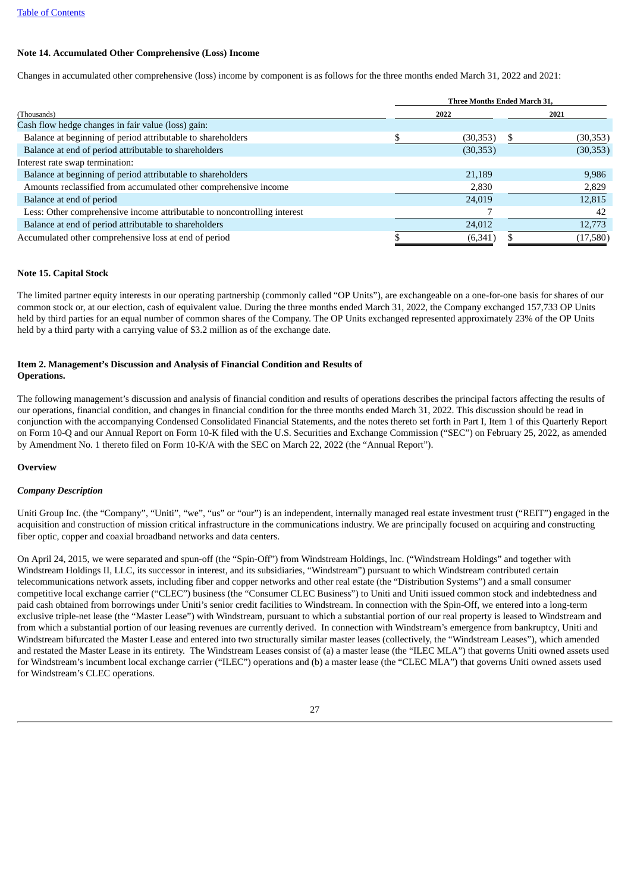### Note 14. Accumulated Other Comprehensive (Loss) Income

Changes in accumulated other comprehensive (loss) income by component is as follows for the three months ended March 31, 2022 and 2021:

| (Thousands) | Three Months Ended March 31, 2022 | Three Months Ended March 31, 2021 |
|---|---|---|
| Cash flow hedge changes in fair value (loss) gain: | | |
| Balance at beginning of period attributable to shareholders | $ (30,353) | $ (30,353) |
| Balance at end of period attributable to shareholders | (30,353) | (30,353) |
| Interest rate swap termination: | | |
| Balance at beginning of period attributable to shareholders | 21,189 | 9,986 |
| Amounts reclassified from accumulated other comprehensive income | 2,830 | 2,829 |
| Balance at end of period | 24,019 | 12,815 |
| Less: Other comprehensive income attributable to noncontrolling interest | 7 | 42 |
| Balance at end of period attributable to shareholders | 24,012 | 12,773 |
| Accumulated other comprehensive loss at end of period | $ (6,341) | $ (17,580) |

### Note 15. Capital Stock

The limited partner equity interests in our operating partnership (commonly called "OP Units"), are exchangeable on a one-for-one basis for shares of our common stock or, at our election, cash of equivalent value. During the three months ended March 31, 2022, the Company exchanged 157,733 OP Units held by third parties for an equal number of common shares of the Company. The OP Units exchanged represented approximately 23% of the OP Units held by a third party with a carrying value of $3.2 million as of the exchange date.

## Item 2. Management's Discussion and Analysis of Financial Condition and Results of Operations.

The following management's discussion and analysis of financial condition and results of operations describes the principal factors affecting the results of our operations, financial condition, and changes in financial condition for the three months ended March 31, 2022. This discussion should be read in conjunction with the accompanying Condensed Consolidated Financial Statements, and the notes thereto set forth in Part I, Item 1 of this Quarterly Report on Form 10-Q and our Annual Report on Form 10-K filed with the U.S. Securities and Exchange Commission ("SEC") on February 25, 2022, as amended by Amendment No. 1 thereto filed on Form 10-K/A with the SEC on March 22, 2022 (the "Annual Report").

### Overview

#### *Company Description*

Uniti Group Inc. (the "Company", "Uniti", "we", "us" or "our") is an independent, internally managed real estate investment trust ("REIT") engaged in the acquisition and construction of mission critical infrastructure in the communications industry. We are principally focused on acquiring and constructing fiber optic, copper and coaxial broadband networks and data centers.

On April 24, 2015, we were separated and spun-off (the "Spin-Off") from Windstream Holdings, Inc. ("Windstream Holdings" and together with Windstream Holdings II, LLC, its successor in interest, and its subsidiaries, "Windstream") pursuant to which Windstream contributed certain telecommunications network assets, including fiber and copper networks and other real estate (the "Distribution Systems") and a small consumer competitive local exchange carrier ("CLEC") business (the "Consumer CLEC Business") to Uniti and Uniti issued common stock and indebtedness and paid cash obtained from borrowings under Uniti's senior credit facilities to Windstream. In connection with the Spin-Off, we entered into a long-term exclusive triple-net lease (the "Master Lease") with Windstream, pursuant to which a substantial portion of our real property is leased to Windstream and from which a substantial portion of our leasing revenues are currently derived. In connection with Windstream's emergence from bankruptcy, Uniti and Windstream bifurcated the Master Lease and entered into two structurally similar master leases (collectively, the "Windstream Leases"), which amended and restated the Master Lease in its entirety. The Windstream Leases consist of (a) a master lease (the "ILEC MLA") that governs Uniti owned assets used for Windstream's incumbent local exchange carrier ("ILEC") operations and (b) a master lease (the "CLEC MLA") that governs Uniti owned assets used for Windstream's CLEC operations.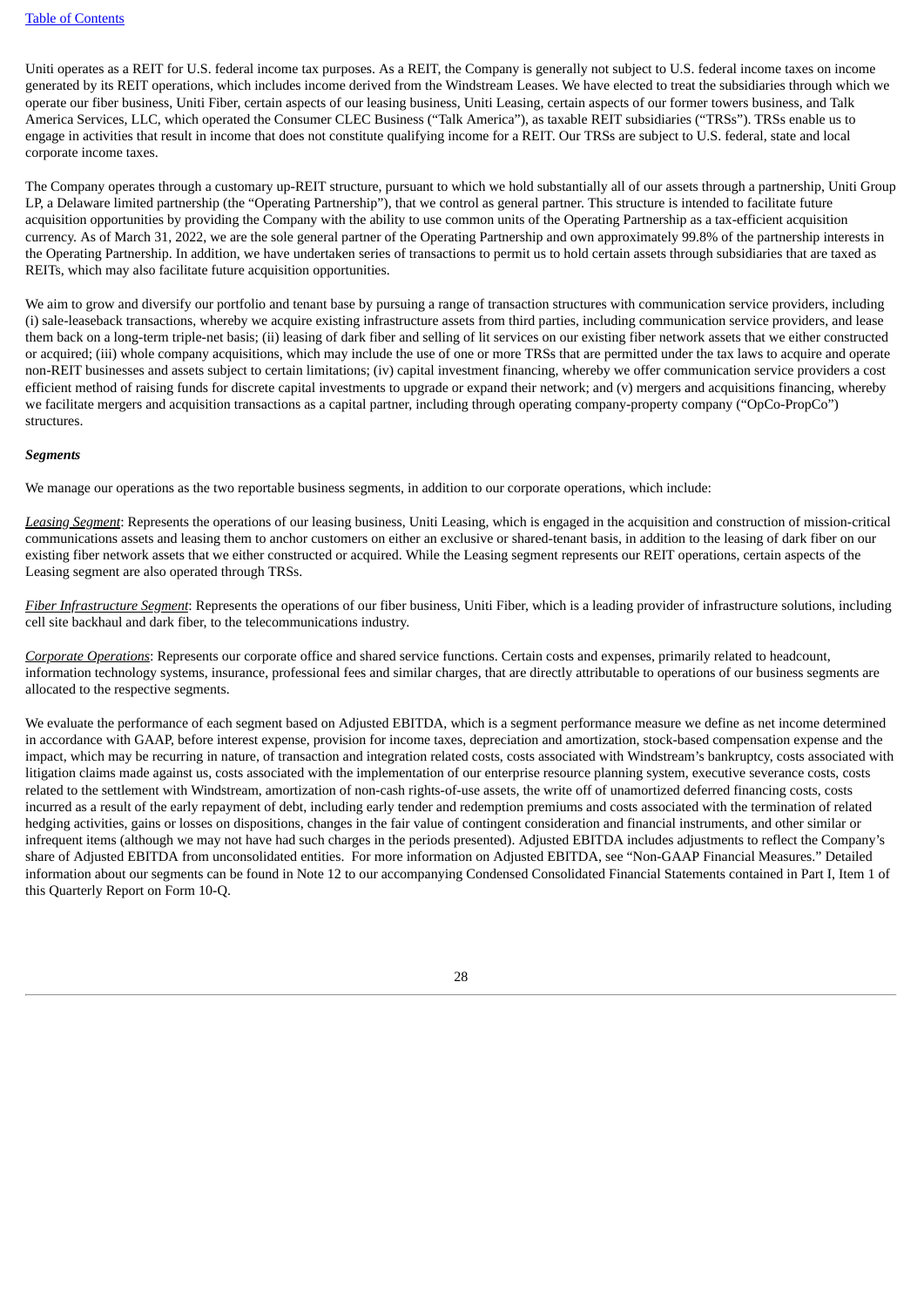Uniti operates as a REIT for U.S. federal income tax purposes. As a REIT, the Company is generally not subject to U.S. federal income taxes on income generated by its REIT operations, which includes income derived from the Windstream Leases. We have elected to treat the subsidiaries through which we operate our fiber business, Uniti Fiber, certain aspects of our leasing business, Uniti Leasing, certain aspects of our former towers business, and Talk America Services, LLC, which operated the Consumer CLEC Business ("Talk America"), as taxable REIT subsidiaries ("TRSs"). TRSs enable us to engage in activities that result in income that does not constitute qualifying income for a REIT. Our TRSs are subject to U.S. federal, state and local corporate income taxes.

The Company operates through a customary up-REIT structure, pursuant to which we hold substantially all of our assets through a partnership, Uniti Group LP, a Delaware limited partnership (the "Operating Partnership"), that we control as general partner. This structure is intended to facilitate future acquisition opportunities by providing the Company with the ability to use common units of the Operating Partnership as a tax-efficient acquisition currency. As of March 31, 2022, we are the sole general partner of the Operating Partnership and own approximately 99.8% of the partnership interests in the Operating Partnership. In addition, we have undertaken series of transactions to permit us to hold certain assets through subsidiaries that are taxed as REITs, which may also facilitate future acquisition opportunities.

We aim to grow and diversify our portfolio and tenant base by pursuing a range of transaction structures with communication service providers, including (i) sale-leaseback transactions, whereby we acquire existing infrastructure assets from third parties, including communication service providers, and lease them back on a long-term triple-net basis; (ii) leasing of dark fiber and selling of lit services on our existing fiber network assets that we either constructed or acquired; (iii) whole company acquisitions, which may include the use of one or more TRSs that are permitted under the tax laws to acquire and operate non-REIT businesses and assets subject to certain limitations; (iv) capital investment financing, whereby we offer communication service providers a cost efficient method of raising funds for discrete capital investments to upgrade or expand their network; and (v) mergers and acquisitions financing, whereby we facilitate mergers and acquisition transactions as a capital partner, including through operating company-property company ("OpCo-PropCo") structures.

***Segments***

We manage our operations as the two reportable business segments, in addition to our corporate operations, which include:

*Leasing Segment*: Represents the operations of our leasing business, Uniti Leasing, which is engaged in the acquisition and construction of mission-critical communications assets and leasing them to anchor customers on either an exclusive or shared-tenant basis, in addition to the leasing of dark fiber on our existing fiber network assets that we either constructed or acquired. While the Leasing segment represents our REIT operations, certain aspects of the Leasing segment are also operated through TRSs.

*Fiber Infrastructure Segment*: Represents the operations of our fiber business, Uniti Fiber, which is a leading provider of infrastructure solutions, including cell site backhaul and dark fiber, to the telecommunications industry.

*Corporate Operations*: Represents our corporate office and shared service functions. Certain costs and expenses, primarily related to headcount, information technology systems, insurance, professional fees and similar charges, that are directly attributable to operations of our business segments are allocated to the respective segments.

We evaluate the performance of each segment based on Adjusted EBITDA, which is a segment performance measure we define as net income determined in accordance with GAAP, before interest expense, provision for income taxes, depreciation and amortization, stock-based compensation expense and the impact, which may be recurring in nature, of transaction and integration related costs, costs associated with Windstream's bankruptcy, costs associated with litigation claims made against us, costs associated with the implementation of our enterprise resource planning system, executive severance costs, costs related to the settlement with Windstream, amortization of non-cash rights-of-use assets, the write off of unamortized deferred financing costs, costs incurred as a result of the early repayment of debt, including early tender and redemption premiums and costs associated with the termination of related hedging activities, gains or losses on dispositions, changes in the fair value of contingent consideration and financial instruments, and other similar or infrequent items (although we may not have had such charges in the periods presented). Adjusted EBITDA includes adjustments to reflect the Company's share of Adjusted EBITDA from unconsolidated entities. For more information on Adjusted EBITDA, see "Non-GAAP Financial Measures." Detailed information about our segments can be found in Note 12 to our accompanying Condensed Consolidated Financial Statements contained in Part I, Item 1 of this Quarterly Report on Form 10-Q.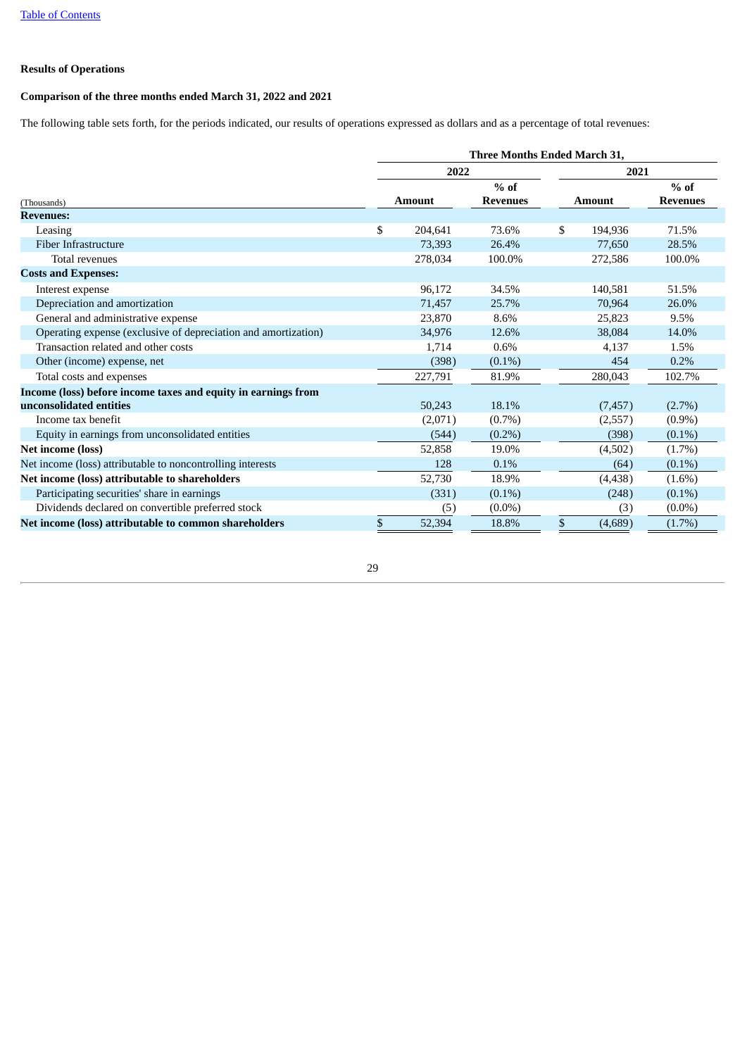[Table of Contents](#)

**Results of Operations**

**Comparison of the three months ended March 31, 2022 and 2021**

The following table sets forth, for the periods indicated, our results of operations expressed as dollars and as a percentage of total revenues:

| | Three Months Ended March 31, | | | |
|---|---|---|---|---|
| | 2022 | | 2021 | |
| (Thousands) | Amount | % of Revenues | Amount | % of Revenues |
| **Revenues:** | | | | |
| Leasing | $ 204,641 | 73.6% | $ 194,936 | 71.5% |
| Fiber Infrastructure | 73,393 | 26.4% | 77,650 | 28.5% |
| Total revenues | 278,034 | 100.0% | 272,586 | 100.0% |
| **Costs and Expenses:** | | | | |
| Interest expense | 96,172 | 34.5% | 140,581 | 51.5% |
| Depreciation and amortization | 71,457 | 25.7% | 70,964 | 26.0% |
| General and administrative expense | 23,870 | 8.6% | 25,823 | 9.5% |
| Operating expense (exclusive of depreciation and amortization) | 34,976 | 12.6% | 38,084 | 14.0% |
| Transaction related and other costs | 1,714 | 0.6% | 4,137 | 1.5% |
| Other (income) expense, net | (398) | (0.1%) | 454 | 0.2% |
| Total costs and expenses | 227,791 | 81.9% | 280,043 | 102.7% |
| **Income (loss) before income taxes and equity in earnings from unconsolidated entities** | 50,243 | 18.1% | (7,457) | (2.7%) |
| Income tax benefit | (2,071) | (0.7%) | (2,557) | (0.9%) |
| Equity in earnings from unconsolidated entities | (544) | (0.2%) | (398) | (0.1%) |
| **Net income (loss)** | 52,858 | 19.0% | (4,502) | (1.7%) |
| Net income (loss) attributable to noncontrolling interests | 128 | 0.1% | (64) | (0.1%) |
| **Net income (loss) attributable to shareholders** | 52,730 | 18.9% | (4,438) | (1.6%) |
| Participating securities' share in earnings | (331) | (0.1%) | (248) | (0.1%) |
| Dividends declared on convertible preferred stock | (5) | (0.0%) | (3) | (0.0%) |
| **Net income (loss) attributable to common shareholders** | $ 52,394 | 18.8% | $ (4,689) | (1.7%) |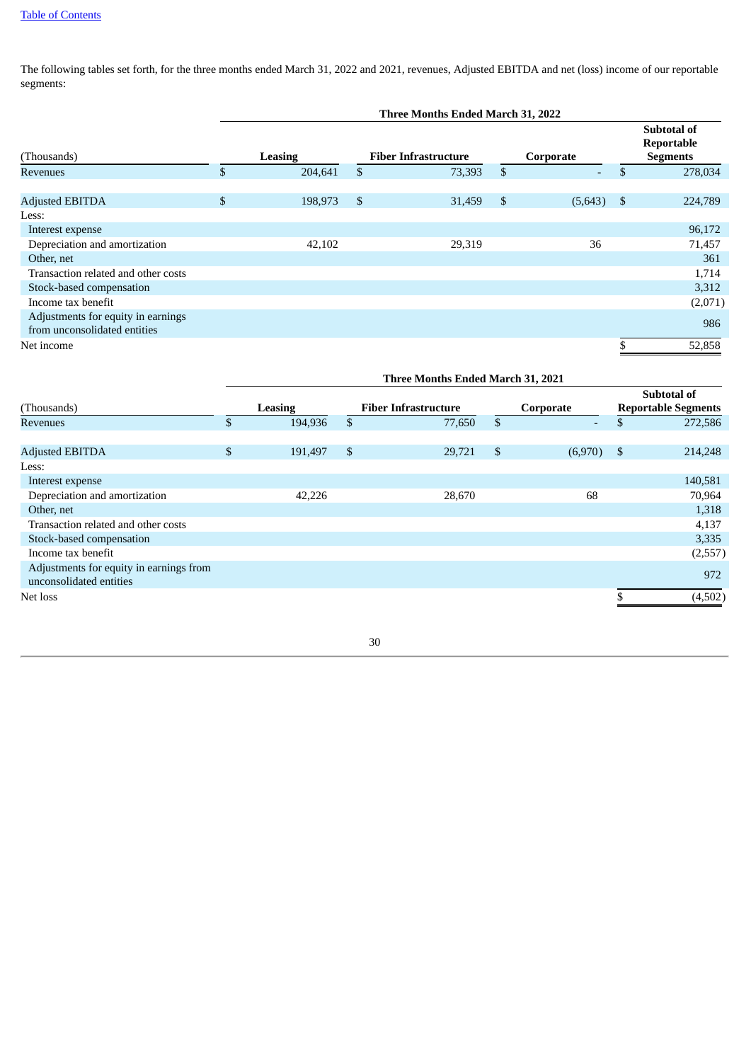The following tables set forth, for the three months ended March 31, 2022 and 2021, revenues, Adjusted EBITDA and net (loss) income of our reportable segments:

| | Three Months Ended March 31, 2022 | | | |
|---|---|---|---|---|
| (Thousands) | Leasing | Fiber Infrastructure | Corporate | Subtotal of Reportable Segments |
| Revenues | $ 204,641 | $ 73,393 | $ - | $ 278,034 |
| | | | | |
| Adjusted EBITDA | $ 198,973 | $ 31,459 | $ (5,643) | $ 224,789 |
| Less: | | | | |
| Interest expense | | | | 96,172 |
| Depreciation and amortization | 42,102 | 29,319 | 36 | 71,457 |
| Other, net | | | | 361 |
| Transaction related and other costs | | | | 1,714 |
| Stock-based compensation | | | | 3,312 |
| Income tax benefit | | | | (2,071) |
| Adjustments for equity in earnings from unconsolidated entities | | | | 986 |
| Net income | | | | $ 52,858 |

| | Three Months Ended March 31, 2021 | | | |
|---|---|---|---|---|
| (Thousands) | Leasing | Fiber Infrastructure | Corporate | Subtotal of Reportable Segments |
| Revenues | $ 194,936 | $ 77,650 | $ - | $ 272,586 |
| | | | | |
| Adjusted EBITDA | $ 191,497 | $ 29,721 | $ (6,970) | $ 214,248 |
| Less: | | | | |
| Interest expense | | | | 140,581 |
| Depreciation and amortization | 42,226 | 28,670 | 68 | 70,964 |
| Other, net | | | | 1,318 |
| Transaction related and other costs | | | | 4,137 |
| Stock-based compensation | | | | 3,335 |
| Income tax benefit | | | | (2,557) |
| Adjustments for equity in earnings from unconsolidated entities | | | | 972 |
| Net loss | | | | $ (4,502) |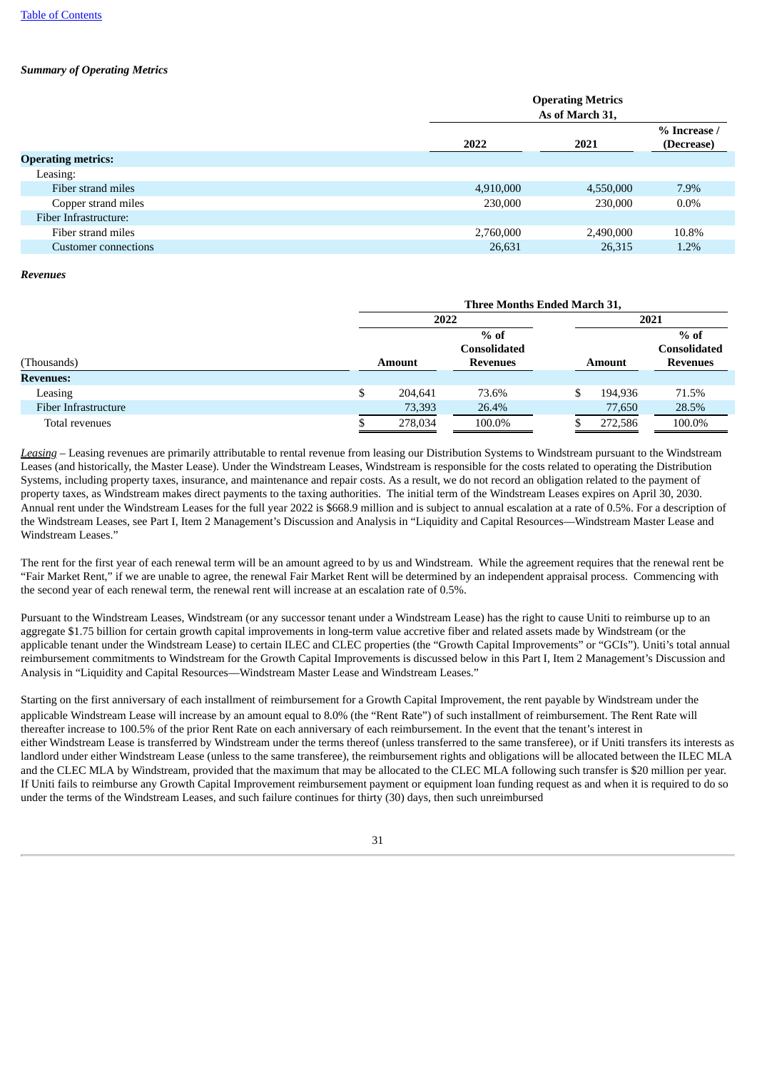*Summary of Operating Metrics*

| | Operating Metrics As of March 31, | | |
|---|---|---|---|
| | 2022 | 2021 | % Increase / (Decrease) |
| **Operating metrics:** | | | |
| Leasing: | | | |
| Fiber strand miles | 4,910,000 | 4,550,000 | 7.9% |
| Copper strand miles | 230,000 | 230,000 | 0.0% |
| Fiber Infrastructure: | | | |
| Fiber strand miles | 2,760,000 | 2,490,000 | 10.8% |
| Customer connections | 26,631 | 26,315 | 1.2% |

*Revenues*

| | Three Months Ended March 31, | | | |
|---|---|---|---|---|
| | 2022 | | 2021 | |
| (Thousands) | Amount | % of Consolidated Revenues | Amount | % of Consolidated Revenues |
| **Revenues:** | | | | |
| Leasing | $ 204,641 | 73.6% | $ 194,936 | 71.5% |
| Fiber Infrastructure | 73,393 | 26.4% | 77,650 | 28.5% |
| Total revenues | $ 278,034 | 100.0% | $ 272,586 | 100.0% |

*Leasing* – Leasing revenues are primarily attributable to rental revenue from leasing our Distribution Systems to Windstream pursuant to the Windstream Leases (and historically, the Master Lease). Under the Windstream Leases, Windstream is responsible for the costs related to operating the Distribution Systems, including property taxes, insurance, and maintenance and repair costs. As a result, we do not record an obligation related to the payment of property taxes, as Windstream makes direct payments to the taxing authorities. The initial term of the Windstream Leases expires on April 30, 2030. Annual rent under the Windstream Leases for the full year 2022 is $668.9 million and is subject to annual escalation at a rate of 0.5%. For a description of the Windstream Leases, see Part I, Item 2 Management's Discussion and Analysis in "Liquidity and Capital Resources—Windstream Master Lease and Windstream Leases."

The rent for the first year of each renewal term will be an amount agreed to by us and Windstream. While the agreement requires that the renewal rent be "Fair Market Rent," if we are unable to agree, the renewal Fair Market Rent will be determined by an independent appraisal process. Commencing with the second year of each renewal term, the renewal rent will increase at an escalation rate of 0.5%.

Pursuant to the Windstream Leases, Windstream (or any successor tenant under a Windstream Lease) has the right to cause Uniti to reimburse up to an aggregate $1.75 billion for certain growth capital improvements in long-term value accretive fiber and related assets made by Windstream (or the applicable tenant under the Windstream Lease) to certain ILEC and CLEC properties (the "Growth Capital Improvements" or "GCIs"). Uniti's total annual reimbursement commitments to Windstream for the Growth Capital Improvements is discussed below in this Part I, Item 2 Management's Discussion and Analysis in "Liquidity and Capital Resources—Windstream Master Lease and Windstream Leases."

Starting on the first anniversary of each installment of reimbursement for a Growth Capital Improvement, the rent payable by Windstream under the applicable Windstream Lease will increase by an amount equal to 8.0% (the "Rent Rate") of such installment of reimbursement. The Rent Rate will thereafter increase to 100.5% of the prior Rent Rate on each anniversary of each reimbursement. In the event that the tenant's interest in either Windstream Lease is transferred by Windstream under the terms thereof (unless transferred to the same transferee), or if Uniti transfers its interests as landlord under either Windstream Lease (unless to the same transferee), the reimbursement rights and obligations will be allocated between the ILEC MLA and the CLEC MLA by Windstream, provided that the maximum that may be allocated to the CLEC MLA following such transfer is $20 million per year. If Uniti fails to reimburse any Growth Capital Improvement reimbursement payment or equipment loan funding request as and when it is required to do so under the terms of the Windstream Leases, and such failure continues for thirty (30) days, then such unreimbursed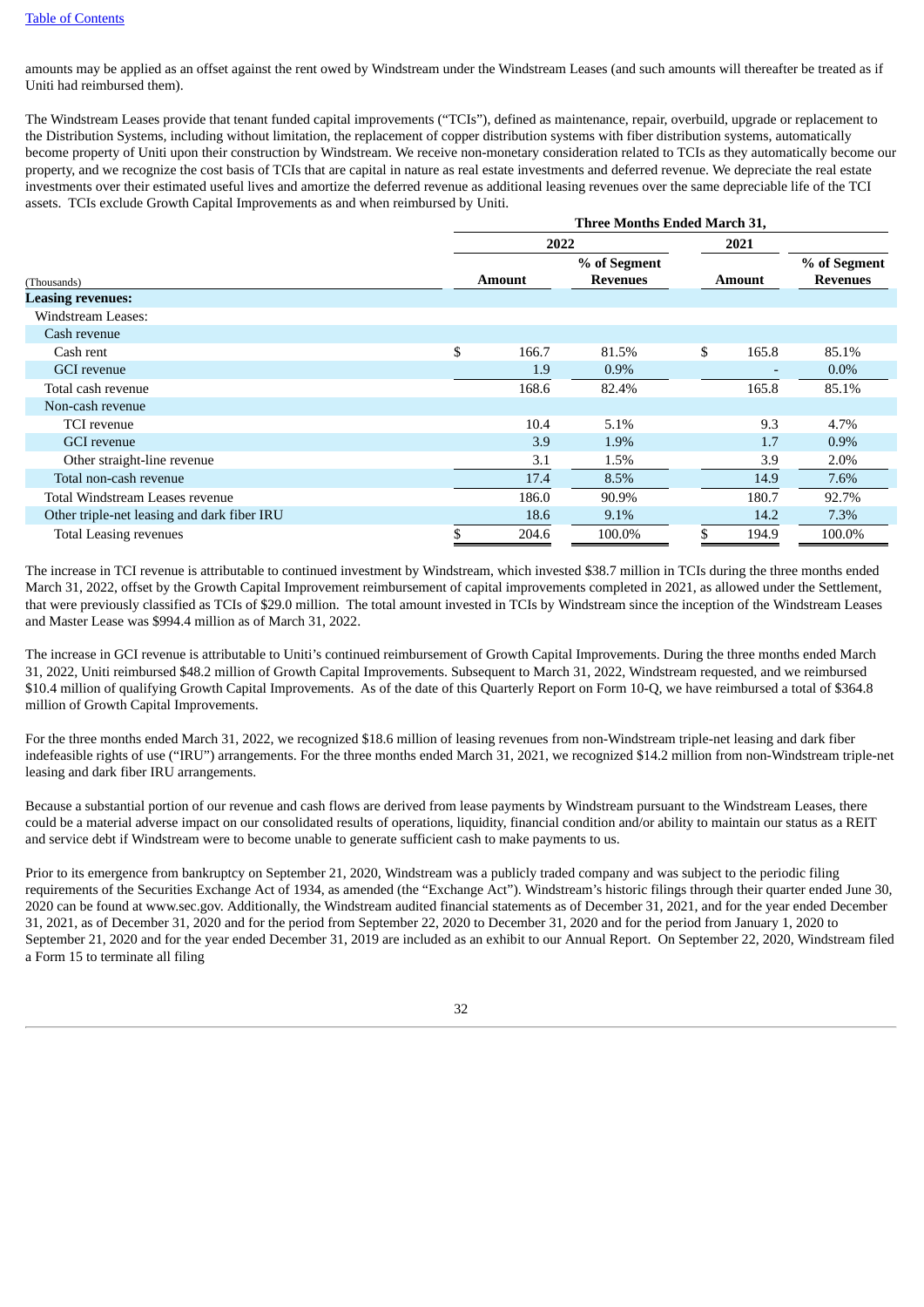amounts may be applied as an offset against the rent owed by Windstream under the Windstream Leases (and such amounts will thereafter be treated as if Uniti had reimbursed them).

The Windstream Leases provide that tenant funded capital improvements ("TCIs"), defined as maintenance, repair, overbuild, upgrade or replacement to the Distribution Systems, including without limitation, the replacement of copper distribution systems with fiber distribution systems, automatically become property of Uniti upon their construction by Windstream. We receive non-monetary consideration related to TCIs as they automatically become our property, and we recognize the cost basis of TCIs that are capital in nature as real estate investments and deferred revenue. We depreciate the real estate investments over their estimated useful lives and amortize the deferred revenue as additional leasing revenues over the same depreciable life of the TCI assets. TCIs exclude Growth Capital Improvements as and when reimbursed by Uniti.

| | Three Months Ended March 31, | | | |
|---|---|---|---|---|
| | 2022 | | 2021 | |
| (Thousands) | Amount | % of Segment Revenues | Amount | % of Segment Revenues |
| **Leasing revenues:** | | | | |
| Windstream Leases: | | | | |
| Cash revenue | | | | |
| Cash rent | $ 166.7 | 81.5% | $ 165.8 | 85.1% |
| GCI revenue | 1.9 | 0.9% | - | 0.0% |
| Total cash revenue | 168.6 | 82.4% | 165.8 | 85.1% |
| Non-cash revenue | | | | |
| TCI revenue | 10.4 | 5.1% | 9.3 | 4.7% |
| GCI revenue | 3.9 | 1.9% | 1.7 | 0.9% |
| Other straight-line revenue | 3.1 | 1.5% | 3.9 | 2.0% |
| Total non-cash revenue | 17.4 | 8.5% | 14.9 | 7.6% |
| Total Windstream Leases revenue | 186.0 | 90.9% | 180.7 | 92.7% |
| Other triple-net leasing and dark fiber IRU | 18.6 | 9.1% | 14.2 | 7.3% |
| Total Leasing revenues | $ 204.6 | 100.0% | $ 194.9 | 100.0% |

The increase in TCI revenue is attributable to continued investment by Windstream, which invested $38.7 million in TCIs during the three months ended March 31, 2022, offset by the Growth Capital Improvement reimbursement of capital improvements completed in 2021, as allowed under the Settlement, that were previously classified as TCIs of $29.0 million. The total amount invested in TCIs by Windstream since the inception of the Windstream Leases and Master Lease was $994.4 million as of March 31, 2022.

The increase in GCI revenue is attributable to Uniti's continued reimbursement of Growth Capital Improvements. During the three months ended March 31, 2022, Uniti reimbursed $48.2 million of Growth Capital Improvements. Subsequent to March 31, 2022, Windstream requested, and we reimbursed $10.4 million of qualifying Growth Capital Improvements. As of the date of this Quarterly Report on Form 10-Q, we have reimbursed a total of $364.8 million of Growth Capital Improvements.

For the three months ended March 31, 2022, we recognized $18.6 million of leasing revenues from non-Windstream triple-net leasing and dark fiber indefeasible rights of use ("IRU") arrangements. For the three months ended March 31, 2021, we recognized $14.2 million from non-Windstream triple-net leasing and dark fiber IRU arrangements.

Because a substantial portion of our revenue and cash flows are derived from lease payments by Windstream pursuant to the Windstream Leases, there could be a material adverse impact on our consolidated results of operations, liquidity, financial condition and/or ability to maintain our status as a REIT and service debt if Windstream were to become unable to generate sufficient cash to make payments to us.

Prior to its emergence from bankruptcy on September 21, 2020, Windstream was a publicly traded company and was subject to the periodic filing requirements of the Securities Exchange Act of 1934, as amended (the "Exchange Act"). Windstream's historic filings through their quarter ended June 30, 2020 can be found at www.sec.gov. Additionally, the Windstream audited financial statements as of December 31, 2021, and for the year ended December 31, 2021, as of December 31, 2020 and for the period from September 22, 2020 to December 31, 2020 and for the period from January 1, 2020 to September 21, 2020 and for the year ended December 31, 2019 are included as an exhibit to our Annual Report. On September 22, 2020, Windstream filed a Form 15 to terminate all filing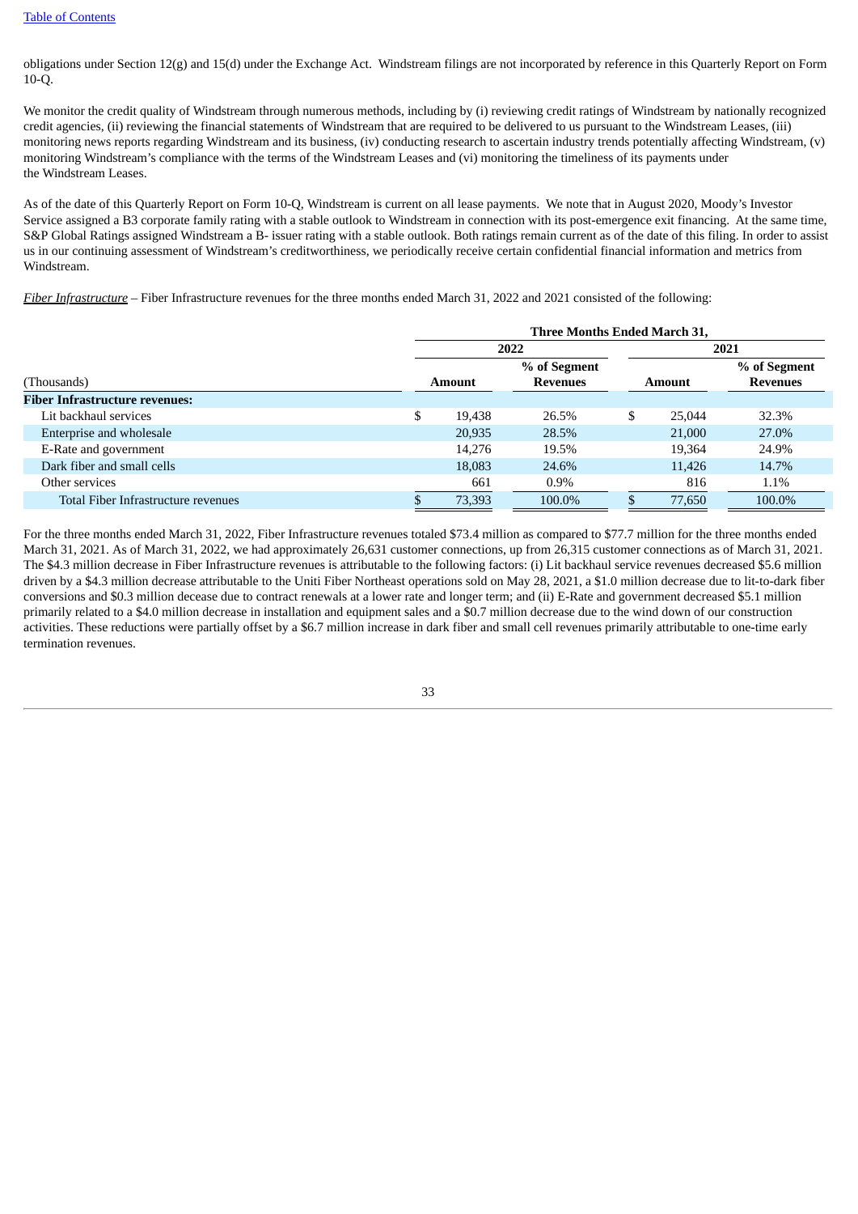obligations under Section 12(g) and 15(d) under the Exchange Act. Windstream filings are not incorporated by reference in this Quarterly Report on Form 10-Q.

We monitor the credit quality of Windstream through numerous methods, including by (i) reviewing credit ratings of Windstream by nationally recognized credit agencies, (ii) reviewing the financial statements of Windstream that are required to be delivered to us pursuant to the Windstream Leases, (iii) monitoring news reports regarding Windstream and its business, (iv) conducting research to ascertain industry trends potentially affecting Windstream, (v) monitoring Windstream's compliance with the terms of the Windstream Leases and (vi) monitoring the timeliness of its payments under the Windstream Leases.

As of the date of this Quarterly Report on Form 10-Q, Windstream is current on all lease payments. We note that in August 2020, Moody's Investor Service assigned a B3 corporate family rating with a stable outlook to Windstream in connection with its post-emergence exit financing. At the same time, S&P Global Ratings assigned Windstream a B- issuer rating with a stable outlook. Both ratings remain current as of the date of this filing. In order to assist us in our continuing assessment of Windstream's creditworthiness, we periodically receive certain confidential financial information and metrics from Windstream.

*Fiber Infrastructure* – Fiber Infrastructure revenues for the three months ended March 31, 2022 and 2021 consisted of the following:

| | Three Months Ended March 31, | | | |
|---|---|---|---|---|
| | 2022 | | 2021 | |
| (Thousands) | Amount | % of Segment Revenues | Amount | % of Segment Revenues |
| **Fiber Infrastructure revenues:** | | | | |
| Lit backhaul services | $ 19,438 | 26.5% | $ 25,044 | 32.3% |
| Enterprise and wholesale | 20,935 | 28.5% | 21,000 | 27.0% |
| E-Rate and government | 14,276 | 19.5% | 19,364 | 24.9% |
| Dark fiber and small cells | 18,083 | 24.6% | 11,426 | 14.7% |
| Other services | 661 | 0.9% | 816 | 1.1% |
| Total Fiber Infrastructure revenues | $ 73,393 | 100.0% | $ 77,650 | 100.0% |

For the three months ended March 31, 2022, Fiber Infrastructure revenues totaled $73.4 million as compared to $77.7 million for the three months ended March 31, 2021. As of March 31, 2022, we had approximately 26,631 customer connections, up from 26,315 customer connections as of March 31, 2021. The $4.3 million decrease in Fiber Infrastructure revenues is attributable to the following factors: (i) Lit backhaul service revenues decreased $5.6 million driven by a $4.3 million decrease attributable to the Uniti Fiber Northeast operations sold on May 28, 2021, a $1.0 million decrease due to lit-to-dark fiber conversions and $0.3 million decease due to contract renewals at a lower rate and longer term; and (ii) E-Rate and government decreased $5.1 million primarily related to a $4.0 million decrease in installation and equipment sales and a $0.7 million decrease due to the wind down of our construction activities. These reductions were partially offset by a $6.7 million increase in dark fiber and small cell revenues primarily attributable to one-time early termination revenues.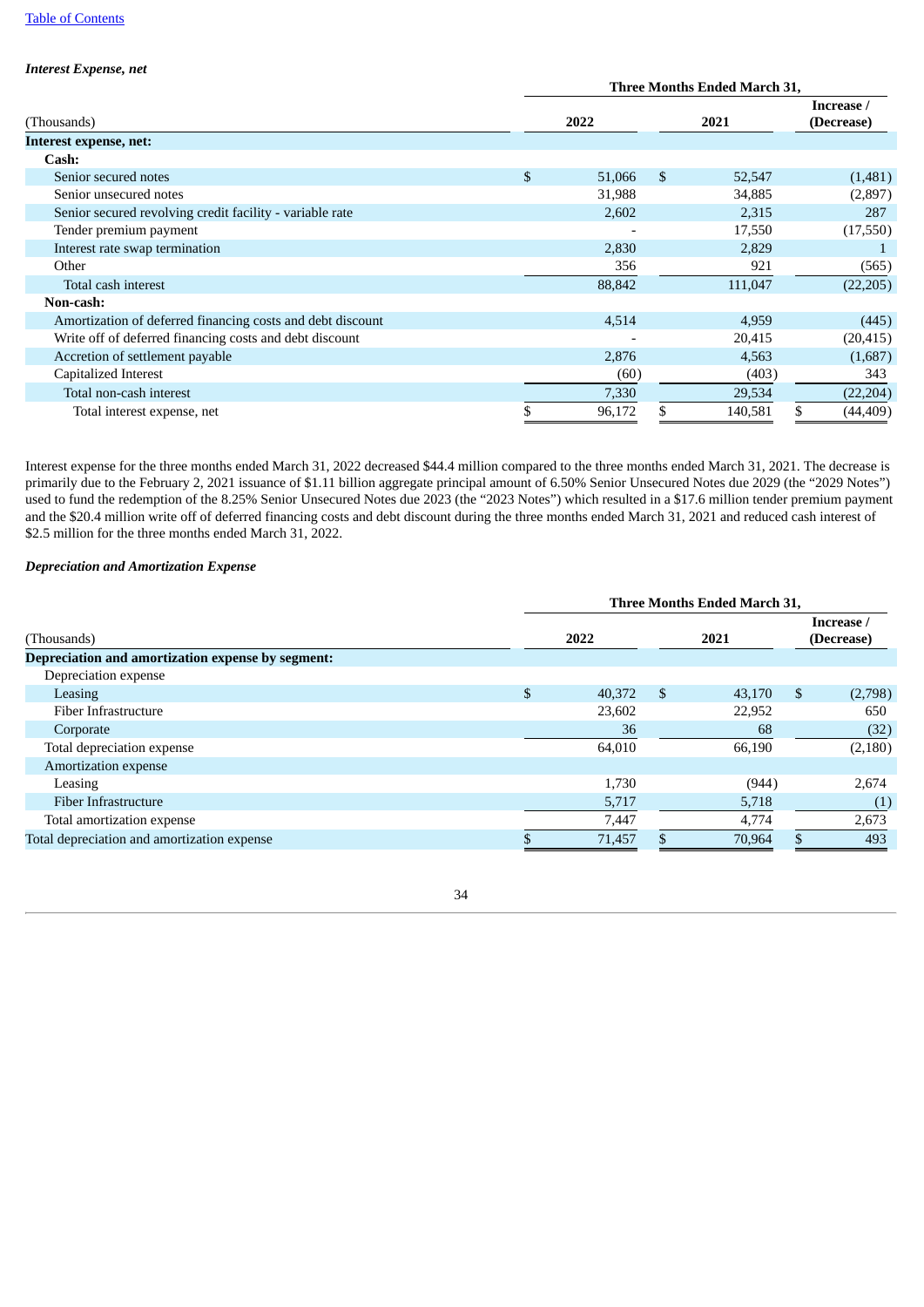[Table of Contents](#)

***Interest Expense, net***

| (Thousands) | Three Months Ended March 31, 2022 | 2021 | Increase / (Decrease) |
|---|---|---|---|
| **Interest expense, net:** | | | |
| **Cash:** | | | |
| Senior secured notes | $ 51,066 | $ 52,547 | (1,481) |
| Senior unsecured notes | 31,988 | 34,885 | (2,897) |
| Senior secured revolving credit facility - variable rate | 2,602 | 2,315 | 287 |
| Tender premium payment | - | 17,550 | (17,550) |
| Interest rate swap termination | 2,830 | 2,829 | 1 |
| Other | 356 | 921 | (565) |
| Total cash interest | 88,842 | 111,047 | (22,205) |
| **Non-cash:** | | | |
| Amortization of deferred financing costs and debt discount | 4,514 | 4,959 | (445) |
| Write off of deferred financing costs and debt discount | - | 20,415 | (20,415) |
| Accretion of settlement payable | 2,876 | 4,563 | (1,687) |
| Capitalized Interest | (60) | (403) | 343 |
| Total non-cash interest | 7,330 | 29,534 | (22,204) |
| Total interest expense, net | $ 96,172 | $ 140,581 | $ (44,409) |

Interest expense for the three months ended March 31, 2022 decreased $44.4 million compared to the three months ended March 31, 2021. The decrease is primarily due to the February 2, 2021 issuance of $1.11 billion aggregate principal amount of 6.50% Senior Unsecured Notes due 2029 (the "2029 Notes") used to fund the redemption of the 8.25% Senior Unsecured Notes due 2023 (the "2023 Notes") which resulted in a $17.6 million tender premium payment and the $20.4 million write off of deferred financing costs and debt discount during the three months ended March 31, 2021 and reduced cash interest of $2.5 million for the three months ended March 31, 2022.

***Depreciation and Amortization Expense***

| (Thousands) | Three Months Ended March 31, 2022 | 2021 | Increase / (Decrease) |
|---|---|---|---|
| **Depreciation and amortization expense by segment:** | | | |
| Depreciation expense | | | |
| Leasing | $ 40,372 | $ 43,170 | $ (2,798) |
| Fiber Infrastructure | 23,602 | 22,952 | 650 |
| Corporate | 36 | 68 | (32) |
| Total depreciation expense | 64,010 | 66,190 | (2,180) |
| Amortization expense | | | |
| Leasing | 1,730 | (944) | 2,674 |
| Fiber Infrastructure | 5,717 | 5,718 | (1) |
| Total amortization expense | 7,447 | 4,774 | 2,673 |
| Total depreciation and amortization expense | $ 71,457 | $ 70,964 | $ 493 |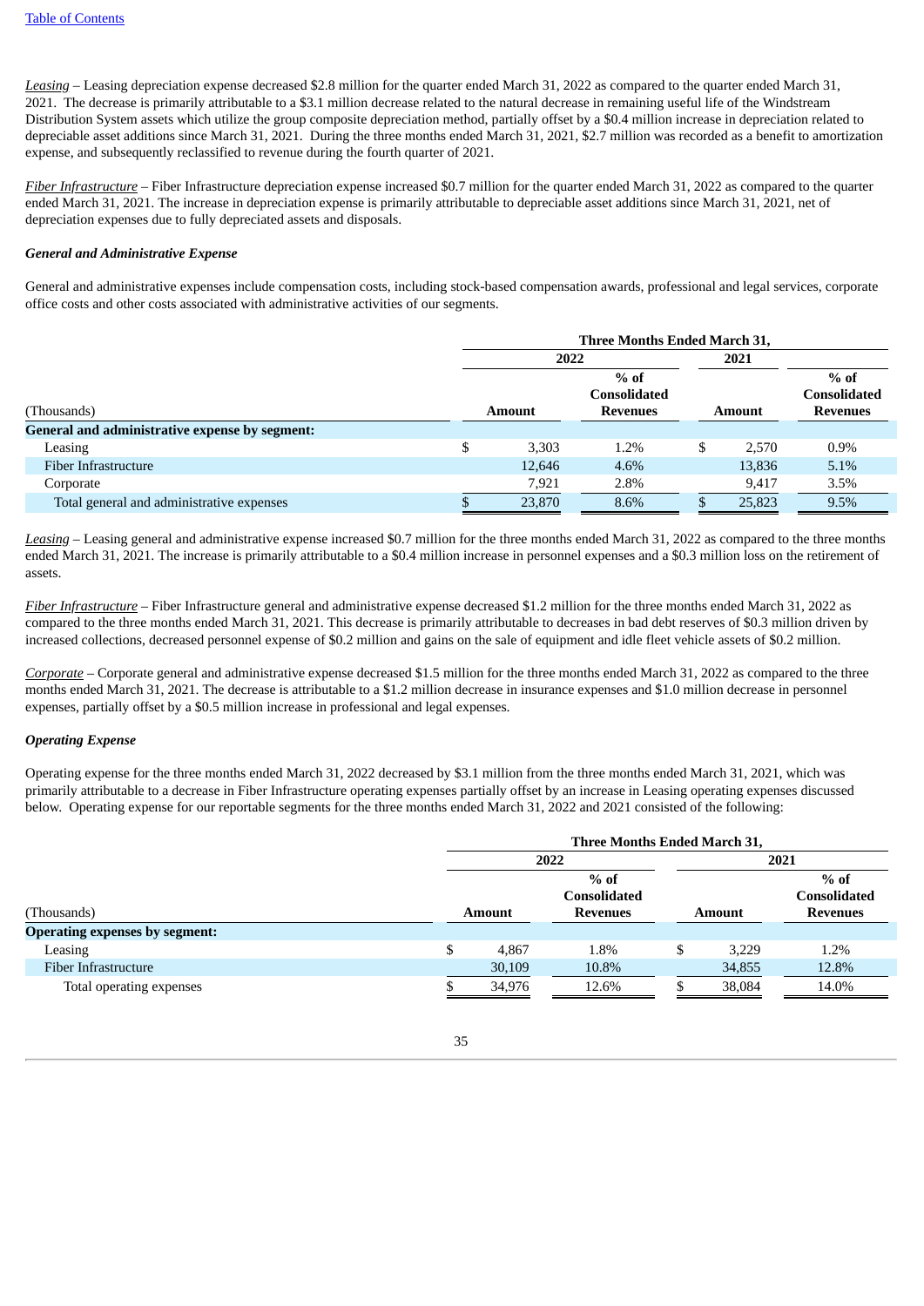*Leasing* – Leasing depreciation expense decreased $2.8 million for the quarter ended March 31, 2022 as compared to the quarter ended March 31, 2021. The decrease is primarily attributable to a $3.1 million decrease related to the natural decrease in remaining useful life of the Windstream Distribution System assets which utilize the group composite depreciation method, partially offset by a $0.4 million increase in depreciation related to depreciable asset additions since March 31, 2021. During the three months ended March 31, 2021, $2.7 million was recorded as a benefit to amortization expense, and subsequently reclassified to revenue during the fourth quarter of 2021.

*Fiber Infrastructure* – Fiber Infrastructure depreciation expense increased $0.7 million for the quarter ended March 31, 2022 as compared to the quarter ended March 31, 2021. The increase in depreciation expense is primarily attributable to depreciable asset additions since March 31, 2021, net of depreciation expenses due to fully depreciated assets and disposals.

***General and Administrative Expense***

General and administrative expenses include compensation costs, including stock-based compensation awards, professional and legal services, corporate office costs and other costs associated with administrative activities of our segments.

| | Three Months Ended March 31, | | | |
|---|---|---|---|---|
| | 2022 | | 2021 | |
| (Thousands) | Amount | % of Consolidated Revenues | Amount | % of Consolidated Revenues |
| **General and administrative expense by segment:** | | | | |
| Leasing | $ 3,303 | 1.2% | $ 2,570 | 0.9% |
| Fiber Infrastructure | 12,646 | 4.6% | 13,836 | 5.1% |
| Corporate | 7,921 | 2.8% | 9,417 | 3.5% |
| Total general and administrative expenses | $ 23,870 | 8.6% | $ 25,823 | 9.5% |

*Leasing* – Leasing general and administrative expense increased $0.7 million for the three months ended March 31, 2022 as compared to the three months ended March 31, 2021. The increase is primarily attributable to a $0.4 million increase in personnel expenses and a $0.3 million loss on the retirement of assets.

*Fiber Infrastructure* – Fiber Infrastructure general and administrative expense decreased $1.2 million for the three months ended March 31, 2022 as compared to the three months ended March 31, 2021. This decrease is primarily attributable to decreases in bad debt reserves of $0.3 million driven by increased collections, decreased personnel expense of $0.2 million and gains on the sale of equipment and idle fleet vehicle assets of $0.2 million.

*Corporate* – Corporate general and administrative expense decreased $1.5 million for the three months ended March 31, 2022 as compared to the three months ended March 31, 2021. The decrease is attributable to a $1.2 million decrease in insurance expenses and $1.0 million decrease in personnel expenses, partially offset by a $0.5 million increase in professional and legal expenses.

***Operating Expense***

Operating expense for the three months ended March 31, 2022 decreased by $3.1 million from the three months ended March 31, 2021, which was primarily attributable to a decrease in Fiber Infrastructure operating expenses partially offset by an increase in Leasing operating expenses discussed below. Operating expense for our reportable segments for the three months ended March 31, 2022 and 2021 consisted of the following:

| | Three Months Ended March 31, | | | |
|---|---|---|---|---|
| | 2022 | | 2021 | |
| (Thousands) | Amount | % of Consolidated Revenues | Amount | % of Consolidated Revenues |
| **Operating expenses by segment:** | | | | |
| Leasing | $ 4,867 | 1.8% | $ 3,229 | 1.2% |
| Fiber Infrastructure | 30,109 | 10.8% | 34,855 | 12.8% |
| Total operating expenses | $ 34,976 | 12.6% | $ 38,084 | 14.0% |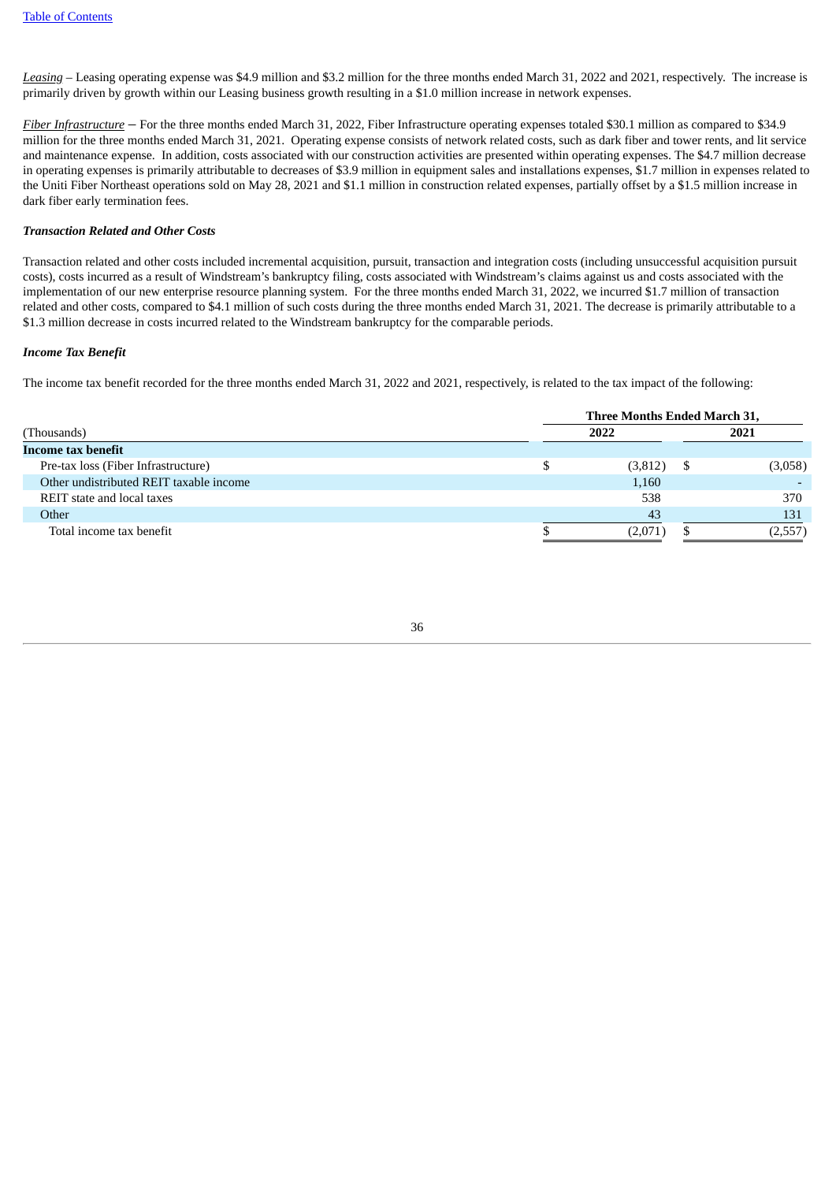*Leasing* – Leasing operating expense was \$4.9 million and \$3.2 million for the three months ended March 31, 2022 and 2021, respectively. The increase is primarily driven by growth within our Leasing business growth resulting in a \$1.0 million increase in network expenses.

*Fiber Infrastructure* – For the three months ended March 31, 2022, Fiber Infrastructure operating expenses totaled \$30.1 million as compared to \$34.9 million for the three months ended March 31, 2021. Operating expense consists of network related costs, such as dark fiber and tower rents, and lit service and maintenance expense. In addition, costs associated with our construction activities are presented within operating expenses. The \$4.7 million decrease in operating expenses is primarily attributable to decreases of \$3.9 million in equipment sales and installations expenses, \$1.7 million in expenses related to the Uniti Fiber Northeast operations sold on May 28, 2021 and \$1.1 million in construction related expenses, partially offset by a \$1.5 million increase in dark fiber early termination fees.

***Transaction Related and Other Costs***

Transaction related and other costs included incremental acquisition, pursuit, transaction and integration costs (including unsuccessful acquisition pursuit costs), costs incurred as a result of Windstream's bankruptcy filing, costs associated with Windstream's claims against us and costs associated with the implementation of our new enterprise resource planning system. For the three months ended March 31, 2022, we incurred \$1.7 million of transaction related and other costs, compared to \$4.1 million of such costs during the three months ended March 31, 2021. The decrease is primarily attributable to a \$1.3 million decrease in costs incurred related to the Windstream bankruptcy for the comparable periods.

***Income Tax Benefit***

The income tax benefit recorded for the three months ended March 31, 2022 and 2021, respectively, is related to the tax impact of the following:

| (Thousands) | Three Months Ended March 31, 2022 | Three Months Ended March 31, 2021 |
|---|---|---|
| **Income tax benefit** | | |
| Pre-tax loss (Fiber Infrastructure) | \$ (3,812) | \$ (3,058) |
| Other undistributed REIT taxable income | 1,160 | - |
| REIT state and local taxes | 538 | 370 |
| Other | 43 | 131 |
| Total income tax benefit | \$ (2,071) | \$ (2,557) |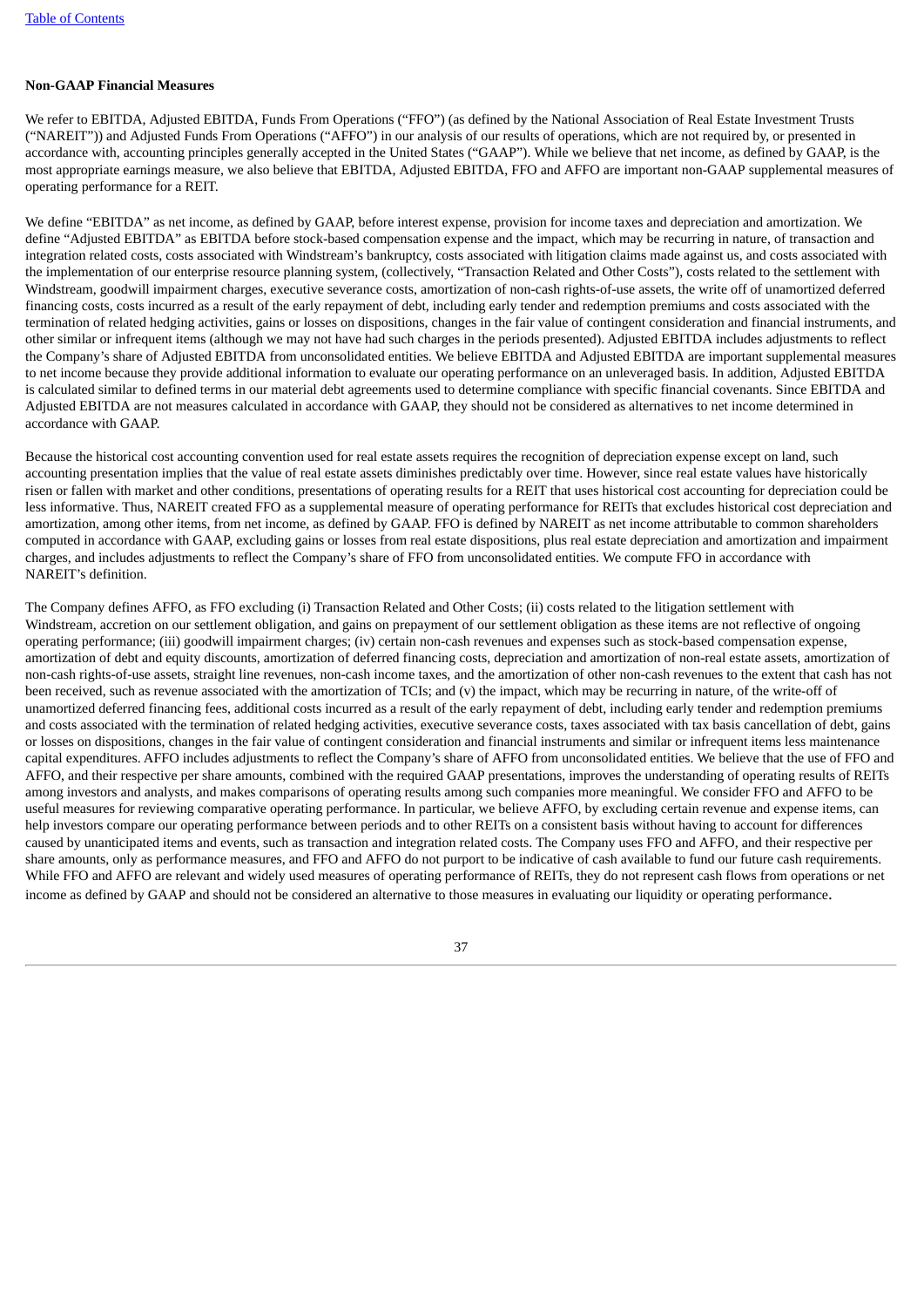**Non-GAAP Financial Measures**

We refer to EBITDA, Adjusted EBITDA, Funds From Operations ("FFO") (as defined by the National Association of Real Estate Investment Trusts ("NAREIT")) and Adjusted Funds From Operations ("AFFO") in our analysis of our results of operations, which are not required by, or presented in accordance with, accounting principles generally accepted in the United States ("GAAP"). While we believe that net income, as defined by GAAP, is the most appropriate earnings measure, we also believe that EBITDA, Adjusted EBITDA, FFO and AFFO are important non-GAAP supplemental measures of operating performance for a REIT.

We define "EBITDA" as net income, as defined by GAAP, before interest expense, provision for income taxes and depreciation and amortization. We define "Adjusted EBITDA" as EBITDA before stock-based compensation expense and the impact, which may be recurring in nature, of transaction and integration related costs, costs associated with Windstream's bankruptcy, costs associated with litigation claims made against us, and costs associated with the implementation of our enterprise resource planning system, (collectively, "Transaction Related and Other Costs"), costs related to the settlement with Windstream, goodwill impairment charges, executive severance costs, amortization of non-cash rights-of-use assets, the write off of unamortized deferred financing costs, costs incurred as a result of the early repayment of debt, including early tender and redemption premiums and costs associated with the termination of related hedging activities, gains or losses on dispositions, changes in the fair value of contingent consideration and financial instruments, and other similar or infrequent items (although we may not have had such charges in the periods presented). Adjusted EBITDA includes adjustments to reflect the Company's share of Adjusted EBITDA from unconsolidated entities. We believe EBITDA and Adjusted EBITDA are important supplemental measures to net income because they provide additional information to evaluate our operating performance on an unleveraged basis. In addition, Adjusted EBITDA is calculated similar to defined terms in our material debt agreements used to determine compliance with specific financial covenants. Since EBITDA and Adjusted EBITDA are not measures calculated in accordance with GAAP, they should not be considered as alternatives to net income determined in accordance with GAAP.

Because the historical cost accounting convention used for real estate assets requires the recognition of depreciation expense except on land, such accounting presentation implies that the value of real estate assets diminishes predictably over time. However, since real estate values have historically risen or fallen with market and other conditions, presentations of operating results for a REIT that uses historical cost accounting for depreciation could be less informative. Thus, NAREIT created FFO as a supplemental measure of operating performance for REITs that excludes historical cost depreciation and amortization, among other items, from net income, as defined by GAAP. FFO is defined by NAREIT as net income attributable to common shareholders computed in accordance with GAAP, excluding gains or losses from real estate dispositions, plus real estate depreciation and amortization and impairment charges, and includes adjustments to reflect the Company's share of FFO from unconsolidated entities. We compute FFO in accordance with NAREIT's definition.

The Company defines AFFO, as FFO excluding (i) Transaction Related and Other Costs; (ii) costs related to the litigation settlement with Windstream, accretion on our settlement obligation, and gains on prepayment of our settlement obligation as these items are not reflective of ongoing operating performance; (iii) goodwill impairment charges; (iv) certain non-cash revenues and expenses such as stock-based compensation expense, amortization of debt and equity discounts, amortization of deferred financing costs, depreciation and amortization of non-real estate assets, amortization of non-cash rights-of-use assets, straight line revenues, non-cash income taxes, and the amortization of other non-cash revenues to the extent that cash has not been received, such as revenue associated with the amortization of TCIs; and (v) the impact, which may be recurring in nature, of the write-off of unamortized deferred financing fees, additional costs incurred as a result of the early repayment of debt, including early tender and redemption premiums and costs associated with the termination of related hedging activities, executive severance costs, taxes associated with tax basis cancellation of debt, gains or losses on dispositions, changes in the fair value of contingent consideration and financial instruments and similar or infrequent items less maintenance capital expenditures. AFFO includes adjustments to reflect the Company's share of AFFO from unconsolidated entities. We believe that the use of FFO and AFFO, and their respective per share amounts, combined with the required GAAP presentations, improves the understanding of operating results of REITs among investors and analysts, and makes comparisons of operating results among such companies more meaningful. We consider FFO and AFFO to be useful measures for reviewing comparative operating performance. In particular, we believe AFFO, by excluding certain revenue and expense items, can help investors compare our operating performance between periods and to other REITs on a consistent basis without having to account for differences caused by unanticipated items and events, such as transaction and integration related costs. The Company uses FFO and AFFO, and their respective per share amounts, only as performance measures, and FFO and AFFO do not purport to be indicative of cash available to fund our future cash requirements. While FFO and AFFO are relevant and widely used measures of operating performance of REITs, they do not represent cash flows from operations or net income as defined by GAAP and should not be considered an alternative to those measures in evaluating our liquidity or operating performance.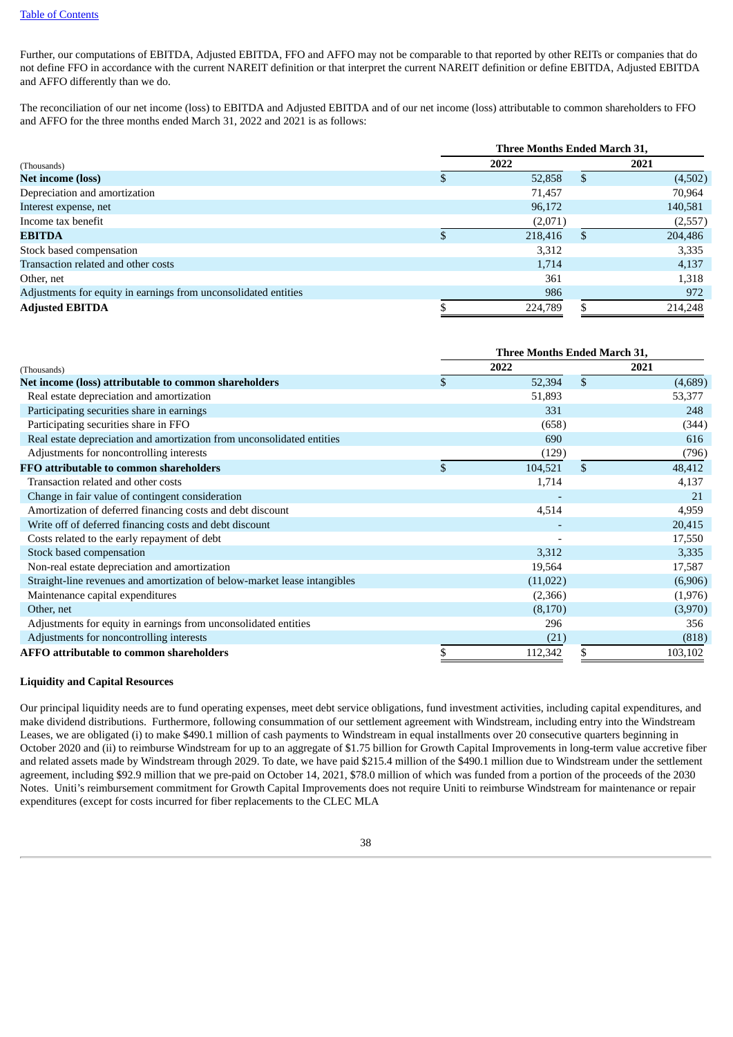Further, our computations of EBITDA, Adjusted EBITDA, FFO and AFFO may not be comparable to that reported by other REITs or companies that do not define FFO in accordance with the current NAREIT definition or that interpret the current NAREIT definition or define EBITDA, Adjusted EBITDA and AFFO differently than we do.

The reconciliation of our net income (loss) to EBITDA and Adjusted EBITDA and of our net income (loss) attributable to common shareholders to FFO and AFFO for the three months ended March 31, 2022 and 2021 is as follows:

| (Thousands) | Three Months Ended March 31, 2022 | Three Months Ended March 31, 2021 |
|---|---|---|
| **Net income (loss)** | $ 52,858 | $ (4,502) |
| Depreciation and amortization | 71,457 | 70,964 |
| Interest expense, net | 96,172 | 140,581 |
| Income tax benefit | (2,071) | (2,557) |
| **EBITDA** | $ 218,416 | $ 204,486 |
| Stock based compensation | 3,312 | 3,335 |
| Transaction related and other costs | 1,714 | 4,137 |
| Other, net | 361 | 1,318 |
| Adjustments for equity in earnings from unconsolidated entities | 986 | 972 |
| **Adjusted EBITDA** | $ 224,789 | $ 214,248 |

| (Thousands) | Three Months Ended March 31, 2022 | Three Months Ended March 31, 2021 |
|---|---|---|
| **Net income (loss) attributable to common shareholders** | $ 52,394 | $ (4,689) |
| Real estate depreciation and amortization | 51,893 | 53,377 |
| Participating securities share in earnings | 331 | 248 |
| Participating securities share in FFO | (658) | (344) |
| Real estate depreciation and amortization from unconsolidated entities | 690 | 616 |
| Adjustments for noncontrolling interests | (129) | (796) |
| **FFO attributable to common shareholders** | $ 104,521 | $ 48,412 |
| Transaction related and other costs | 1,714 | 4,137 |
| Change in fair value of contingent consideration | - | 21 |
| Amortization of deferred financing costs and debt discount | 4,514 | 4,959 |
| Write off of deferred financing costs and debt discount | - | 20,415 |
| Costs related to the early repayment of debt | - | 17,550 |
| Stock based compensation | 3,312 | 3,335 |
| Non-real estate depreciation and amortization | 19,564 | 17,587 |
| Straight-line revenues and amortization of below-market lease intangibles | (11,022) | (6,906) |
| Maintenance capital expenditures | (2,366) | (1,976) |
| Other, net | (8,170) | (3,970) |
| Adjustments for equity in earnings from unconsolidated entities | 296 | 356 |
| Adjustments for noncontrolling interests | (21) | (818) |
| **AFFO attributable to common shareholders** | $ 112,342 | $ 103,102 |

**Liquidity and Capital Resources**

Our principal liquidity needs are to fund operating expenses, meet debt service obligations, fund investment activities, including capital expenditures, and make dividend distributions. Furthermore, following consummation of our settlement agreement with Windstream, including entry into the Windstream Leases, we are obligated (i) to make $490.1 million of cash payments to Windstream in equal installments over 20 consecutive quarters beginning in October 2020 and (ii) to reimburse Windstream for up to an aggregate of $1.75 billion for Growth Capital Improvements in long-term value accretive fiber and related assets made by Windstream through 2029. To date, we have paid $215.4 million of the $490.1 million due to Windstream under the settlement agreement, including $92.9 million that we pre-paid on October 14, 2021, $78.0 million of which was funded from a portion of the proceeds of the 2030 Notes. Uniti's reimbursement commitment for Growth Capital Improvements does not require Uniti to reimburse Windstream for maintenance or repair expenditures (except for costs incurred for fiber replacements to the CLEC MLA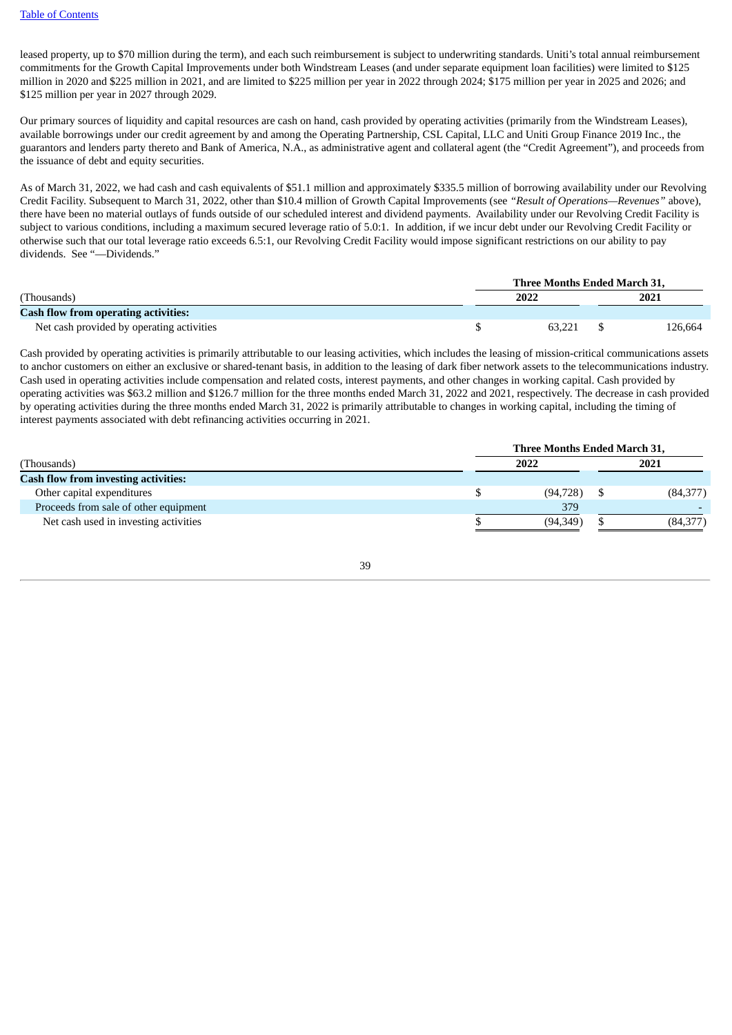leased property, up to $70 million during the term), and each such reimbursement is subject to underwriting standards. Uniti's total annual reimbursement commitments for the Growth Capital Improvements under both Windstream Leases (and under separate equipment loan facilities) were limited to $125 million in 2020 and $225 million in 2021, and are limited to $225 million per year in 2022 through 2024; $175 million per year in 2025 and 2026; and $125 million per year in 2027 through 2029.

Our primary sources of liquidity and capital resources are cash on hand, cash provided by operating activities (primarily from the Windstream Leases), available borrowings under our credit agreement by and among the Operating Partnership, CSL Capital, LLC and Uniti Group Finance 2019 Inc., the guarantors and lenders party thereto and Bank of America, N.A., as administrative agent and collateral agent (the "Credit Agreement"), and proceeds from the issuance of debt and equity securities.

As of March 31, 2022, we had cash and cash equivalents of $51.1 million and approximately $335.5 million of borrowing availability under our Revolving Credit Facility. Subsequent to March 31, 2022, other than $10.4 million of Growth Capital Improvements (see *"Result of Operations—Revenues"* above), there have been no material outlays of funds outside of our scheduled interest and dividend payments. Availability under our Revolving Credit Facility is subject to various conditions, including a maximum secured leverage ratio of 5.0:1. In addition, if we incur debt under our Revolving Credit Facility or otherwise such that our total leverage ratio exceeds 6.5:1, our Revolving Credit Facility would impose significant restrictions on our ability to pay dividends. See "—Dividends."

| | Three Months Ended March 31, | |
|---|---|---|
| (Thousands) | 2022 | 2021 |
| **Cash flow from operating activities:** | | |
| Net cash provided by operating activities | $ 63,221 | $ 126,664 |

Cash provided by operating activities is primarily attributable to our leasing activities, which includes the leasing of mission-critical communications assets to anchor customers on either an exclusive or shared-tenant basis, in addition to the leasing of dark fiber network assets to the telecommunications industry. Cash used in operating activities include compensation and related costs, interest payments, and other changes in working capital. Cash provided by operating activities was $63.2 million and $126.7 million for the three months ended March 31, 2022 and 2021, respectively. The decrease in cash provided by operating activities during the three months ended March 31, 2022 is primarily attributable to changes in working capital, including the timing of interest payments associated with debt refinancing activities occurring in 2021.

| | Three Months Ended March 31, | |
|---|---|---|
| (Thousands) | 2022 | 2021 |
| **Cash flow from investing activities:** | | |
| Other capital expenditures | $ (94,728) | $ (84,377) |
| Proceeds from sale of other equipment | 379 | - |
| Net cash used in investing activities | $ (94,349) | $ (84,377) |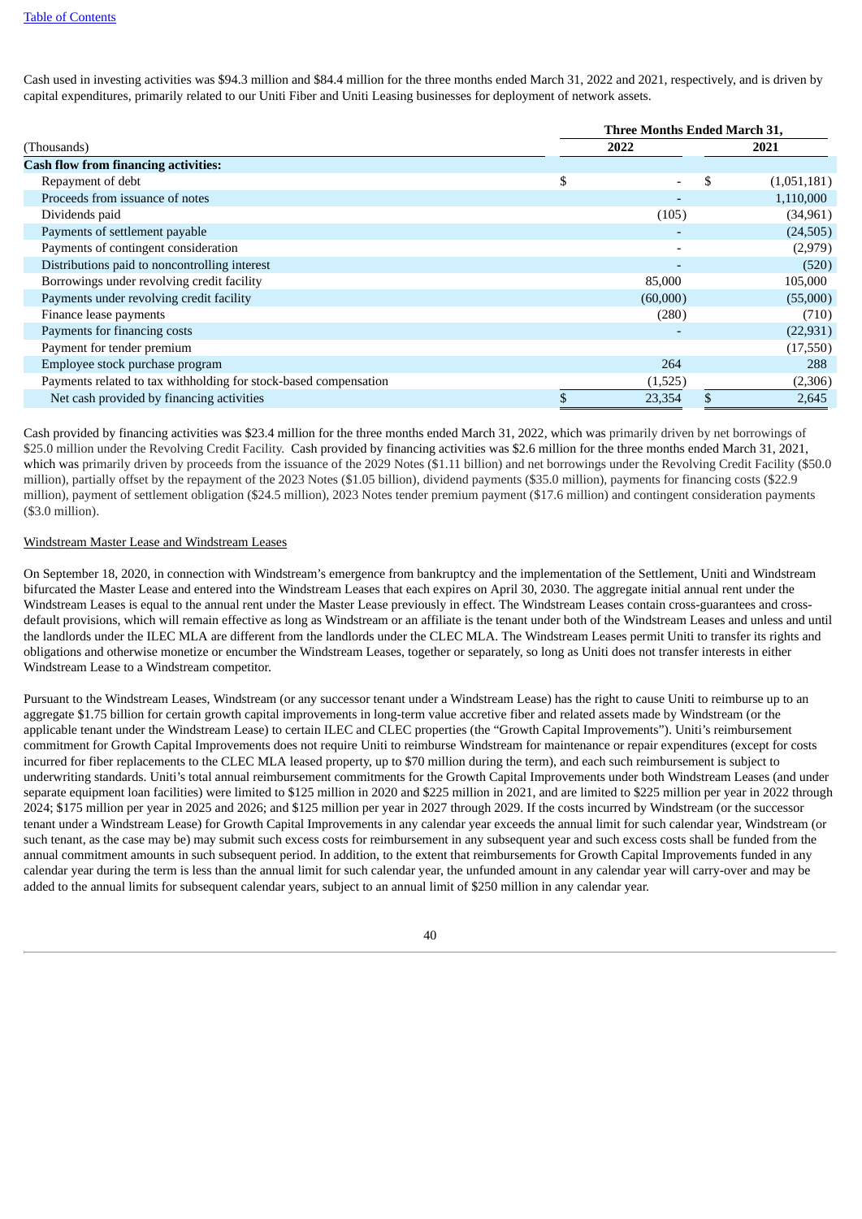Cash used in investing activities was $94.3 million and $84.4 million for the three months ended March 31, 2022 and 2021, respectively, and is driven by capital expenditures, primarily related to our Uniti Fiber and Uniti Leasing businesses for deployment of network assets.

| | Three Months Ended March 31, | |
|---|---|---|
| (Thousands) | 2022 | 2021 |
| **Cash flow from financing activities:** | | |
| Repayment of debt | $ - | $ (1,051,181) |
| Proceeds from issuance of notes | - | 1,110,000 |
| Dividends paid | (105) | (34,961) |
| Payments of settlement payable | - | (24,505) |
| Payments of contingent consideration | - | (2,979) |
| Distributions paid to noncontrolling interest | - | (520) |
| Borrowings under revolving credit facility | 85,000 | 105,000 |
| Payments under revolving credit facility | (60,000) | (55,000) |
| Finance lease payments | (280) | (710) |
| Payments for financing costs | - | (22,931) |
| Payment for tender premium | | (17,550) |
| Employee stock purchase program | 264 | 288 |
| Payments related to tax withholding for stock-based compensation | (1,525) | (2,306) |
| Net cash provided by financing activities | $ 23,354 | $ 2,645 |

Cash provided by financing activities was $23.4 million for the three months ended March 31, 2022, which was primarily driven by net borrowings of $25.0 million under the Revolving Credit Facility. Cash provided by financing activities was $2.6 million for the three months ended March 31, 2021, which was primarily driven by proceeds from the issuance of the 2029 Notes ($1.11 billion) and net borrowings under the Revolving Credit Facility ($50.0 million), partially offset by the repayment of the 2023 Notes ($1.05 billion), dividend payments ($35.0 million), payments for financing costs ($22.9 million), payment of settlement obligation ($24.5 million), 2023 Notes tender premium payment ($17.6 million) and contingent consideration payments ($3.0 million).

Windstream Master Lease and Windstream Leases

On September 18, 2020, in connection with Windstream's emergence from bankruptcy and the implementation of the Settlement, Uniti and Windstream bifurcated the Master Lease and entered into the Windstream Leases that each expires on April 30, 2030. The aggregate initial annual rent under the Windstream Leases is equal to the annual rent under the Master Lease previously in effect. The Windstream Leases contain cross-guarantees and cross-default provisions, which will remain effective as long as Windstream or an affiliate is the tenant under both of the Windstream Leases and unless and until the landlords under the ILEC MLA are different from the landlords under the CLEC MLA. The Windstream Leases permit Uniti to transfer its rights and obligations and otherwise monetize or encumber the Windstream Leases, together or separately, so long as Uniti does not transfer interests in either Windstream Lease to a Windstream competitor.

Pursuant to the Windstream Leases, Windstream (or any successor tenant under a Windstream Lease) has the right to cause Uniti to reimburse up to an aggregate $1.75 billion for certain growth capital improvements in long-term value accretive fiber and related assets made by Windstream (or the applicable tenant under the Windstream Lease) to certain ILEC and CLEC properties (the "Growth Capital Improvements"). Uniti's reimbursement commitment for Growth Capital Improvements does not require Uniti to reimburse Windstream for maintenance or repair expenditures (except for costs incurred for fiber replacements to the CLEC MLA leased property, up to $70 million during the term), and each such reimbursement is subject to underwriting standards. Uniti's total annual reimbursement commitments for the Growth Capital Improvements under both Windstream Leases (and under separate equipment loan facilities) were limited to $125 million in 2020 and $225 million in 2021, and are limited to $225 million per year in 2022 through 2024; $175 million per year in 2025 and 2026; and $125 million per year in 2027 through 2029. If the costs incurred by Windstream (or the successor tenant under a Windstream Lease) for Growth Capital Improvements in any calendar year exceeds the annual limit for such calendar year, Windstream (or such tenant, as the case may be) may submit such excess costs for reimbursement in any subsequent year and such excess costs shall be funded from the annual commitment amounts in such subsequent period. In addition, to the extent that reimbursements for Growth Capital Improvements funded in any calendar year during the term is less than the annual limit for such calendar year, the unfunded amount in any calendar year will carry-over and may be added to the annual limits for subsequent calendar years, subject to an annual limit of $250 million in any calendar year.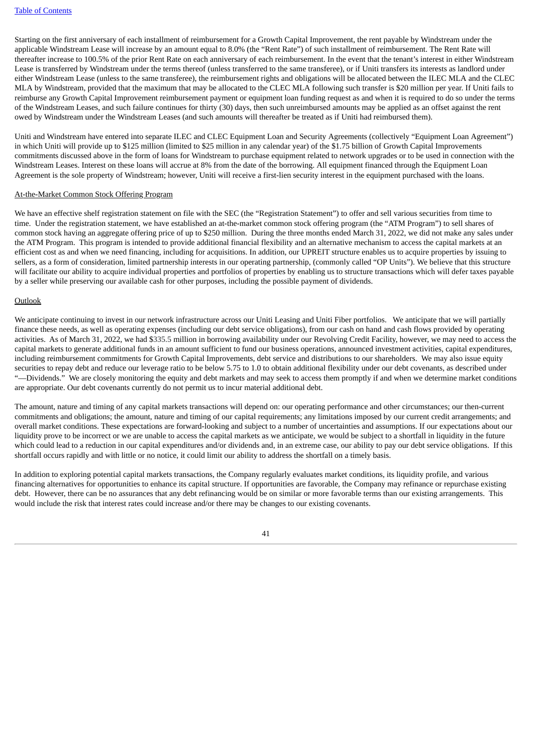Starting on the first anniversary of each installment of reimbursement for a Growth Capital Improvement, the rent payable by Windstream under the applicable Windstream Lease will increase by an amount equal to 8.0% (the "Rent Rate") of such installment of reimbursement. The Rent Rate will thereafter increase to 100.5% of the prior Rent Rate on each anniversary of each reimbursement. In the event that the tenant's interest in either Windstream Lease is transferred by Windstream under the terms thereof (unless transferred to the same transferee), or if Uniti transfers its interests as landlord under either Windstream Lease (unless to the same transferee), the reimbursement rights and obligations will be allocated between the ILEC MLA and the CLEC MLA by Windstream, provided that the maximum that may be allocated to the CLEC MLA following such transfer is $20 million per year. If Uniti fails to reimburse any Growth Capital Improvement reimbursement payment or equipment loan funding request as and when it is required to do so under the terms of the Windstream Leases, and such failure continues for thirty (30) days, then such unreimbursed amounts may be applied as an offset against the rent owed by Windstream under the Windstream Leases (and such amounts will thereafter be treated as if Uniti had reimbursed them).

Uniti and Windstream have entered into separate ILEC and CLEC Equipment Loan and Security Agreements (collectively "Equipment Loan Agreement") in which Uniti will provide up to $125 million (limited to $25 million in any calendar year) of the $1.75 billion of Growth Capital Improvements commitments discussed above in the form of loans for Windstream to purchase equipment related to network upgrades or to be used in connection with the Windstream Leases. Interest on these loans will accrue at 8% from the date of the borrowing. All equipment financed through the Equipment Loan Agreement is the sole property of Windstream; however, Uniti will receive a first-lien security interest in the equipment purchased with the loans.

At-the-Market Common Stock Offering Program

We have an effective shelf registration statement on file with the SEC (the "Registration Statement") to offer and sell various securities from time to time. Under the registration statement, we have established an at-the-market common stock offering program (the "ATM Program") to sell shares of common stock having an aggregate offering price of up to $250 million. During the three months ended March 31, 2022, we did not make any sales under the ATM Program. This program is intended to provide additional financial flexibility and an alternative mechanism to access the capital markets at an efficient cost as and when we need financing, including for acquisitions. In addition, our UPREIT structure enables us to acquire properties by issuing to sellers, as a form of consideration, limited partnership interests in our operating partnership, (commonly called "OP Units"). We believe that this structure will facilitate our ability to acquire individual properties and portfolios of properties by enabling us to structure transactions which will defer taxes payable by a seller while preserving our available cash for other purposes, including the possible payment of dividends.

Outlook

We anticipate continuing to invest in our network infrastructure across our Uniti Leasing and Uniti Fiber portfolios. We anticipate that we will partially finance these needs, as well as operating expenses (including our debt service obligations), from our cash on hand and cash flows provided by operating activities. As of March 31, 2022, we had $335.5 million in borrowing availability under our Revolving Credit Facility, however, we may need to access the capital markets to generate additional funds in an amount sufficient to fund our business operations, announced investment activities, capital expenditures, including reimbursement commitments for Growth Capital Improvements, debt service and distributions to our shareholders. We may also issue equity securities to repay debt and reduce our leverage ratio to be below 5.75 to 1.0 to obtain additional flexibility under our debt covenants, as described under "—Dividends." We are closely monitoring the equity and debt markets and may seek to access them promptly if and when we determine market conditions are appropriate. Our debt covenants currently do not permit us to incur material additional debt.

The amount, nature and timing of any capital markets transactions will depend on: our operating performance and other circumstances; our then-current commitments and obligations; the amount, nature and timing of our capital requirements; any limitations imposed by our current credit arrangements; and overall market conditions. These expectations are forward-looking and subject to a number of uncertainties and assumptions. If our expectations about our liquidity prove to be incorrect or we are unable to access the capital markets as we anticipate, we would be subject to a shortfall in liquidity in the future which could lead to a reduction in our capital expenditures and/or dividends and, in an extreme case, our ability to pay our debt service obligations. If this shortfall occurs rapidly and with little or no notice, it could limit our ability to address the shortfall on a timely basis.

In addition to exploring potential capital markets transactions, the Company regularly evaluates market conditions, its liquidity profile, and various financing alternatives for opportunities to enhance its capital structure. If opportunities are favorable, the Company may refinance or repurchase existing debt. However, there can be no assurances that any debt refinancing would be on similar or more favorable terms than our existing arrangements. This would include the risk that interest rates could increase and/or there may be changes to our existing covenants.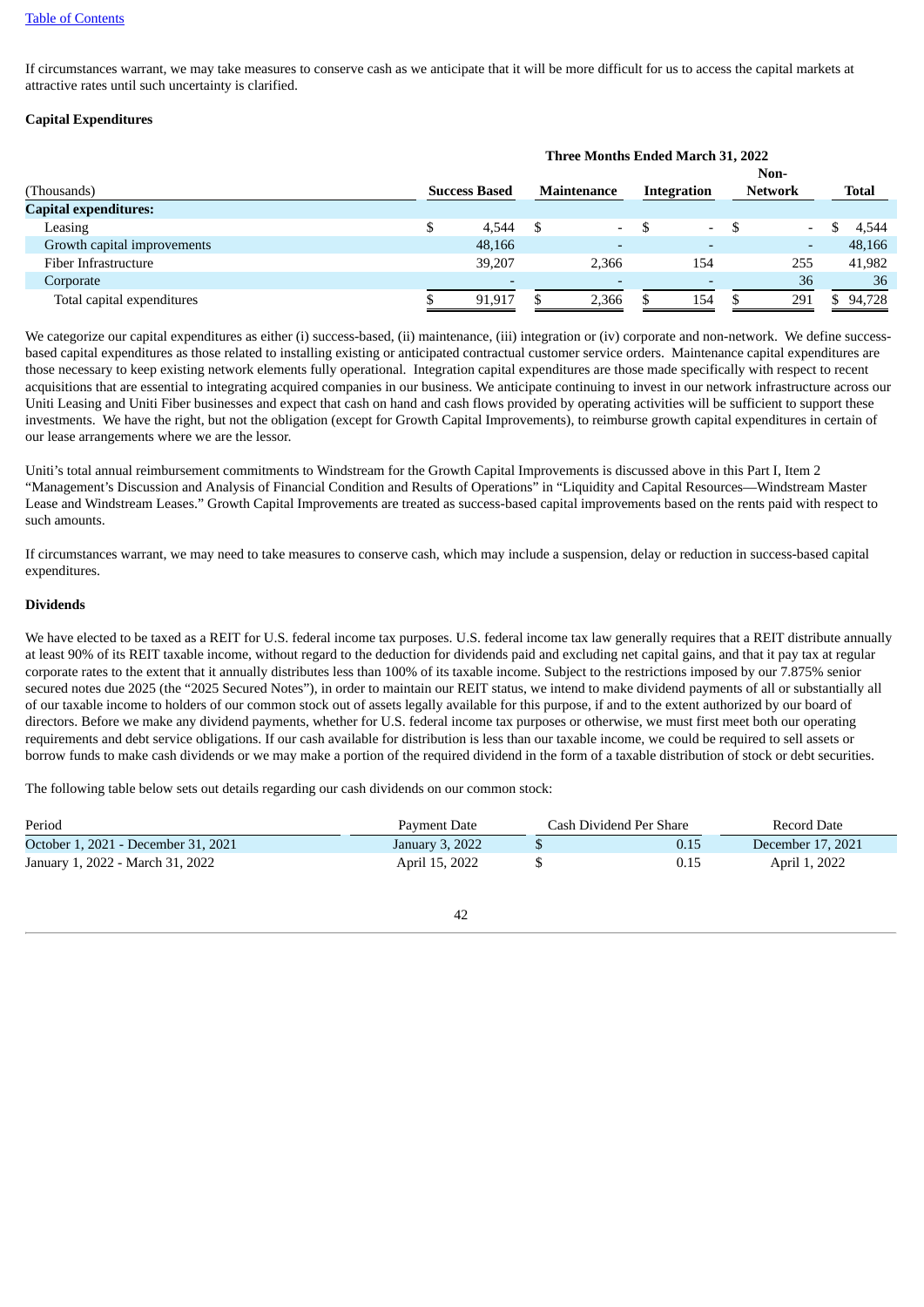If circumstances warrant, we may take measures to conserve cash as we anticipate that it will be more difficult for us to access the capital markets at attractive rates until such uncertainty is clarified.

**Capital Expenditures**

| (Thousands) | Three Months Ended March 31, 2022 | | | | |
|---|---|---|---|---|---|
| | **Success Based** | **Maintenance** | **Integration** | **Non-Network** | **Total** |
| **Capital expenditures:** | | | | | |
| Leasing | $ 4,544 | $ - | $ - | $ - | $ 4,544 |
| Growth capital improvements | 48,166 | - | - | - | 48,166 |
| Fiber Infrastructure | 39,207 | 2,366 | 154 | 255 | 41,982 |
| Corporate | - | - | - | 36 | 36 |
| Total capital expenditures | $ 91,917 | $ 2,366 | $ 154 | $ 291 | $ 94,728 |

We categorize our capital expenditures as either (i) success-based, (ii) maintenance, (iii) integration or (iv) corporate and non-network. We define success-based capital expenditures as those related to installing existing or anticipated contractual customer service orders. Maintenance capital expenditures are those necessary to keep existing network elements fully operational. Integration capital expenditures are those made specifically with respect to recent acquisitions that are essential to integrating acquired companies in our business. We anticipate continuing to invest in our network infrastructure across our Uniti Leasing and Uniti Fiber businesses and expect that cash on hand and cash flows provided by operating activities will be sufficient to support these investments. We have the right, but not the obligation (except for Growth Capital Improvements), to reimburse growth capital expenditures in certain of our lease arrangements where we are the lessor.

Uniti's total annual reimbursement commitments to Windstream for the Growth Capital Improvements is discussed above in this Part I, Item 2 "Management's Discussion and Analysis of Financial Condition and Results of Operations" in "Liquidity and Capital Resources—Windstream Master Lease and Windstream Leases." Growth Capital Improvements are treated as success-based capital improvements based on the rents paid with respect to such amounts.

If circumstances warrant, we may need to take measures to conserve cash, which may include a suspension, delay or reduction in success-based capital expenditures.

**Dividends**

We have elected to be taxed as a REIT for U.S. federal income tax purposes. U.S. federal income tax law generally requires that a REIT distribute annually at least 90% of its REIT taxable income, without regard to the deduction for dividends paid and excluding net capital gains, and that it pay tax at regular corporate rates to the extent that it annually distributes less than 100% of its taxable income. Subject to the restrictions imposed by our 7.875% senior secured notes due 2025 (the "2025 Secured Notes"), in order to maintain our REIT status, we intend to make dividend payments of all or substantially all of our taxable income to holders of our common stock out of assets legally available for this purpose, if and to the extent authorized by our board of directors. Before we make any dividend payments, whether for U.S. federal income tax purposes or otherwise, we must first meet both our operating requirements and debt service obligations. If our cash available for distribution is less than our taxable income, we could be required to sell assets or borrow funds to make cash dividends or we may make a portion of the required dividend in the form of a taxable distribution of stock or debt securities.

The following table below sets out details regarding our cash dividends on our common stock:

| Period | Payment Date | Cash Dividend Per Share | Record Date |
|---|---|---|---|
| October 1, 2021 - December 31, 2021 | January 3, 2022 | $ 0.15 | December 17, 2021 |
| January 1, 2022 - March 31, 2022 | April 15, 2022 | $ 0.15 | April 1, 2022 |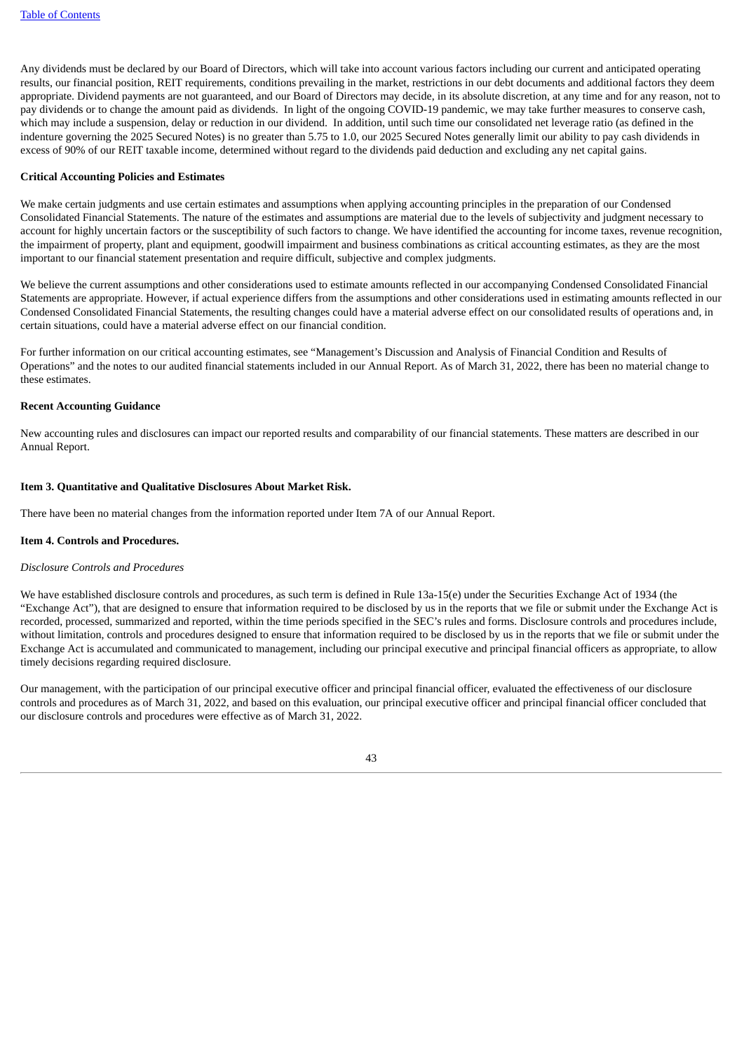Any dividends must be declared by our Board of Directors, which will take into account various factors including our current and anticipated operating results, our financial position, REIT requirements, conditions prevailing in the market, restrictions in our debt documents and additional factors they deem appropriate. Dividend payments are not guaranteed, and our Board of Directors may decide, in its absolute discretion, at any time and for any reason, not to pay dividends or to change the amount paid as dividends. In light of the ongoing COVID-19 pandemic, we may take further measures to conserve cash, which may include a suspension, delay or reduction in our dividend. In addition, until such time our consolidated net leverage ratio (as defined in the indenture governing the 2025 Secured Notes) is no greater than 5.75 to 1.0, our 2025 Secured Notes generally limit our ability to pay cash dividends in excess of 90% of our REIT taxable income, determined without regard to the dividends paid deduction and excluding any net capital gains.

**Critical Accounting Policies and Estimates**

We make certain judgments and use certain estimates and assumptions when applying accounting principles in the preparation of our Condensed Consolidated Financial Statements. The nature of the estimates and assumptions are material due to the levels of subjectivity and judgment necessary to account for highly uncertain factors or the susceptibility of such factors to change. We have identified the accounting for income taxes, revenue recognition, the impairment of property, plant and equipment, goodwill impairment and business combinations as critical accounting estimates, as they are the most important to our financial statement presentation and require difficult, subjective and complex judgments.

We believe the current assumptions and other considerations used to estimate amounts reflected in our accompanying Condensed Consolidated Financial Statements are appropriate. However, if actual experience differs from the assumptions and other considerations used in estimating amounts reflected in our Condensed Consolidated Financial Statements, the resulting changes could have a material adverse effect on our consolidated results of operations and, in certain situations, could have a material adverse effect on our financial condition.

For further information on our critical accounting estimates, see "Management's Discussion and Analysis of Financial Condition and Results of Operations" and the notes to our audited financial statements included in our Annual Report. As of March 31, 2022, there has been no material change to these estimates.

**Recent Accounting Guidance**

New accounting rules and disclosures can impact our reported results and comparability of our financial statements. These matters are described in our Annual Report.

**Item 3. Quantitative and Qualitative Disclosures About Market Risk.**

There have been no material changes from the information reported under Item 7A of our Annual Report.

**Item 4. Controls and Procedures.**

*Disclosure Controls and Procedures*

We have established disclosure controls and procedures, as such term is defined in Rule 13a-15(e) under the Securities Exchange Act of 1934 (the "Exchange Act"), that are designed to ensure that information required to be disclosed by us in the reports that we file or submit under the Exchange Act is recorded, processed, summarized and reported, within the time periods specified in the SEC's rules and forms. Disclosure controls and procedures include, without limitation, controls and procedures designed to ensure that information required to be disclosed by us in the reports that we file or submit under the Exchange Act is accumulated and communicated to management, including our principal executive and principal financial officers as appropriate, to allow timely decisions regarding required disclosure.

Our management, with the participation of our principal executive officer and principal financial officer, evaluated the effectiveness of our disclosure controls and procedures as of March 31, 2022, and based on this evaluation, our principal executive officer and principal financial officer concluded that our disclosure controls and procedures were effective as of March 31, 2022.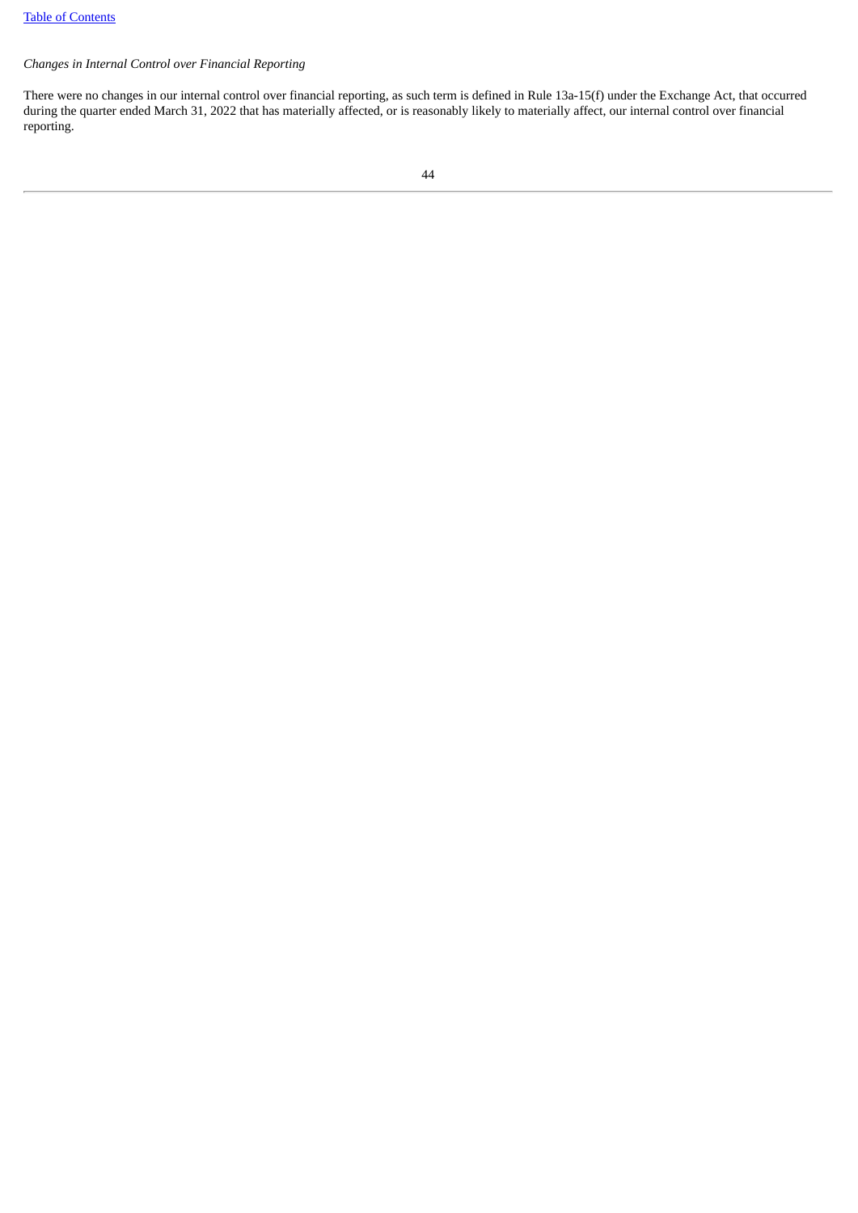*Changes in Internal Control over Financial Reporting*

There were no changes in our internal control over financial reporting, as such term is defined in Rule 13a-15(f) under the Exchange Act, that occurred during the quarter ended March 31, 2022 that has materially affected, or is reasonably likely to materially affect, our internal control over financial reporting.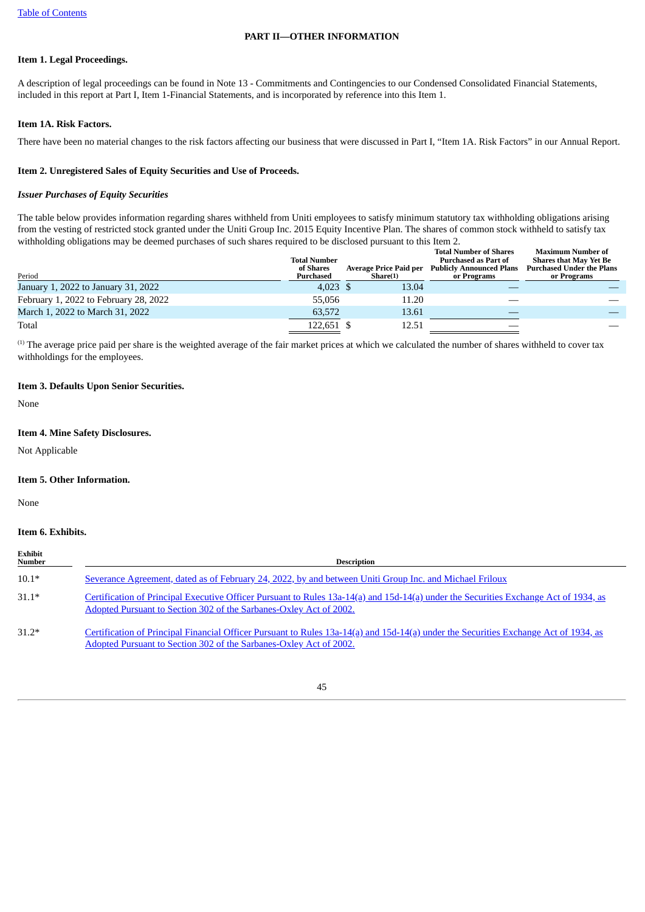## PART II—OTHER INFORMATION

### Item 1. Legal Proceedings.

A description of legal proceedings can be found in Note 13 - Commitments and Contingencies to our Condensed Consolidated Financial Statements, included in this report at Part I, Item 1-Financial Statements, and is incorporated by reference into this Item 1.

### Item 1A. Risk Factors.

There have been no material changes to the risk factors affecting our business that were discussed in Part I, "Item 1A. Risk Factors" in our Annual Report.

### Item 2. Unregistered Sales of Equity Securities and Use of Proceeds.

*Issuer Purchases of Equity Securities*

The table below provides information regarding shares withheld from Uniti employees to satisfy minimum statutory tax withholding obligations arising from the vesting of restricted stock granted under the Uniti Group Inc. 2015 Equity Incentive Plan. The shares of common stock withheld to satisfy tax withholding obligations may be deemed purchases of such shares required to be disclosed pursuant to this Item 2.

| Period | Total Number of Shares Purchased | Average Price Paid per Share(1) | Total Number of Shares Purchased as Part of Publicly Announced Plans or Programs | Maximum Number of Shares that May Yet Be Purchased Under the Plans or Programs |
|---|---|---|---|---|
| January 1, 2022 to January 31, 2022 | 4,023 | $ 13.04 | — | — |
| February 1, 2022 to February 28, 2022 | 55,056 | 11.20 | — | — |
| March 1, 2022 to March 31, 2022 | 63,572 | 13.61 | — | — |
| Total | 122,651 | $ 12.51 | — | — |

[(1)] The average price paid per share is the weighted average of the fair market prices at which we calculated the number of shares withheld to cover tax withholdings for the employees.

### Item 3. Defaults Upon Senior Securities.

None

### Item 4. Mine Safety Disclosures.

Not Applicable

### Item 5. Other Information.

None

### Item 6. Exhibits.

| Exhibit Number | Description |
|---|---|
| 10.1* | Severance Agreement, dated as of February 24, 2022, by and between Uniti Group Inc. and Michael Friloux |
| 31.1* | Certification of Principal Executive Officer Pursuant to Rules 13a-14(a) and 15d-14(a) under the Securities Exchange Act of 1934, as Adopted Pursuant to Section 302 of the Sarbanes-Oxley Act of 2002. |
| 31.2* | Certification of Principal Financial Officer Pursuant to Rules 13a-14(a) and 15d-14(a) under the Securities Exchange Act of 1934, as Adopted Pursuant to Section 302 of the Sarbanes-Oxley Act of 2002. |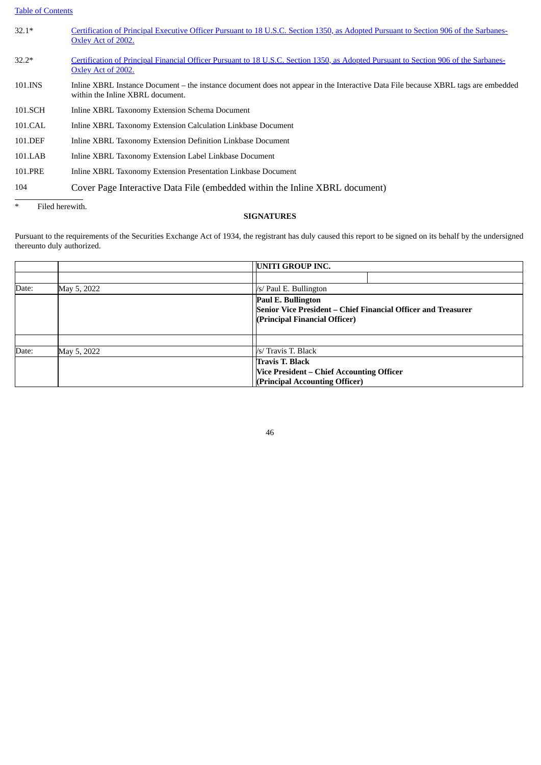| | |
|---|---|
| 32.1* | Certification of Principal Executive Officer Pursuant to 18 U.S.C. Section 1350, as Adopted Pursuant to Section 906 of the Sarbanes-Oxley Act of 2002. |
| 32.2* | Certification of Principal Financial Officer Pursuant to 18 U.S.C. Section 1350, as Adopted Pursuant to Section 906 of the Sarbanes-Oxley Act of 2002. |
| 101.INS | Inline XBRL Instance Document – the instance document does not appear in the Interactive Data File because XBRL tags are embedded within the Inline XBRL document. |
| 101.SCH | Inline XBRL Taxonomy Extension Schema Document |
| 101.CAL | Inline XBRL Taxonomy Extension Calculation Linkbase Document |
| 101.DEF | Inline XBRL Taxonomy Extension Definition Linkbase Document |
| 101.LAB | Inline XBRL Taxonomy Extension Label Linkbase Document |
| 101.PRE | Inline XBRL Taxonomy Extension Presentation Linkbase Document |
| 104 | Cover Page Interactive Data File (embedded within the Inline XBRL document) |

* Filed herewith.

## SIGNATURES

Pursuant to the requirements of the Securities Exchange Act of 1934, the registrant has duly caused this report to be signed on its behalf by the undersigned thereunto duly authorized.

| | | |
|---|---|---|
| | | **UNITI GROUP INC.** |
| Date: | May 5, 2022 | /s/ Paul E. Bullington |
| | | **Paul E. Bullington**<br>**Senior Vice President – Chief Financial Officer and Treasurer**<br>**(Principal Financial Officer)** |
| Date: | May 5, 2022 | /s/ Travis T. Black |
| | | **Travis T. Black**<br>**Vice President – Chief Accounting Officer**<br>**(Principal Accounting Officer)** |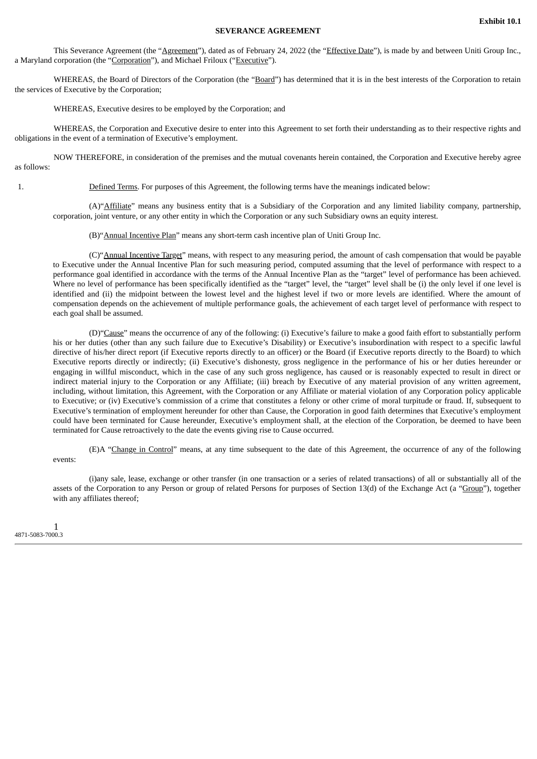Exhibit 10.1

**SEVERANCE AGREEMENT**

This Severance Agreement (the "Agreement"), dated as of February 24, 2022 (the "Effective Date"), is made by and between Uniti Group Inc., a Maryland corporation (the "Corporation"), and Michael Friloux ("Executive").

WHEREAS, the Board of Directors of the Corporation (the "Board") has determined that it is in the best interests of the Corporation to retain the services of Executive by the Corporation;

WHEREAS, Executive desires to be employed by the Corporation; and

WHEREAS, the Corporation and Executive desire to enter into this Agreement to set forth their understanding as to their respective rights and obligations in the event of a termination of Executive's employment.

NOW THEREFORE, in consideration of the premises and the mutual covenants herein contained, the Corporation and Executive hereby agree as follows:

1. Defined Terms. For purposes of this Agreement, the following terms have the meanings indicated below:

(A) "Affiliate" means any business entity that is a Subsidiary of the Corporation and any limited liability company, partnership, corporation, joint venture, or any other entity in which the Corporation or any such Subsidiary owns an equity interest.

(B) "Annual Incentive Plan" means any short-term cash incentive plan of Uniti Group Inc.

(C) "Annual Incentive Target" means, with respect to any measuring period, the amount of cash compensation that would be payable to Executive under the Annual Incentive Plan for such measuring period, computed assuming that the level of performance with respect to a performance goal identified in accordance with the terms of the Annual Incentive Plan as the "target" level of performance has been achieved. Where no level of performance has been specifically identified as the "target" level, the "target" level shall be (i) the only level if one level is identified and (ii) the midpoint between the lowest level and the highest level if two or more levels are identified. Where the amount of compensation depends on the achievement of multiple performance goals, the achievement of each target level of performance with respect to each goal shall be assumed.

(D) "Cause" means the occurrence of any of the following: (i) Executive's failure to make a good faith effort to substantially perform his or her duties (other than any such failure due to Executive's Disability) or Executive's insubordination with respect to a specific lawful directive of his/her direct report (if Executive reports directly to an officer) or the Board (if Executive reports directly to the Board) to which Executive reports directly or indirectly; (ii) Executive's dishonesty, gross negligence in the performance of his or her duties hereunder or engaging in willful misconduct, which in the case of any such gross negligence, has caused or is reasonably expected to result in direct or indirect material injury to the Corporation or any Affiliate; (iii) breach by Executive of any material provision of any written agreement, including, without limitation, this Agreement, with the Corporation or any Affiliate or material violation of any Corporation policy applicable to Executive; or (iv) Executive's commission of a crime that constitutes a felony or other crime of moral turpitude or fraud. If, subsequent to Executive's termination of employment hereunder for other than Cause, the Corporation in good faith determines that Executive's employment could have been terminated for Cause hereunder, Executive's employment shall, at the election of the Corporation, be deemed to have been terminated for Cause retroactively to the date the events giving rise to Cause occurred.

(E) A "Change in Control" means, at any time subsequent to the date of this Agreement, the occurrence of any of the following events:

(i) any sale, lease, exchange or other transfer (in one transaction or a series of related transactions) of all or substantially all of the assets of the Corporation to any Person or group of related Persons for purposes of Section 13(d) of the Exchange Act (a "Group"), together with any affiliates thereof;

4871-5083-7000.3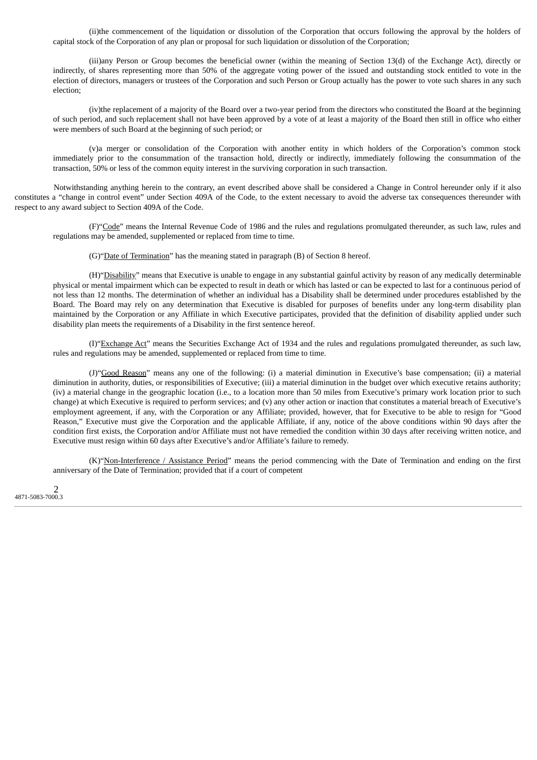(ii) the commencement of the liquidation or dissolution of the Corporation that occurs following the approval by the holders of capital stock of the Corporation of any plan or proposal for such liquidation or dissolution of the Corporation;

(iii) any Person or Group becomes the beneficial owner (within the meaning of Section 13(d) of the Exchange Act), directly or indirectly, of shares representing more than 50% of the aggregate voting power of the issued and outstanding stock entitled to vote in the election of directors, managers or trustees of the Corporation and such Person or Group actually has the power to vote such shares in any such election;

(iv) the replacement of a majority of the Board over a two-year period from the directors who constituted the Board at the beginning of such period, and such replacement shall not have been approved by a vote of at least a majority of the Board then still in office who either were members of such Board at the beginning of such period; or

(v) a merger or consolidation of the Corporation with another entity in which holders of the Corporation's common stock immediately prior to the consummation of the transaction hold, directly or indirectly, immediately following the consummation of the transaction, 50% or less of the common equity interest in the surviving corporation in such transaction.

Notwithstanding anything herein to the contrary, an event described above shall be considered a Change in Control hereunder only if it also constitutes a "change in control event" under Section 409A of the Code, to the extent necessary to avoid the adverse tax consequences thereunder with respect to any award subject to Section 409A of the Code.

(F) "Code" means the Internal Revenue Code of 1986 and the rules and regulations promulgated thereunder, as such law, rules and regulations may be amended, supplemented or replaced from time to time.

(G) "Date of Termination" has the meaning stated in paragraph (B) of Section 8 hereof.

(H) "Disability" means that Executive is unable to engage in any substantial gainful activity by reason of any medically determinable physical or mental impairment which can be expected to result in death or which has lasted or can be expected to last for a continuous period of not less than 12 months. The determination of whether an individual has a Disability shall be determined under procedures established by the Board. The Board may rely on any determination that Executive is disabled for purposes of benefits under any long-term disability plan maintained by the Corporation or any Affiliate in which Executive participates, provided that the definition of disability applied under such disability plan meets the requirements of a Disability in the first sentence hereof.

(I) "Exchange Act" means the Securities Exchange Act of 1934 and the rules and regulations promulgated thereunder, as such law, rules and regulations may be amended, supplemented or replaced from time to time.

(J) "Good Reason" means any one of the following: (i) a material diminution in Executive's base compensation; (ii) a material diminution in authority, duties, or responsibilities of Executive; (iii) a material diminution in the budget over which executive retains authority; (iv) a material change in the geographic location (i.e., to a location more than 50 miles from Executive's primary work location prior to such change) at which Executive is required to perform services; and (v) any other action or inaction that constitutes a material breach of Executive's employment agreement, if any, with the Corporation or any Affiliate; provided, however, that for Executive to be able to resign for "Good Reason," Executive must give the Corporation and the applicable Affiliate, if any, notice of the above conditions within 90 days after the condition first exists, the Corporation and/or Affiliate must not have remedied the condition within 30 days after receiving written notice, and Executive must resign within 60 days after Executive's and/or Affiliate's failure to remedy.

(K) "Non-Interference / Assistance Period" means the period commencing with the Date of Termination and ending on the first anniversary of the Date of Termination; provided that if a court of competent

4871-5083-7000.3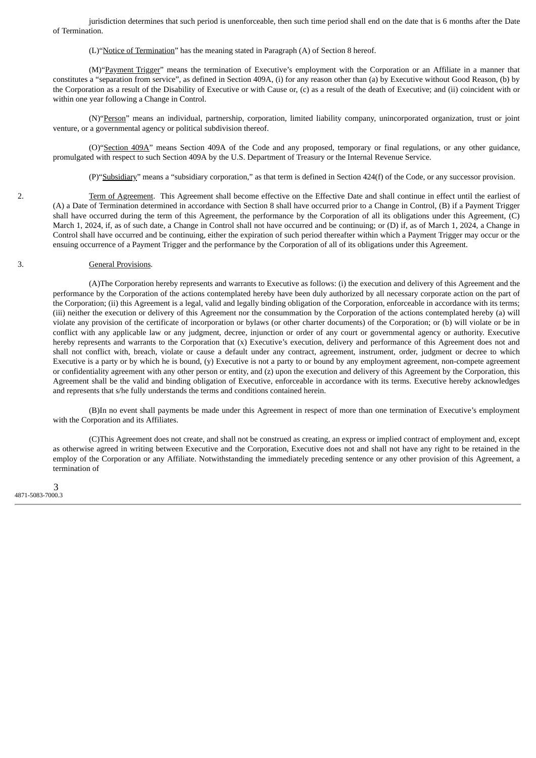jurisdiction determines that such period is unenforceable, then such time period shall end on the date that is 6 months after the Date of Termination.

(L)"Notice of Termination" has the meaning stated in Paragraph (A) of Section 8 hereof.

(M)"Payment Trigger" means the termination of Executive's employment with the Corporation or an Affiliate in a manner that constitutes a "separation from service", as defined in Section 409A, (i) for any reason other than (a) by Executive without Good Reason, (b) by the Corporation as a result of the Disability of Executive or with Cause or, (c) as a result of the death of Executive; and (ii) coincident with or within one year following a Change in Control.

(N)"Person" means an individual, partnership, corporation, limited liability company, unincorporated organization, trust or joint venture, or a governmental agency or political subdivision thereof.

(O)"Section 409A" means Section 409A of the Code and any proposed, temporary or final regulations, or any other guidance, promulgated with respect to such Section 409A by the U.S. Department of Treasury or the Internal Revenue Service.

(P)"Subsidiary" means a "subsidiary corporation," as that term is defined in Section 424(f) of the Code, or any successor provision.

2. Term of Agreement. This Agreement shall become effective on the Effective Date and shall continue in effect until the earliest of (A) a Date of Termination determined in accordance with Section 8 shall have occurred prior to a Change in Control, (B) if a Payment Trigger shall have occurred during the term of this Agreement, the performance by the Corporation of all its obligations under this Agreement, (C) March 1, 2024, if, as of such date, a Change in Control shall not have occurred and be continuing; or (D) if, as of March 1, 2024, a Change in Control shall have occurred and be continuing, either the expiration of such period thereafter within which a Payment Trigger may occur or the ensuing occurrence of a Payment Trigger and the performance by the Corporation of all of its obligations under this Agreement.

3. General Provisions.

(A)The Corporation hereby represents and warrants to Executive as follows: (i) the execution and delivery of this Agreement and the performance by the Corporation of the actions contemplated hereby have been duly authorized by all necessary corporate action on the part of the Corporation; (ii) this Agreement is a legal, valid and legally binding obligation of the Corporation, enforceable in accordance with its terms; (iii) neither the execution or delivery of this Agreement nor the consummation by the Corporation of the actions contemplated hereby (a) will violate any provision of the certificate of incorporation or bylaws (or other charter documents) of the Corporation; or (b) will violate or be in conflict with any applicable law or any judgment, decree, injunction or order of any court or governmental agency or authority. Executive hereby represents and warrants to the Corporation that (x) Executive's execution, delivery and performance of this Agreement does not and shall not conflict with, breach, violate or cause a default under any contract, agreement, instrument, order, judgment or decree to which Executive is a party or by which he is bound, (y) Executive is not a party to or bound by any employment agreement, non-compete agreement or confidentiality agreement with any other person or entity, and (z) upon the execution and delivery of this Agreement by the Corporation, this Agreement shall be the valid and binding obligation of Executive, enforceable in accordance with its terms. Executive hereby acknowledges and represents that s/he fully understands the terms and conditions contained herein.

(B)In no event shall payments be made under this Agreement in respect of more than one termination of Executive's employment with the Corporation and its Affiliates.

(C)This Agreement does not create, and shall not be construed as creating, an express or implied contract of employment and, except as otherwise agreed in writing between Executive and the Corporation, Executive does not and shall not have any right to be retained in the employ of the Corporation or any Affiliate. Notwithstanding the immediately preceding sentence or any other provision of this Agreement, a termination of

4871-5083-7000.3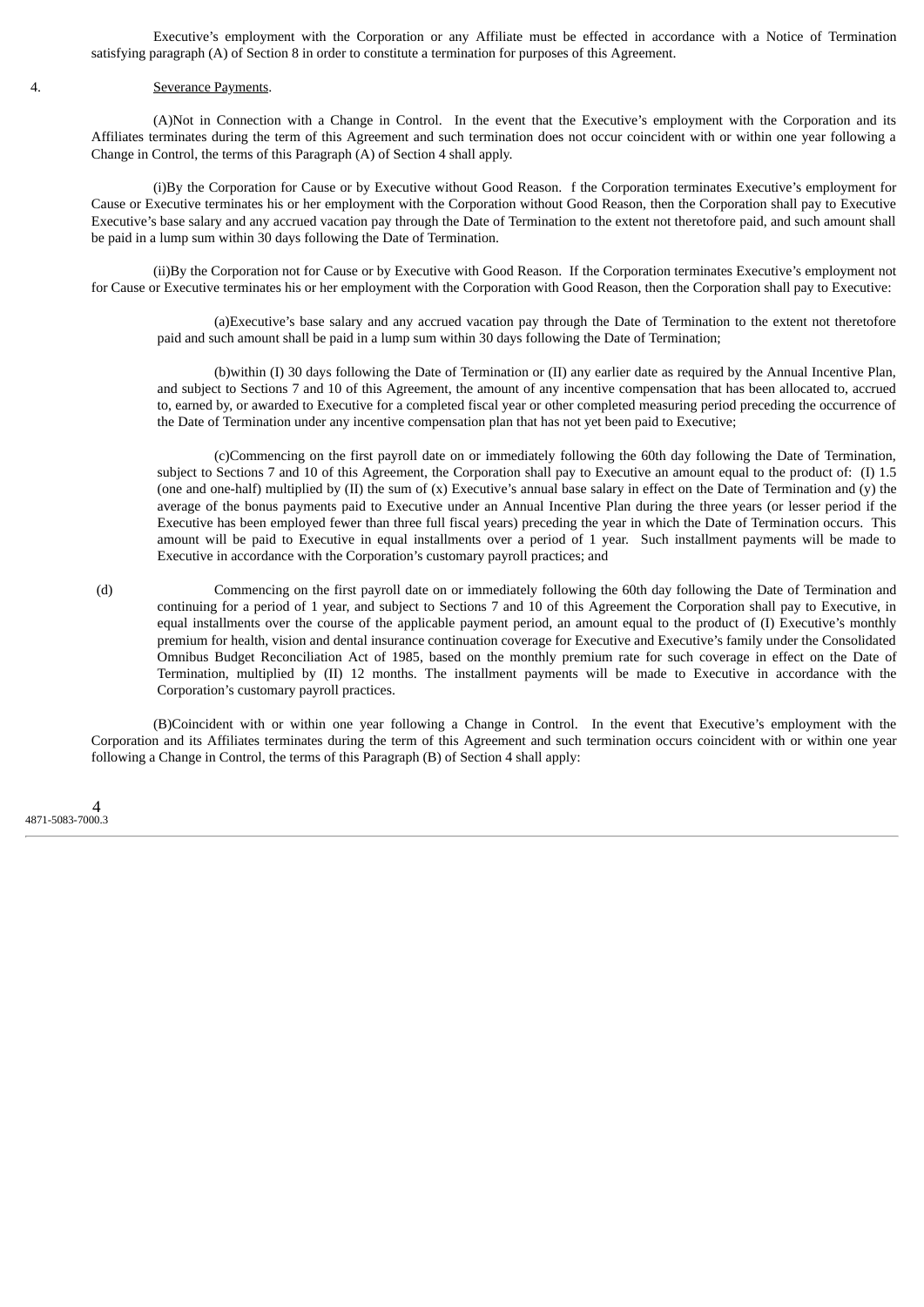Executive's employment with the Corporation or any Affiliate must be effected in accordance with a Notice of Termination satisfying paragraph (A) of Section 8 in order to constitute a termination for purposes of this Agreement.

4. Severance Payments.

(A)Not in Connection with a Change in Control. In the event that the Executive's employment with the Corporation and its Affiliates terminates during the term of this Agreement and such termination does not occur coincident with or within one year following a Change in Control, the terms of this Paragraph (A) of Section 4 shall apply.

(i)By the Corporation for Cause or by Executive without Good Reason. f the Corporation terminates Executive's employment for Cause or Executive terminates his or her employment with the Corporation without Good Reason, then the Corporation shall pay to Executive Executive's base salary and any accrued vacation pay through the Date of Termination to the extent not theretofore paid, and such amount shall be paid in a lump sum within 30 days following the Date of Termination.

(ii)By the Corporation not for Cause or by Executive with Good Reason. If the Corporation terminates Executive's employment not for Cause or Executive terminates his or her employment with the Corporation with Good Reason, then the Corporation shall pay to Executive:

(a)Executive's base salary and any accrued vacation pay through the Date of Termination to the extent not theretofore paid and such amount shall be paid in a lump sum within 30 days following the Date of Termination;

(b)within (I) 30 days following the Date of Termination or (II) any earlier date as required by the Annual Incentive Plan, and subject to Sections 7 and 10 of this Agreement, the amount of any incentive compensation that has been allocated to, accrued to, earned by, or awarded to Executive for a completed fiscal year or other completed measuring period preceding the occurrence of the Date of Termination under any incentive compensation plan that has not yet been paid to Executive;

(c)Commencing on the first payroll date on or immediately following the 60th day following the Date of Termination, subject to Sections 7 and 10 of this Agreement, the Corporation shall pay to Executive an amount equal to the product of: (I) 1.5 (one and one-half) multiplied by (II) the sum of (x) Executive's annual base salary in effect on the Date of Termination and (y) the average of the bonus payments paid to Executive under an Annual Incentive Plan during the three years (or lesser period if the Executive has been employed fewer than three full fiscal years) preceding the year in which the Date of Termination occurs. This amount will be paid to Executive in equal installments over a period of 1 year. Such installment payments will be made to Executive in accordance with the Corporation's customary payroll practices; and

(d) Commencing on the first payroll date on or immediately following the 60th day following the Date of Termination and continuing for a period of 1 year, and subject to Sections 7 and 10 of this Agreement the Corporation shall pay to Executive, in equal installments over the course of the applicable payment period, an amount equal to the product of (I) Executive's monthly premium for health, vision and dental insurance continuation coverage for Executive and Executive's family under the Consolidated Omnibus Budget Reconciliation Act of 1985, based on the monthly premium rate for such coverage in effect on the Date of Termination, multiplied by (II) 12 months. The installment payments will be made to Executive in accordance with the Corporation's customary payroll practices.

(B)Coincident with or within one year following a Change in Control. In the event that Executive's employment with the Corporation and its Affiliates terminates during the term of this Agreement and such termination occurs coincident with or within one year following a Change in Control, the terms of this Paragraph (B) of Section 4 shall apply:

4871-5083-7000.3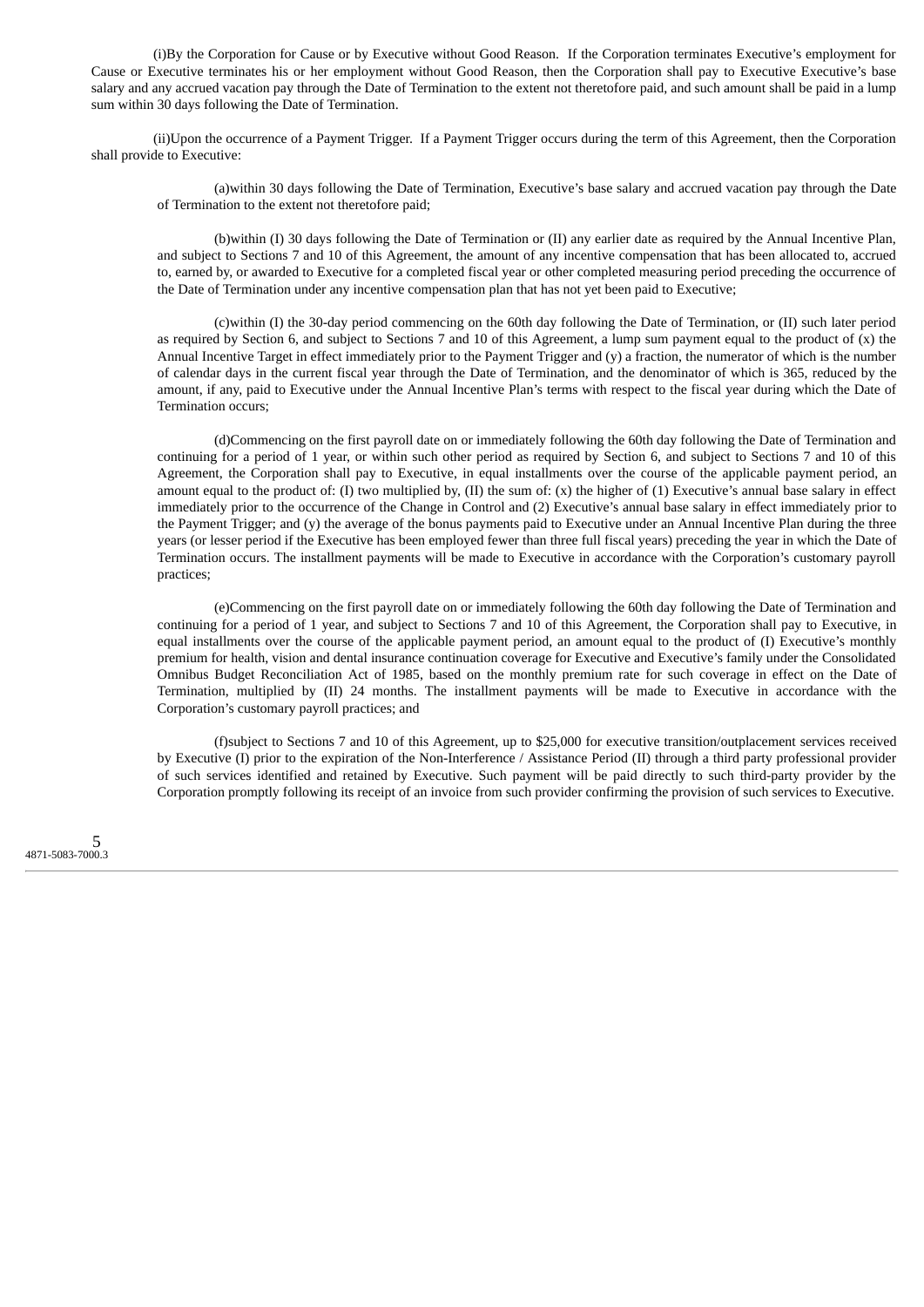(i)By the Corporation for Cause or by Executive without Good Reason. If the Corporation terminates Executive's employment for Cause or Executive terminates his or her employment without Good Reason, then the Corporation shall pay to Executive Executive's base salary and any accrued vacation pay through the Date of Termination to the extent not theretofore paid, and such amount shall be paid in a lump sum within 30 days following the Date of Termination.

(ii)Upon the occurrence of a Payment Trigger. If a Payment Trigger occurs during the term of this Agreement, then the Corporation shall provide to Executive:

(a)within 30 days following the Date of Termination, Executive's base salary and accrued vacation pay through the Date of Termination to the extent not theretofore paid;

(b)within (I) 30 days following the Date of Termination or (II) any earlier date as required by the Annual Incentive Plan, and subject to Sections 7 and 10 of this Agreement, the amount of any incentive compensation that has been allocated to, accrued to, earned by, or awarded to Executive for a completed fiscal year or other completed measuring period preceding the occurrence of the Date of Termination under any incentive compensation plan that has not yet been paid to Executive;

(c)within (I) the 30-day period commencing on the 60th day following the Date of Termination, or (II) such later period as required by Section 6, and subject to Sections 7 and 10 of this Agreement, a lump sum payment equal to the product of (x) the Annual Incentive Target in effect immediately prior to the Payment Trigger and (y) a fraction, the numerator of which is the number of calendar days in the current fiscal year through the Date of Termination, and the denominator of which is 365, reduced by the amount, if any, paid to Executive under the Annual Incentive Plan's terms with respect to the fiscal year during which the Date of Termination occurs;

(d)Commencing on the first payroll date on or immediately following the 60th day following the Date of Termination and continuing for a period of 1 year, or within such other period as required by Section 6, and subject to Sections 7 and 10 of this Agreement, the Corporation shall pay to Executive, in equal installments over the course of the applicable payment period, an amount equal to the product of: (I) two multiplied by, (II) the sum of: (x) the higher of (1) Executive's annual base salary in effect immediately prior to the occurrence of the Change in Control and (2) Executive's annual base salary in effect immediately prior to the Payment Trigger; and (y) the average of the bonus payments paid to Executive under an Annual Incentive Plan during the three years (or lesser period if the Executive has been employed fewer than three full fiscal years) preceding the year in which the Date of Termination occurs. The installment payments will be made to Executive in accordance with the Corporation's customary payroll practices;

(e)Commencing on the first payroll date on or immediately following the 60th day following the Date of Termination and continuing for a period of 1 year, and subject to Sections 7 and 10 of this Agreement, the Corporation shall pay to Executive, in equal installments over the course of the applicable payment period, an amount equal to the product of (I) Executive's monthly premium for health, vision and dental insurance continuation coverage for Executive and Executive's family under the Consolidated Omnibus Budget Reconciliation Act of 1985, based on the monthly premium rate for such coverage in effect on the Date of Termination, multiplied by (II) 24 months. The installment payments will be made to Executive in accordance with the Corporation's customary payroll practices; and

(f)subject to Sections 7 and 10 of this Agreement, up to $25,000 for executive transition/outplacement services received by Executive (I) prior to the expiration of the Non-Interference / Assistance Period (II) through a third party professional provider of such services identified and retained by Executive. Such payment will be paid directly to such third-party provider by the Corporation promptly following its receipt of an invoice from such provider confirming the provision of such services to Executive.

4871-5083-7000.3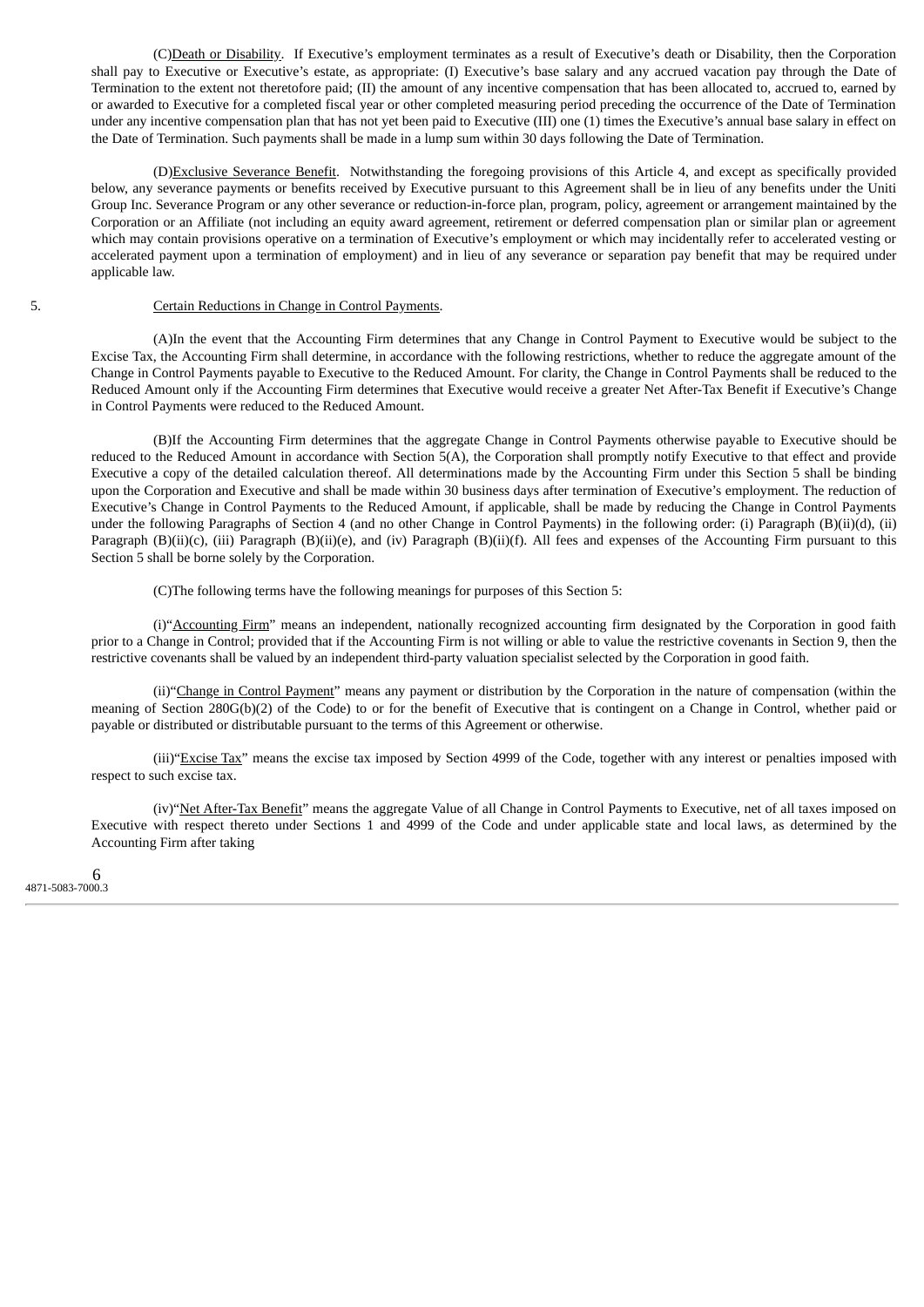(C)Death or Disability. If Executive's employment terminates as a result of Executive's death or Disability, then the Corporation shall pay to Executive or Executive's estate, as appropriate: (I) Executive's base salary and any accrued vacation pay through the Date of Termination to the extent not theretofore paid; (II) the amount of any incentive compensation that has been allocated to, accrued to, earned by or awarded to Executive for a completed fiscal year or other completed measuring period preceding the occurrence of the Date of Termination under any incentive compensation plan that has not yet been paid to Executive (III) one (1) times the Executive's annual base salary in effect on the Date of Termination. Such payments shall be made in a lump sum within 30 days following the Date of Termination.

(D)Exclusive Severance Benefit. Notwithstanding the foregoing provisions of this Article 4, and except as specifically provided below, any severance payments or benefits received by Executive pursuant to this Agreement shall be in lieu of any benefits under the Uniti Group Inc. Severance Program or any other severance or reduction-in-force plan, program, policy, agreement or arrangement maintained by the Corporation or an Affiliate (not including an equity award agreement, retirement or deferred compensation plan or similar plan or agreement which may contain provisions operative on a termination of Executive's employment or which may incidentally refer to accelerated vesting or accelerated payment upon a termination of employment) and in lieu of any severance or separation pay benefit that may be required under applicable law.

5. Certain Reductions in Change in Control Payments.

(A)In the event that the Accounting Firm determines that any Change in Control Payment to Executive would be subject to the Excise Tax, the Accounting Firm shall determine, in accordance with the following restrictions, whether to reduce the aggregate amount of the Change in Control Payments payable to Executive to the Reduced Amount. For clarity, the Change in Control Payments shall be reduced to the Reduced Amount only if the Accounting Firm determines that Executive would receive a greater Net After-Tax Benefit if Executive's Change in Control Payments were reduced to the Reduced Amount.

(B)If the Accounting Firm determines that the aggregate Change in Control Payments otherwise payable to Executive should be reduced to the Reduced Amount in accordance with Section 5(A), the Corporation shall promptly notify Executive to that effect and provide Executive a copy of the detailed calculation thereof. All determinations made by the Accounting Firm under this Section 5 shall be binding upon the Corporation and Executive and shall be made within 30 business days after termination of Executive's employment. The reduction of Executive's Change in Control Payments to the Reduced Amount, if applicable, shall be made by reducing the Change in Control Payments under the following Paragraphs of Section 4 (and no other Change in Control Payments) in the following order: (i) Paragraph (B)(ii)(d), (ii) Paragraph (B)(ii)(c), (iii) Paragraph (B)(ii)(e), and (iv) Paragraph (B)(ii)(f). All fees and expenses of the Accounting Firm pursuant to this Section 5 shall be borne solely by the Corporation.

(C)The following terms have the following meanings for purposes of this Section 5:

(i)"Accounting Firm" means an independent, nationally recognized accounting firm designated by the Corporation in good faith prior to a Change in Control; provided that if the Accounting Firm is not willing or able to value the restrictive covenants in Section 9, then the restrictive covenants shall be valued by an independent third-party valuation specialist selected by the Corporation in good faith.

(ii)"Change in Control Payment" means any payment or distribution by the Corporation in the nature of compensation (within the meaning of Section 280G(b)(2) of the Code) to or for the benefit of Executive that is contingent on a Change in Control, whether paid or payable or distributed or distributable pursuant to the terms of this Agreement or otherwise.

(iii)"Excise Tax" means the excise tax imposed by Section 4999 of the Code, together with any interest or penalties imposed with respect to such excise tax.

(iv)"Net After-Tax Benefit" means the aggregate Value of all Change in Control Payments to Executive, net of all taxes imposed on Executive with respect thereto under Sections 1 and 4999 of the Code and under applicable state and local laws, as determined by the Accounting Firm after taking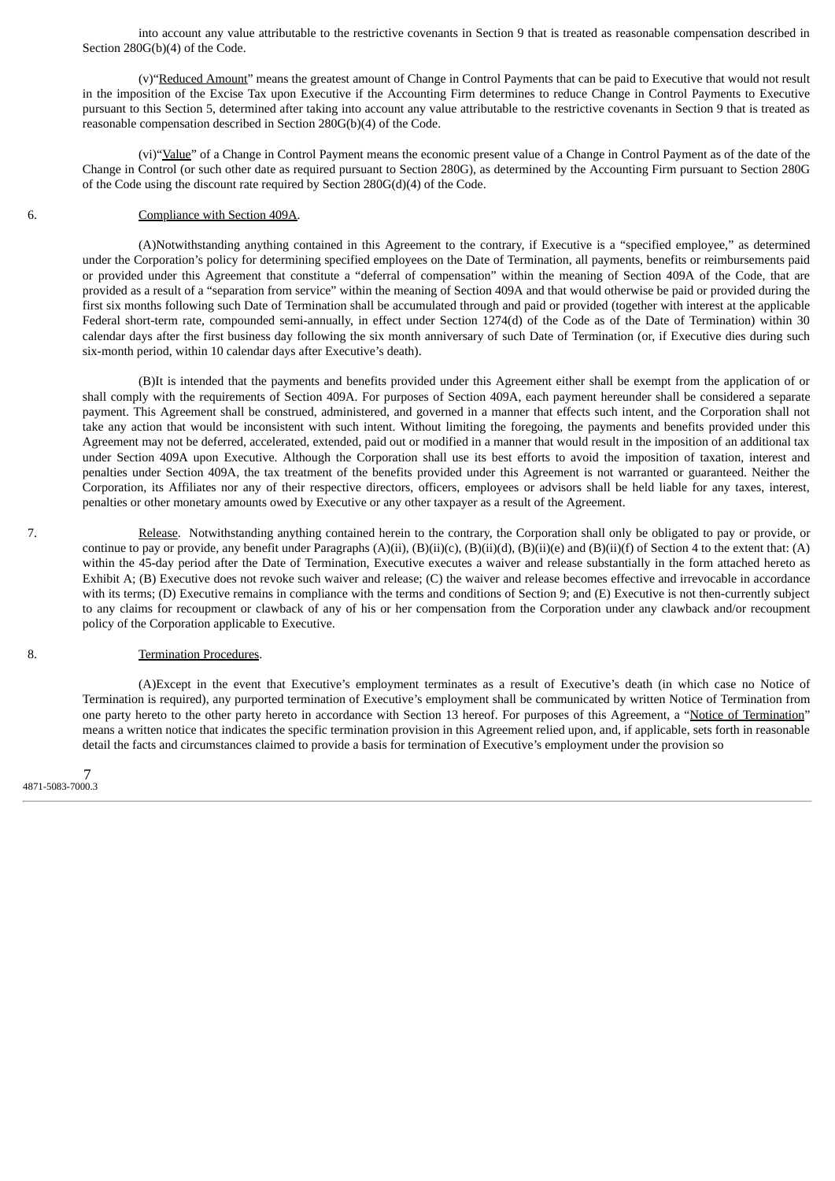into account any value attributable to the restrictive covenants in Section 9 that is treated as reasonable compensation described in Section 280G(b)(4) of the Code.

(v) "Reduced Amount" means the greatest amount of Change in Control Payments that can be paid to Executive that would not result in the imposition of the Excise Tax upon Executive if the Accounting Firm determines to reduce Change in Control Payments to Executive pursuant to this Section 5, determined after taking into account any value attributable to the restrictive covenants in Section 9 that is treated as reasonable compensation described in Section 280G(b)(4) of the Code.

(vi) "Value" of a Change in Control Payment means the economic present value of a Change in Control Payment as of the date of the Change in Control (or such other date as required pursuant to Section 280G), as determined by the Accounting Firm pursuant to Section 280G of the Code using the discount rate required by Section 280G(d)(4) of the Code.

6. Compliance with Section 409A.

(A) Notwithstanding anything contained in this Agreement to the contrary, if Executive is a "specified employee," as determined under the Corporation's policy for determining specified employees on the Date of Termination, all payments, benefits or reimbursements paid or provided under this Agreement that constitute a "deferral of compensation" within the meaning of Section 409A of the Code, that are provided as a result of a "separation from service" within the meaning of Section 409A and that would otherwise be paid or provided during the first six months following such Date of Termination shall be accumulated through and paid or provided (together with interest at the applicable Federal short-term rate, compounded semi-annually, in effect under Section 1274(d) of the Code as of the Date of Termination) within 30 calendar days after the first business day following the six month anniversary of such Date of Termination (or, if Executive dies during such six-month period, within 10 calendar days after Executive's death).

(B) It is intended that the payments and benefits provided under this Agreement either shall be exempt from the application of or shall comply with the requirements of Section 409A. For purposes of Section 409A, each payment hereunder shall be considered a separate payment. This Agreement shall be construed, administered, and governed in a manner that effects such intent, and the Corporation shall not take any action that would be inconsistent with such intent. Without limiting the foregoing, the payments and benefits provided under this Agreement may not be deferred, accelerated, extended, paid out or modified in a manner that would result in the imposition of an additional tax under Section 409A upon Executive. Although the Corporation shall use its best efforts to avoid the imposition of taxation, interest and penalties under Section 409A, the tax treatment of the benefits provided under this Agreement is not warranted or guaranteed. Neither the Corporation, its Affiliates nor any of their respective directors, officers, employees or advisors shall be held liable for any taxes, interest, penalties or other monetary amounts owed by Executive or any other taxpayer as a result of the Agreement.

7. Release. Notwithstanding anything contained herein to the contrary, the Corporation shall only be obligated to pay or provide, or continue to pay or provide, any benefit under Paragraphs (A)(ii), (B)(ii)(c), (B)(ii)(d), (B)(ii)(e) and (B)(ii)(f) of Section 4 to the extent that: (A) within the 45-day period after the Date of Termination, Executive executes a waiver and release substantially in the form attached hereto as Exhibit A; (B) Executive does not revoke such waiver and release; (C) the waiver and release becomes effective and irrevocable in accordance with its terms; (D) Executive remains in compliance with the terms and conditions of Section 9; and (E) Executive is not then-currently subject to any claims for recoupment or clawback of any of his or her compensation from the Corporation under any clawback and/or recoupment policy of the Corporation applicable to Executive.

8. Termination Procedures.

(A) Except in the event that Executive's employment terminates as a result of Executive's death (in which case no Notice of Termination is required), any purported termination of Executive's employment shall be communicated by written Notice of Termination from one party hereto to the other party hereto in accordance with Section 13 hereof. For purposes of this Agreement, a "Notice of Termination" means a written notice that indicates the specific termination provision in this Agreement relied upon, and, if applicable, sets forth in reasonable detail the facts and circumstances claimed to provide a basis for termination of Executive's employment under the provision so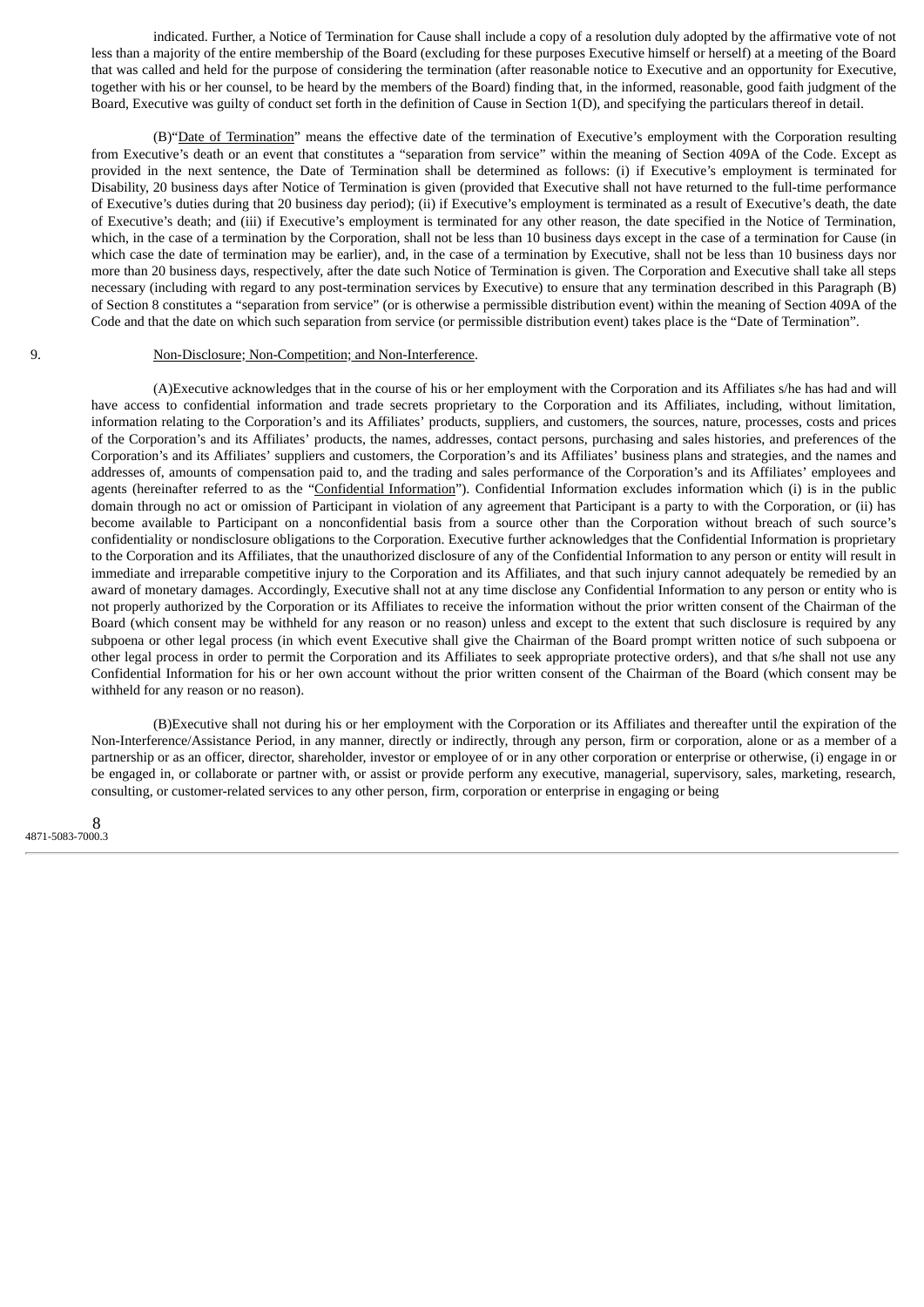indicated. Further, a Notice of Termination for Cause shall include a copy of a resolution duly adopted by the affirmative vote of not less than a majority of the entire membership of the Board (excluding for these purposes Executive himself or herself) at a meeting of the Board that was called and held for the purpose of considering the termination (after reasonable notice to Executive and an opportunity for Executive, together with his or her counsel, to be heard by the members of the Board) finding that, in the informed, reasonable, good faith judgment of the Board, Executive was guilty of conduct set forth in the definition of Cause in Section 1(D), and specifying the particulars thereof in detail.

(B)"Date of Termination" means the effective date of the termination of Executive's employment with the Corporation resulting from Executive's death or an event that constitutes a "separation from service" within the meaning of Section 409A of the Code. Except as provided in the next sentence, the Date of Termination shall be determined as follows: (i) if Executive's employment is terminated for Disability, 20 business days after Notice of Termination is given (provided that Executive shall not have returned to the full-time performance of Executive's duties during that 20 business day period); (ii) if Executive's employment is terminated as a result of Executive's death, the date of Executive's death; and (iii) if Executive's employment is terminated for any other reason, the date specified in the Notice of Termination, which, in the case of a termination by the Corporation, shall not be less than 10 business days except in the case of a termination for Cause (in which case the date of termination may be earlier), and, in the case of a termination by Executive, shall not be less than 10 business days nor more than 20 business days, respectively, after the date such Notice of Termination is given. The Corporation and Executive shall take all steps necessary (including with regard to any post-termination services by Executive) to ensure that any termination described in this Paragraph (B) of Section 8 constitutes a "separation from service" (or is otherwise a permissible distribution event) within the meaning of Section 409A of the Code and that the date on which such separation from service (or permissible distribution event) takes place is the "Date of Termination".

9. Non-Disclosure; Non-Competition; and Non-Interference.

(A)Executive acknowledges that in the course of his or her employment with the Corporation and its Affiliates s/he has had and will have access to confidential information and trade secrets proprietary to the Corporation and its Affiliates, including, without limitation, information relating to the Corporation's and its Affiliates' products, suppliers, and customers, the sources, nature, processes, costs and prices of the Corporation's and its Affiliates' products, the names, addresses, contact persons, purchasing and sales histories, and preferences of the Corporation's and its Affiliates' suppliers and customers, the Corporation's and its Affiliates' business plans and strategies, and the names and addresses of, amounts of compensation paid to, and the trading and sales performance of the Corporation's and its Affiliates' employees and agents (hereinafter referred to as the "Confidential Information"). Confidential Information excludes information which (i) is in the public domain through no act or omission of Participant in violation of any agreement that Participant is a party to with the Corporation, or (ii) has become available to Participant on a nonconfidential basis from a source other than the Corporation without breach of such source's confidentiality or nondisclosure obligations to the Corporation. Executive further acknowledges that the Confidential Information is proprietary to the Corporation and its Affiliates, that the unauthorized disclosure of any of the Confidential Information to any person or entity will result in immediate and irreparable competitive injury to the Corporation and its Affiliates, and that such injury cannot adequately be remedied by an award of monetary damages. Accordingly, Executive shall not at any time disclose any Confidential Information to any person or entity who is not properly authorized by the Corporation or its Affiliates to receive the information without the prior written consent of the Chairman of the Board (which consent may be withheld for any reason or no reason) unless and except to the extent that such disclosure is required by any subpoena or other legal process (in which event Executive shall give the Chairman of the Board prompt written notice of such subpoena or other legal process in order to permit the Corporation and its Affiliates to seek appropriate protective orders), and that s/he shall not use any Confidential Information for his or her own account without the prior written consent of the Chairman of the Board (which consent may be withheld for any reason or no reason).

(B)Executive shall not during his or her employment with the Corporation or its Affiliates and thereafter until the expiration of the Non-Interference/Assistance Period, in any manner, directly or indirectly, through any person, firm or corporation, alone or as a member of a partnership or as an officer, director, shareholder, investor or employee of or in any other corporation or enterprise or otherwise, (i) engage in or be engaged in, or collaborate or partner with, or assist or provide perform any executive, managerial, supervisory, sales, marketing, research, consulting, or customer-related services to any other person, firm, corporation or enterprise in engaging or being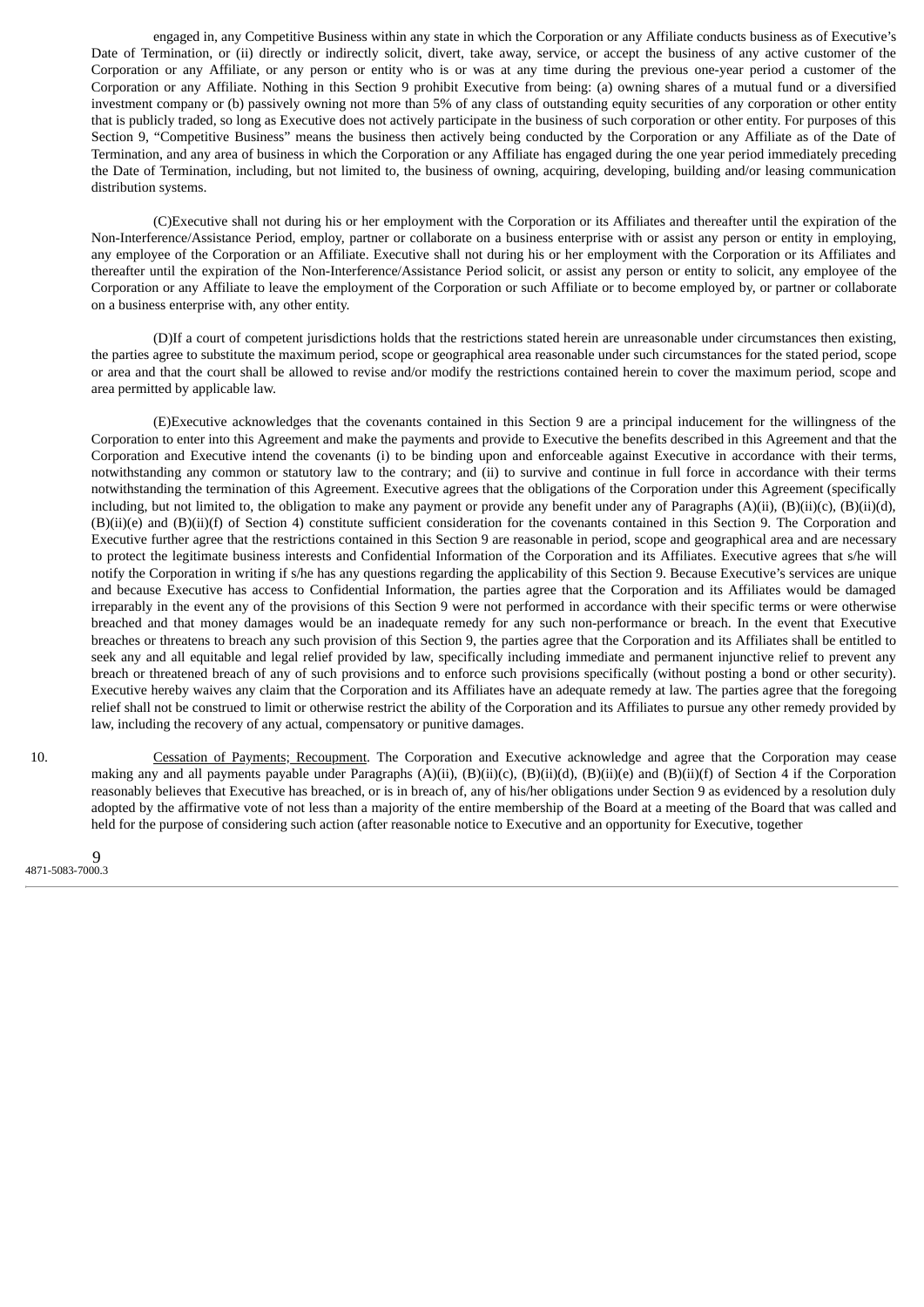engaged in, any Competitive Business within any state in which the Corporation or any Affiliate conducts business as of Executive's Date of Termination, or (ii) directly or indirectly solicit, divert, take away, service, or accept the business of any active customer of the Corporation or any Affiliate, or any person or entity who is or was at any time during the previous one-year period a customer of the Corporation or any Affiliate. Nothing in this Section 9 prohibit Executive from being: (a) owning shares of a mutual fund or a diversified investment company or (b) passively owning not more than 5% of any class of outstanding equity securities of any corporation or other entity that is publicly traded, so long as Executive does not actively participate in the business of such corporation or other entity. For purposes of this Section 9, "Competitive Business" means the business then actively being conducted by the Corporation or any Affiliate as of the Date of Termination, and any area of business in which the Corporation or any Affiliate has engaged during the one year period immediately preceding the Date of Termination, including, but not limited to, the business of owning, acquiring, developing, building and/or leasing communication distribution systems.

(C)Executive shall not during his or her employment with the Corporation or its Affiliates and thereafter until the expiration of the Non-Interference/Assistance Period, employ, partner or collaborate on a business enterprise with or assist any person or entity in employing, any employee of the Corporation or an Affiliate. Executive shall not during his or her employment with the Corporation or its Affiliates and thereafter until the expiration of the Non-Interference/Assistance Period solicit, or assist any person or entity to solicit, any employee of the Corporation or any Affiliate to leave the employment of the Corporation or such Affiliate or to become employed by, or partner or collaborate on a business enterprise with, any other entity.

(D)If a court of competent jurisdictions holds that the restrictions stated herein are unreasonable under circumstances then existing, the parties agree to substitute the maximum period, scope or geographical area reasonable under such circumstances for the stated period, scope or area and that the court shall be allowed to revise and/or modify the restrictions contained herein to cover the maximum period, scope and area permitted by applicable law.

(E)Executive acknowledges that the covenants contained in this Section 9 are a principal inducement for the willingness of the Corporation to enter into this Agreement and make the payments and provide to Executive the benefits described in this Agreement and that the Corporation and Executive intend the covenants (i) to be binding upon and enforceable against Executive in accordance with their terms, notwithstanding any common or statutory law to the contrary; and (ii) to survive and continue in full force in accordance with their terms notwithstanding the termination of this Agreement. Executive agrees that the obligations of the Corporation under this Agreement (specifically including, but not limited to, the obligation to make any payment or provide any benefit under any of Paragraphs (A)(ii), (B)(ii)(c), (B)(ii)(d), (B)(ii)(e) and (B)(ii)(f) of Section 4) constitute sufficient consideration for the covenants contained in this Section 9. The Corporation and Executive further agree that the restrictions contained in this Section 9 are reasonable in period, scope and geographical area and are necessary to protect the legitimate business interests and Confidential Information of the Corporation and its Affiliates. Executive agrees that s/he will notify the Corporation in writing if s/he has any questions regarding the applicability of this Section 9. Because Executive's services are unique and because Executive has access to Confidential Information, the parties agree that the Corporation and its Affiliates would be damaged irreparably in the event any of the provisions of this Section 9 were not performed in accordance with their specific terms or were otherwise breached and that money damages would be an inadequate remedy for any such non-performance or breach. In the event that Executive breaches or threatens to breach any such provision of this Section 9, the parties agree that the Corporation and its Affiliates shall be entitled to seek any and all equitable and legal relief provided by law, specifically including immediate and permanent injunctive relief to prevent any breach or threatened breach of any of such provisions and to enforce such provisions specifically (without posting a bond or other security). Executive hereby waives any claim that the Corporation and its Affiliates have an adequate remedy at law. The parties agree that the foregoing relief shall not be construed to limit or otherwise restrict the ability of the Corporation and its Affiliates to pursue any other remedy provided by law, including the recovery of any actual, compensatory or punitive damages.

10. Cessation of Payments; Recoupment. The Corporation and Executive acknowledge and agree that the Corporation may cease making any and all payments payable under Paragraphs (A)(ii), (B)(ii)(c), (B)(ii)(d), (B)(ii)(e) and (B)(ii)(f) of Section 4 if the Corporation reasonably believes that Executive has breached, or is in breach of, any of his/her obligations under Section 9 as evidenced by a resolution duly adopted by the affirmative vote of not less than a majority of the entire membership of the Board at a meeting of the Board that was called and held for the purpose of considering such action (after reasonable notice to Executive and an opportunity for Executive, together

4871-5083-7000.3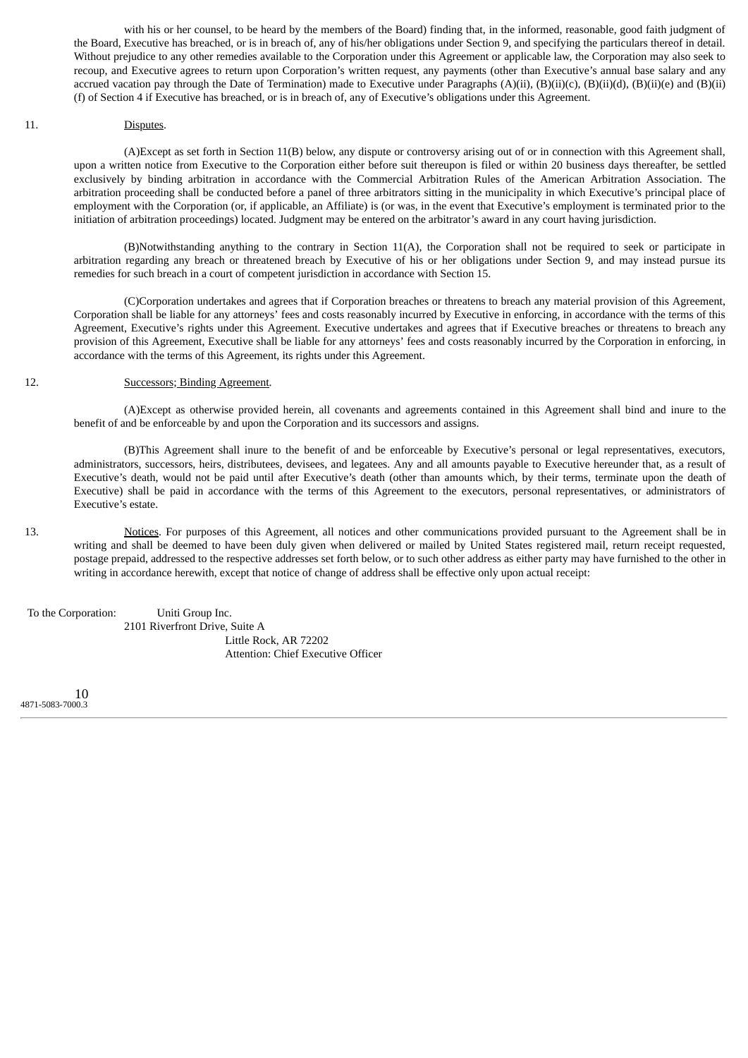with his or her counsel, to be heard by the members of the Board) finding that, in the informed, reasonable, good faith judgment of the Board, Executive has breached, or is in breach of, any of his/her obligations under Section 9, and specifying the particulars thereof in detail. Without prejudice to any other remedies available to the Corporation under this Agreement or applicable law, the Corporation may also seek to recoup, and Executive agrees to return upon Corporation's written request, any payments (other than Executive's annual base salary and any accrued vacation pay through the Date of Termination) made to Executive under Paragraphs (A)(ii), (B)(ii)(c), (B)(ii)(d), (B)(ii)(e) and (B)(ii)(f) of Section 4 if Executive has breached, or is in breach of, any of Executive's obligations under this Agreement.

11. Disputes.

(A)Except as set forth in Section 11(B) below, any dispute or controversy arising out of or in connection with this Agreement shall, upon a written notice from Executive to the Corporation either before suit thereupon is filed or within 20 business days thereafter, be settled exclusively by binding arbitration in accordance with the Commercial Arbitration Rules of the American Arbitration Association. The arbitration proceeding shall be conducted before a panel of three arbitrators sitting in the municipality in which Executive's principal place of employment with the Corporation (or, if applicable, an Affiliate) is (or was, in the event that Executive's employment is terminated prior to the initiation of arbitration proceedings) located. Judgment may be entered on the arbitrator's award in any court having jurisdiction.

(B)Notwithstanding anything to the contrary in Section 11(A), the Corporation shall not be required to seek or participate in arbitration regarding any breach or threatened breach by Executive of his or her obligations under Section 9, and may instead pursue its remedies for such breach in a court of competent jurisdiction in accordance with Section 15.

(C)Corporation undertakes and agrees that if Corporation breaches or threatens to breach any material provision of this Agreement, Corporation shall be liable for any attorneys' fees and costs reasonably incurred by Executive in enforcing, in accordance with the terms of this Agreement, Executive's rights under this Agreement. Executive undertakes and agrees that if Executive breaches or threatens to breach any provision of this Agreement, Executive shall be liable for any attorneys' fees and costs reasonably incurred by the Corporation in enforcing, in accordance with the terms of this Agreement, its rights under this Agreement.

12. Successors; Binding Agreement.

(A)Except as otherwise provided herein, all covenants and agreements contained in this Agreement shall bind and inure to the benefit of and be enforceable by and upon the Corporation and its successors and assigns.

(B)This Agreement shall inure to the benefit of and be enforceable by Executive's personal or legal representatives, executors, administrators, successors, heirs, distributees, devisees, and legatees. Any and all amounts payable to Executive hereunder that, as a result of Executive's death, would not be paid until after Executive's death (other than amounts which, by their terms, terminate upon the death of Executive) shall be paid in accordance with the terms of this Agreement to the executors, personal representatives, or administrators of Executive's estate.

13. Notices. For purposes of this Agreement, all notices and other communications provided pursuant to the Agreement shall be in writing and shall be deemed to have been duly given when delivered or mailed by United States registered mail, return receipt requested, postage prepaid, addressed to the respective addresses set forth below, or to such other address as either party may have furnished to the other in writing in accordance herewith, except that notice of change of address shall be effective only upon actual receipt:

To the Corporation: Uniti Group Inc.
2101 Riverfront Drive, Suite A
Little Rock, AR 72202
Attention: Chief Executive Officer

4871-5083-7000.3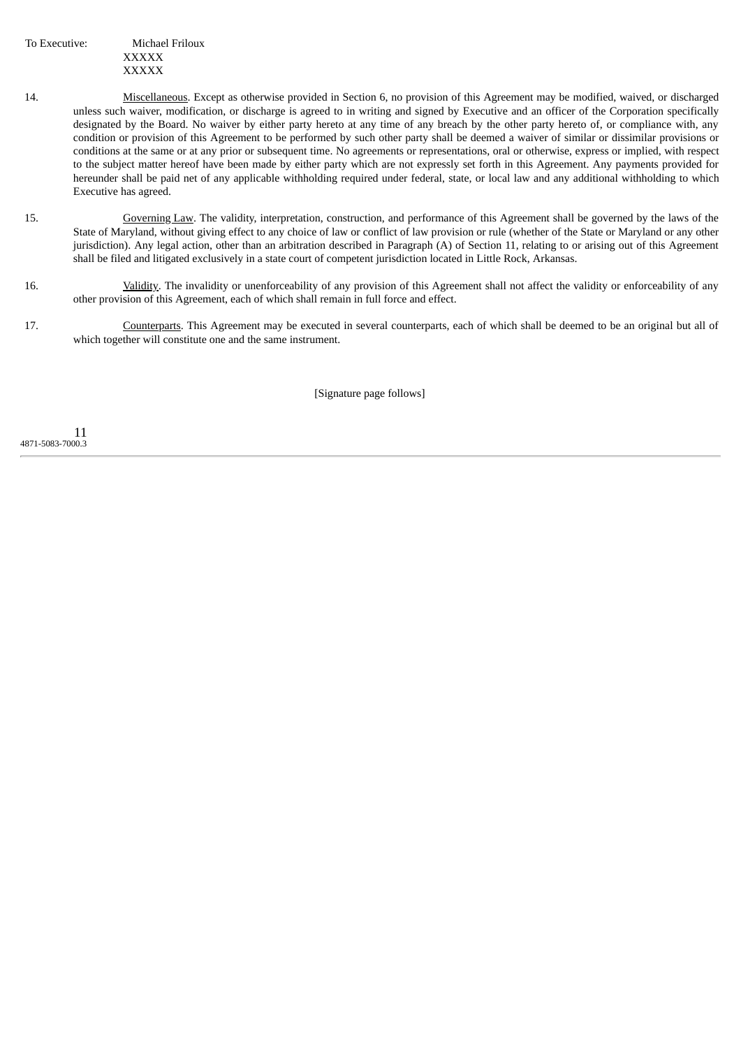To Executive: Michael Friloux
XXXXX
XXXXX

14. Miscellaneous. Except as otherwise provided in Section 6, no provision of this Agreement may be modified, waived, or discharged unless such waiver, modification, or discharge is agreed to in writing and signed by Executive and an officer of the Corporation specifically designated by the Board. No waiver by either party hereto at any time of any breach by the other party hereto of, or compliance with, any condition or provision of this Agreement to be performed by such other party shall be deemed a waiver of similar or dissimilar provisions or conditions at the same or at any prior or subsequent time. No agreements or representations, oral or otherwise, express or implied, with respect to the subject matter hereof have been made by either party which are not expressly set forth in this Agreement. Any payments provided for hereunder shall be paid net of any applicable withholding required under federal, state, or local law and any additional withholding to which Executive has agreed.

15. Governing Law. The validity, interpretation, construction, and performance of this Agreement shall be governed by the laws of the State of Maryland, without giving effect to any choice of law or conflict of law provision or rule (whether of the State or Maryland or any other jurisdiction). Any legal action, other than an arbitration described in Paragraph (A) of Section 11, relating to or arising out of this Agreement shall be filed and litigated exclusively in a state court of competent jurisdiction located in Little Rock, Arkansas.

16. Validity. The invalidity or unenforceability of any provision of this Agreement shall not affect the validity or enforceability of any other provision of this Agreement, each of which shall remain in full force and effect.

17. Counterparts. This Agreement may be executed in several counterparts, each of which shall be deemed to be an original but all of which together will constitute one and the same instrument.

[Signature page follows]

4871-5083-7000.3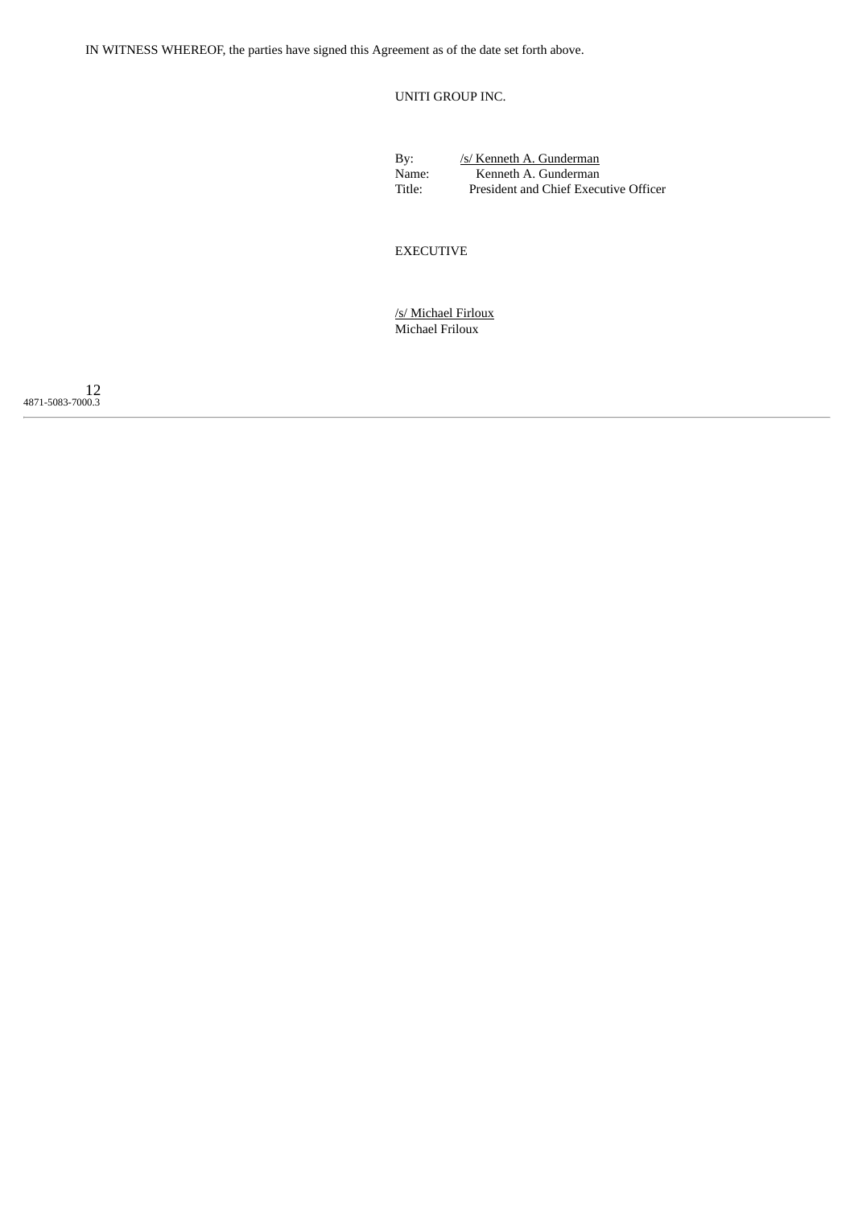IN WITNESS WHEREOF, the parties have signed this Agreement as of the date set forth above.

UNITI GROUP INC.

By: /s/ Kenneth A. Gunderman
Name: Kenneth A. Gunderman
Title: President and Chief Executive Officer

EXECUTIVE

/s/ Michael Firloux
Michael Friloux

4871-5083-7000.3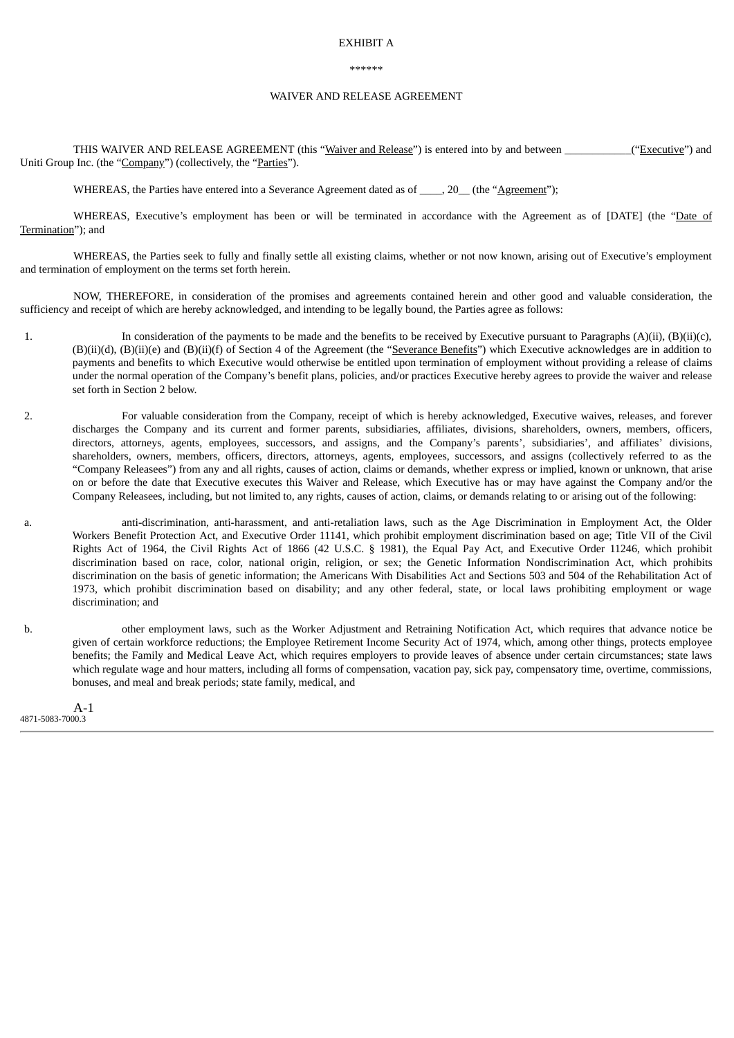EXHIBIT A

******

WAIVER AND RELEASE AGREEMENT

THIS WAIVER AND RELEASE AGREEMENT (this "Waiver and Release") is entered into by and between ____________("Executive") and Uniti Group Inc. (the "Company") (collectively, the "Parties").

WHEREAS, the Parties have entered into a Severance Agreement dated as of ____, 20__ (the "Agreement");

WHEREAS, Executive's employment has been or will be terminated in accordance with the Agreement as of [DATE] (the "Date of Termination"); and

WHEREAS, the Parties seek to fully and finally settle all existing claims, whether or not now known, arising out of Executive's employment and termination of employment on the terms set forth herein.

NOW, THEREFORE, in consideration of the promises and agreements contained herein and other good and valuable consideration, the sufficiency and receipt of which are hereby acknowledged, and intending to be legally bound, the Parties agree as follows:

1. In consideration of the payments to be made and the benefits to be received by Executive pursuant to Paragraphs (A)(ii), (B)(ii)(c), (B)(ii)(d), (B)(ii)(e) and (B)(ii)(f) of Section 4 of the Agreement (the "Severance Benefits") which Executive acknowledges are in addition to payments and benefits to which Executive would otherwise be entitled upon termination of employment without providing a release of claims under the normal operation of the Company's benefit plans, policies, and/or practices Executive hereby agrees to provide the waiver and release set forth in Section 2 below.

2. For valuable consideration from the Company, receipt of which is hereby acknowledged, Executive waives, releases, and forever discharges the Company and its current and former parents, subsidiaries, affiliates, divisions, shareholders, owners, members, officers, directors, attorneys, agents, employees, successors, and assigns, and the Company's parents', subsidiaries', and affiliates' divisions, shareholders, owners, members, officers, directors, attorneys, agents, employees, successors, and assigns (collectively referred to as the "Company Releasees") from any and all rights, causes of action, claims or demands, whether express or implied, known or unknown, that arise on or before the date that Executive executes this Waiver and Release, which Executive has or may have against the Company and/or the Company Releasees, including, but not limited to, any rights, causes of action, claims, or demands relating to or arising out of the following:

a. anti-discrimination, anti-harassment, and anti-retaliation laws, such as the Age Discrimination in Employment Act, the Older Workers Benefit Protection Act, and Executive Order 11141, which prohibit employment discrimination based on age; Title VII of the Civil Rights Act of 1964, the Civil Rights Act of 1866 (42 U.S.C. § 1981), the Equal Pay Act, and Executive Order 11246, which prohibit discrimination based on race, color, national origin, religion, or sex; the Genetic Information Nondiscrimination Act, which prohibits discrimination on the basis of genetic information; the Americans With Disabilities Act and Sections 503 and 504 of the Rehabilitation Act of 1973, which prohibit discrimination based on disability; and any other federal, state, or local laws prohibiting employment or wage discrimination; and

b. other employment laws, such as the Worker Adjustment and Retraining Notification Act, which requires that advance notice be given of certain workforce reductions; the Employee Retirement Income Security Act of 1974, which, among other things, protects employee benefits; the Family and Medical Leave Act, which requires employers to provide leaves of absence under certain circumstances; state laws which regulate wage and hour matters, including all forms of compensation, vacation pay, sick pay, compensatory time, overtime, commissions, bonuses, and meal and break periods; state family, medical, and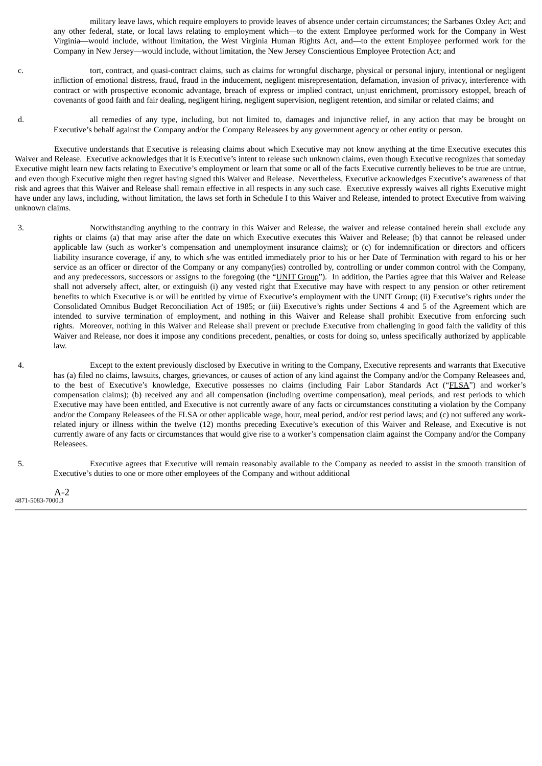military leave laws, which require employers to provide leaves of absence under certain circumstances; the Sarbanes Oxley Act; and any other federal, state, or local laws relating to employment which—to the extent Employee performed work for the Company in West Virginia—would include, without limitation, the West Virginia Human Rights Act, and—to the extent Employee performed work for the Company in New Jersey—would include, without limitation, the New Jersey Conscientious Employee Protection Act; and

c. tort, contract, and quasi-contract claims, such as claims for wrongful discharge, physical or personal injury, intentional or negligent infliction of emotional distress, fraud, fraud in the inducement, negligent misrepresentation, defamation, invasion of privacy, interference with contract or with prospective economic advantage, breach of express or implied contract, unjust enrichment, promissory estoppel, breach of covenants of good faith and fair dealing, negligent hiring, negligent supervision, negligent retention, and similar or related claims; and

d. all remedies of any type, including, but not limited to, damages and injunctive relief, in any action that may be brought on Executive's behalf against the Company and/or the Company Releasees by any government agency or other entity or person.

Executive understands that Executive is releasing claims about which Executive may not know anything at the time Executive executes this Waiver and Release. Executive acknowledges that it is Executive's intent to release such unknown claims, even though Executive recognizes that someday Executive might learn new facts relating to Executive's employment or learn that some or all of the facts Executive currently believes to be true are untrue, and even though Executive might then regret having signed this Waiver and Release. Nevertheless, Executive acknowledges Executive's awareness of that risk and agrees that this Waiver and Release shall remain effective in all respects in any such case. Executive expressly waives all rights Executive might have under any laws, including, without limitation, the laws set forth in Schedule I to this Waiver and Release, intended to protect Executive from waiving unknown claims.

3. Notwithstanding anything to the contrary in this Waiver and Release, the waiver and release contained herein shall exclude any rights or claims (a) that may arise after the date on which Executive executes this Waiver and Release; (b) that cannot be released under applicable law (such as worker's compensation and unemployment insurance claims); or (c) for indemnification or directors and officers liability insurance coverage, if any, to which s/he was entitled immediately prior to his or her Date of Termination with regard to his or her service as an officer or director of the Company or any company(ies) controlled by, controlling or under common control with the Company, and any predecessors, successors or assigns to the foregoing (the "UNIT Group"). In addition, the Parties agree that this Waiver and Release shall not adversely affect, alter, or extinguish (i) any vested right that Executive may have with respect to any pension or other retirement benefits to which Executive is or will be entitled by virtue of Executive's employment with the UNIT Group; (ii) Executive's rights under the Consolidated Omnibus Budget Reconciliation Act of 1985; or (iii) Executive's rights under Sections 4 and 5 of the Agreement which are intended to survive termination of employment, and nothing in this Waiver and Release shall prohibit Executive from enforcing such rights. Moreover, nothing in this Waiver and Release shall prevent or preclude Executive from challenging in good faith the validity of this Waiver and Release, nor does it impose any conditions precedent, penalties, or costs for doing so, unless specifically authorized by applicable law.

4. Except to the extent previously disclosed by Executive in writing to the Company, Executive represents and warrants that Executive has (a) filed no claims, lawsuits, charges, grievances, or causes of action of any kind against the Company and/or the Company Releasees and, to the best of Executive's knowledge, Executive possesses no claims (including Fair Labor Standards Act ("FLSA") and worker's compensation claims); (b) received any and all compensation (including overtime compensation), meal periods, and rest periods to which Executive may have been entitled, and Executive is not currently aware of any facts or circumstances constituting a violation by the Company and/or the Company Releasees of the FLSA or other applicable wage, hour, meal period, and/or rest period laws; and (c) not suffered any work-related injury or illness within the twelve (12) months preceding Executive's execution of this Waiver and Release, and Executive is not currently aware of any facts or circumstances that would give rise to a worker's compensation claim against the Company and/or the Company Releasees.

5. Executive agrees that Executive will remain reasonably available to the Company as needed to assist in the smooth transition of Executive's duties to one or more other employees of the Company and without additional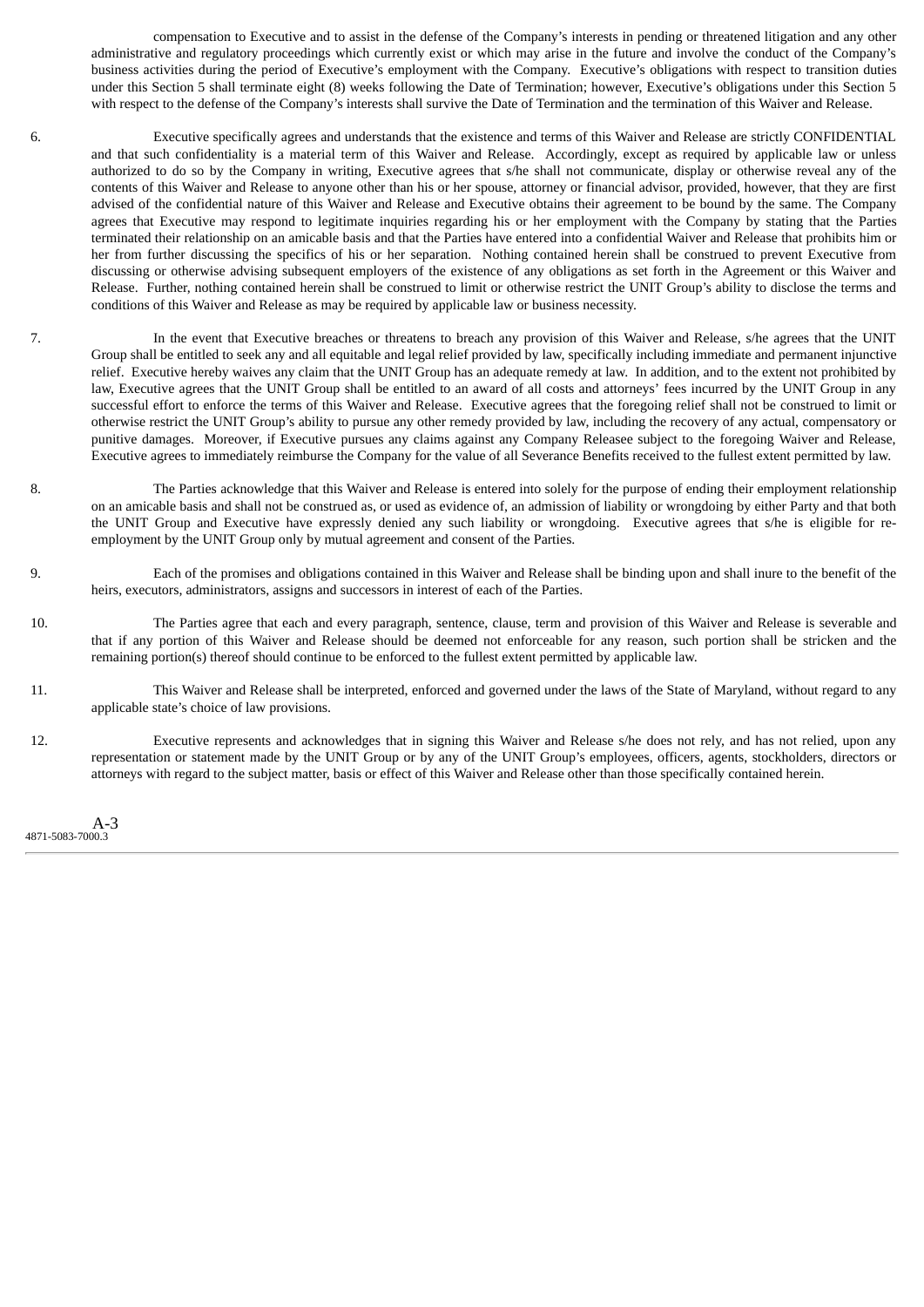compensation to Executive and to assist in the defense of the Company's interests in pending or threatened litigation and any other administrative and regulatory proceedings which currently exist or which may arise in the future and involve the conduct of the Company's business activities during the period of Executive's employment with the Company. Executive's obligations with respect to transition duties under this Section 5 shall terminate eight (8) weeks following the Date of Termination; however, Executive's obligations under this Section 5 with respect to the defense of the Company's interests shall survive the Date of Termination and the termination of this Waiver and Release.

6. Executive specifically agrees and understands that the existence and terms of this Waiver and Release are strictly CONFIDENTIAL and that such confidentiality is a material term of this Waiver and Release. Accordingly, except as required by applicable law or unless authorized to do so by the Company in writing, Executive agrees that s/he shall not communicate, display or otherwise reveal any of the contents of this Waiver and Release to anyone other than his or her spouse, attorney or financial advisor, provided, however, that they are first advised of the confidential nature of this Waiver and Release and Executive obtains their agreement to be bound by the same. The Company agrees that Executive may respond to legitimate inquiries regarding his or her employment with the Company by stating that the Parties terminated their relationship on an amicable basis and that the Parties have entered into a confidential Waiver and Release that prohibits him or her from further discussing the specifics of his or her separation. Nothing contained herein shall be construed to prevent Executive from discussing or otherwise advising subsequent employers of the existence of any obligations as set forth in the Agreement or this Waiver and Release. Further, nothing contained herein shall be construed to limit or otherwise restrict the UNIT Group's ability to disclose the terms and conditions of this Waiver and Release as may be required by applicable law or business necessity.

7. In the event that Executive breaches or threatens to breach any provision of this Waiver and Release, s/he agrees that the UNIT Group shall be entitled to seek any and all equitable and legal relief provided by law, specifically including immediate and permanent injunctive relief. Executive hereby waives any claim that the UNIT Group has an adequate remedy at law. In addition, and to the extent not prohibited by law, Executive agrees that the UNIT Group shall be entitled to an award of all costs and attorneys' fees incurred by the UNIT Group in any successful effort to enforce the terms of this Waiver and Release. Executive agrees that the foregoing relief shall not be construed to limit or otherwise restrict the UNIT Group's ability to pursue any other remedy provided by law, including the recovery of any actual, compensatory or punitive damages. Moreover, if Executive pursues any claims against any Company Releasee subject to the foregoing Waiver and Release, Executive agrees to immediately reimburse the Company for the value of all Severance Benefits received to the fullest extent permitted by law.

8. The Parties acknowledge that this Waiver and Release is entered into solely for the purpose of ending their employment relationship on an amicable basis and shall not be construed as, or used as evidence of, an admission of liability or wrongdoing by either Party and that both the UNIT Group and Executive have expressly denied any such liability or wrongdoing. Executive agrees that s/he is eligible for re-employment by the UNIT Group only by mutual agreement and consent of the Parties.

9. Each of the promises and obligations contained in this Waiver and Release shall be binding upon and shall inure to the benefit of the heirs, executors, administrators, assigns and successors in interest of each of the Parties.

10. The Parties agree that each and every paragraph, sentence, clause, term and provision of this Waiver and Release is severable and that if any portion of this Waiver and Release should be deemed not enforceable for any reason, such portion shall be stricken and the remaining portion(s) thereof should continue to be enforced to the fullest extent permitted by applicable law.

11. This Waiver and Release shall be interpreted, enforced and governed under the laws of the State of Maryland, without regard to any applicable state's choice of law provisions.

12. Executive represents and acknowledges that in signing this Waiver and Release s/he does not rely, and has not relied, upon any representation or statement made by the UNIT Group or by any of the UNIT Group's employees, officers, agents, stockholders, directors or attorneys with regard to the subject matter, basis or effect of this Waiver and Release other than those specifically contained herein.

A-3
4871-5083-7000.3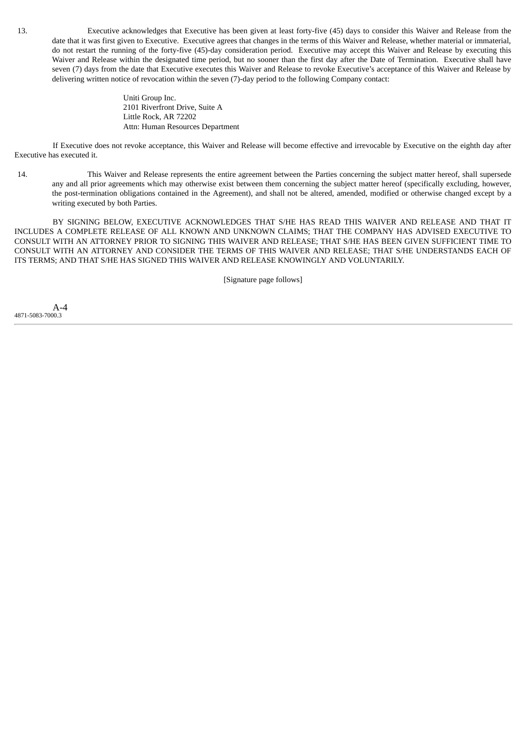13. Executive acknowledges that Executive has been given at least forty-five (45) days to consider this Waiver and Release from the date that it was first given to Executive. Executive agrees that changes in the terms of this Waiver and Release, whether material or immaterial, do not restart the running of the forty-five (45)-day consideration period. Executive may accept this Waiver and Release by executing this Waiver and Release within the designated time period, but no sooner than the first day after the Date of Termination. Executive shall have seven (7) days from the date that Executive executes this Waiver and Release to revoke Executive's acceptance of this Waiver and Release by delivering written notice of revocation within the seven (7)-day period to the following Company contact:

Uniti Group Inc.
2101 Riverfront Drive, Suite A
Little Rock, AR 72202
Attn: Human Resources Department

If Executive does not revoke acceptance, this Waiver and Release will become effective and irrevocable by Executive on the eighth day after Executive has executed it.

14. This Waiver and Release represents the entire agreement between the Parties concerning the subject matter hereof, shall supersede any and all prior agreements which may otherwise exist between them concerning the subject matter hereof (specifically excluding, however, the post-termination obligations contained in the Agreement), and shall not be altered, amended, modified or otherwise changed except by a writing executed by both Parties.

BY SIGNING BELOW, EXECUTIVE ACKNOWLEDGES THAT S/HE HAS READ THIS WAIVER AND RELEASE AND THAT IT INCLUDES A COMPLETE RELEASE OF ALL KNOWN AND UNKNOWN CLAIMS; THAT THE COMPANY HAS ADVISED EXECUTIVE TO CONSULT WITH AN ATTORNEY PRIOR TO SIGNING THIS WAIVER AND RELEASE; THAT S/HE HAS BEEN GIVEN SUFFICIENT TIME TO CONSULT WITH AN ATTORNEY AND CONSIDER THE TERMS OF THIS WAIVER AND RELEASE; THAT S/HE UNDERSTANDS EACH OF ITS TERMS; AND THAT S/HE HAS SIGNED THIS WAIVER AND RELEASE KNOWINGLY AND VOLUNTARILY.

[Signature page follows]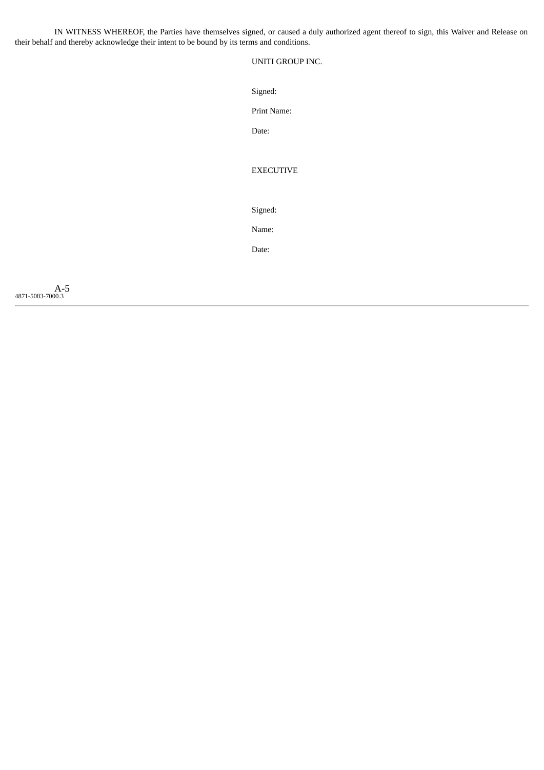IN WITNESS WHEREOF, the Parties have themselves signed, or caused a duly authorized agent thereof to sign, this Waiver and Release on their behalf and thereby acknowledge their intent to be bound by its terms and conditions.

UNITI GROUP INC.

Signed:

Print Name:

Date:

EXECUTIVE

Signed:

Name:

Date:

A-5

4871-5083-7000.3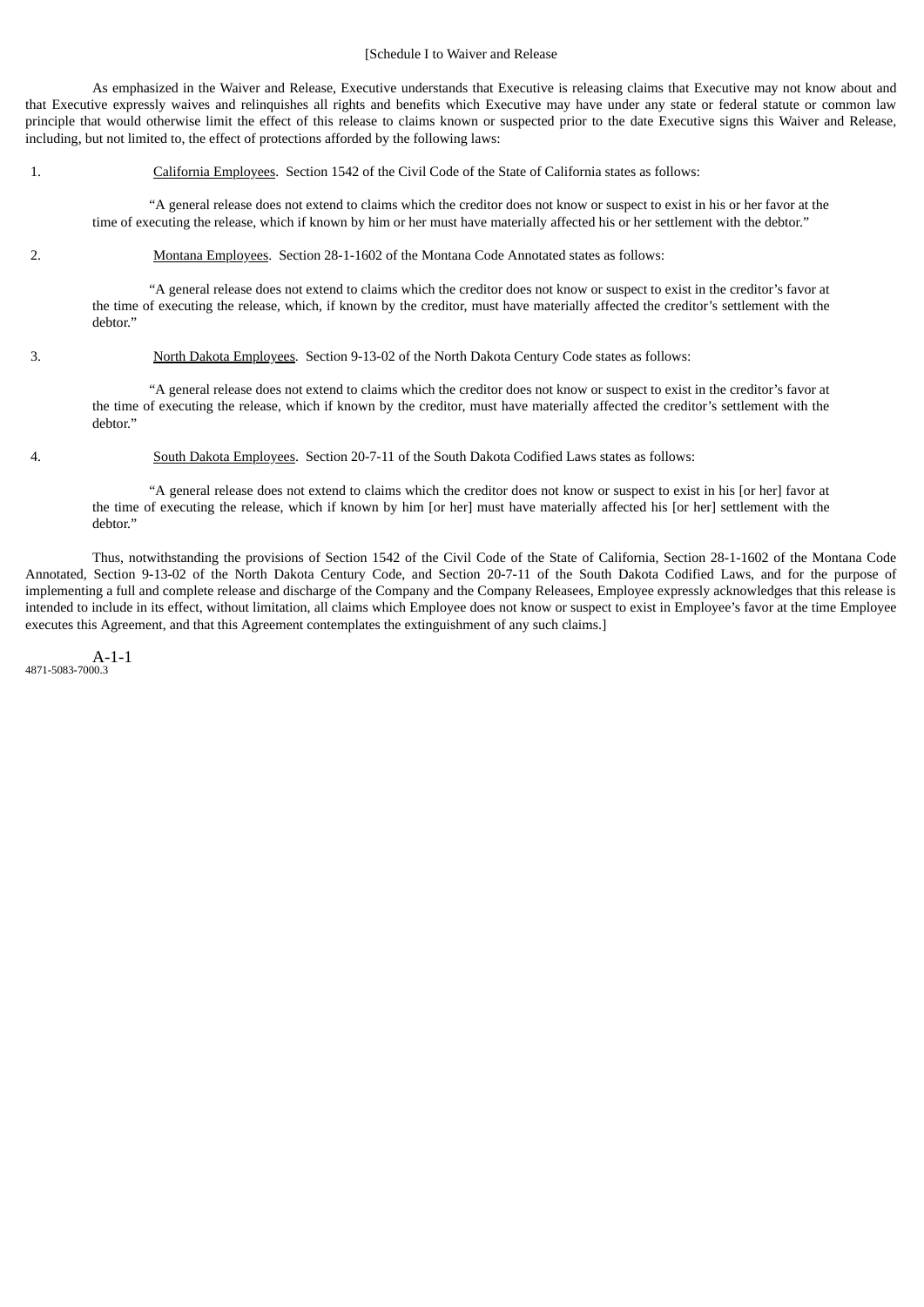[Schedule I to Waiver and Release

As emphasized in the Waiver and Release, Executive understands that Executive is releasing claims that Executive may not know about and that Executive expressly waives and relinquishes all rights and benefits which Executive may have under any state or federal statute or common law principle that would otherwise limit the effect of this release to claims known or suspected prior to the date Executive signs this Waiver and Release, including, but not limited to, the effect of protections afforded by the following laws:

1. California Employees. Section 1542 of the Civil Code of the State of California states as follows:

   "A general release does not extend to claims which the creditor does not know or suspect to exist in his or her favor at the time of executing the release, which if known by him or her must have materially affected his or her settlement with the debtor."

2. Montana Employees. Section 28-1-1602 of the Montana Code Annotated states as follows:

   "A general release does not extend to claims which the creditor does not know or suspect to exist in the creditor's favor at the time of executing the release, which, if known by the creditor, must have materially affected the creditor's settlement with the debtor."

3. North Dakota Employees. Section 9-13-02 of the North Dakota Century Code states as follows:

   "A general release does not extend to claims which the creditor does not know or suspect to exist in the creditor's favor at the time of executing the release, which if known by the creditor, must have materially affected the creditor's settlement with the debtor."

4. South Dakota Employees. Section 20-7-11 of the South Dakota Codified Laws states as follows:

   "A general release does not extend to claims which the creditor does not know or suspect to exist in his [or her] favor at the time of executing the release, which if known by him [or her] must have materially affected his [or her] settlement with the debtor."

Thus, notwithstanding the provisions of Section 1542 of the Civil Code of the State of California, Section 28-1-1602 of the Montana Code Annotated, Section 9-13-02 of the North Dakota Century Code, and Section 20-7-11 of the South Dakota Codified Laws, and for the purpose of implementing a full and complete release and discharge of the Company and the Company Releasees, Employee expressly acknowledges that this release is intended to include in its effect, without limitation, all claims which Employee does not know or suspect to exist in Employee's favor at the time Employee executes this Agreement, and that this Agreement contemplates the extinguishment of any such claims.]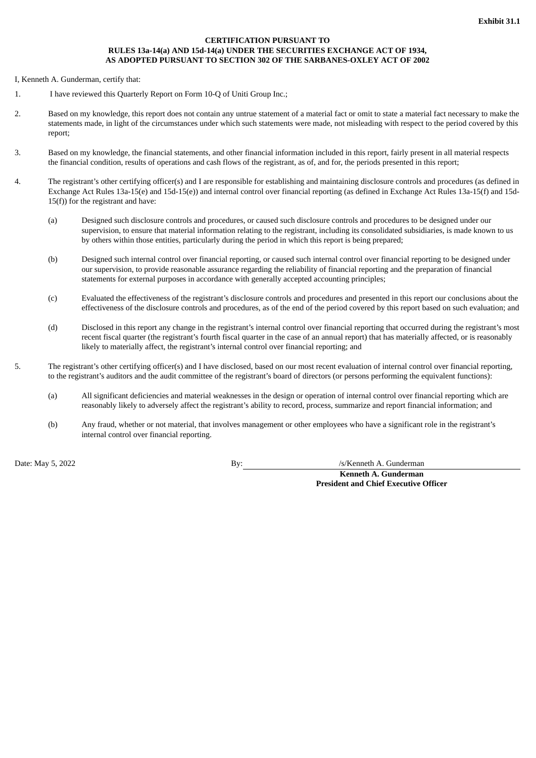**Exhibit 31.1**

**CERTIFICATION PURSUANT TO**
**RULES 13a-14(a) AND 15d-14(a) UNDER THE SECURITIES EXCHANGE ACT OF 1934,**
**AS ADOPTED PURSUANT TO SECTION 302 OF THE SARBANES-OXLEY ACT OF 2002**

I, Kenneth A. Gunderman, certify that:

1. I have reviewed this Quarterly Report on Form 10-Q of Uniti Group Inc.;

2. Based on my knowledge, this report does not contain any untrue statement of a material fact or omit to state a material fact necessary to make the statements made, in light of the circumstances under which such statements were made, not misleading with respect to the period covered by this report;

3. Based on my knowledge, the financial statements, and other financial information included in this report, fairly present in all material respects the financial condition, results of operations and cash flows of the registrant, as of, and for, the periods presented in this report;

4. The registrant's other certifying officer(s) and I are responsible for establishing and maintaining disclosure controls and procedures (as defined in Exchange Act Rules 13a-15(e) and 15d-15(e)) and internal control over financial reporting (as defined in Exchange Act Rules 13a-15(f) and 15d-15(f)) for the registrant and have:

   (a) Designed such disclosure controls and procedures, or caused such disclosure controls and procedures to be designed under our supervision, to ensure that material information relating to the registrant, including its consolidated subsidiaries, is made known to us by others within those entities, particularly during the period in which this report is being prepared;

   (b) Designed such internal control over financial reporting, or caused such internal control over financial reporting to be designed under our supervision, to provide reasonable assurance regarding the reliability of financial reporting and the preparation of financial statements for external purposes in accordance with generally accepted accounting principles;

   (c) Evaluated the effectiveness of the registrant's disclosure controls and procedures and presented in this report our conclusions about the effectiveness of the disclosure controls and procedures, as of the end of the period covered by this report based on such evaluation; and

   (d) Disclosed in this report any change in the registrant's internal control over financial reporting that occurred during the registrant's most recent fiscal quarter (the registrant's fourth fiscal quarter in the case of an annual report) that has materially affected, or is reasonably likely to materially affect, the registrant's internal control over financial reporting; and

5. The registrant's other certifying officer(s) and I have disclosed, based on our most recent evaluation of internal control over financial reporting, to the registrant's auditors and the audit committee of the registrant's board of directors (or persons performing the equivalent functions):

   (a) All significant deficiencies and material weaknesses in the design or operation of internal control over financial reporting which are reasonably likely to adversely affect the registrant's ability to record, process, summarize and report financial information; and

   (b) Any fraud, whether or not material, that involves management or other employees who have a significant role in the registrant's internal control over financial reporting.

Date: May 5, 2022

By: /s/Kenneth A. Gunderman
**Kenneth A. Gunderman**
**President and Chief Executive Officer**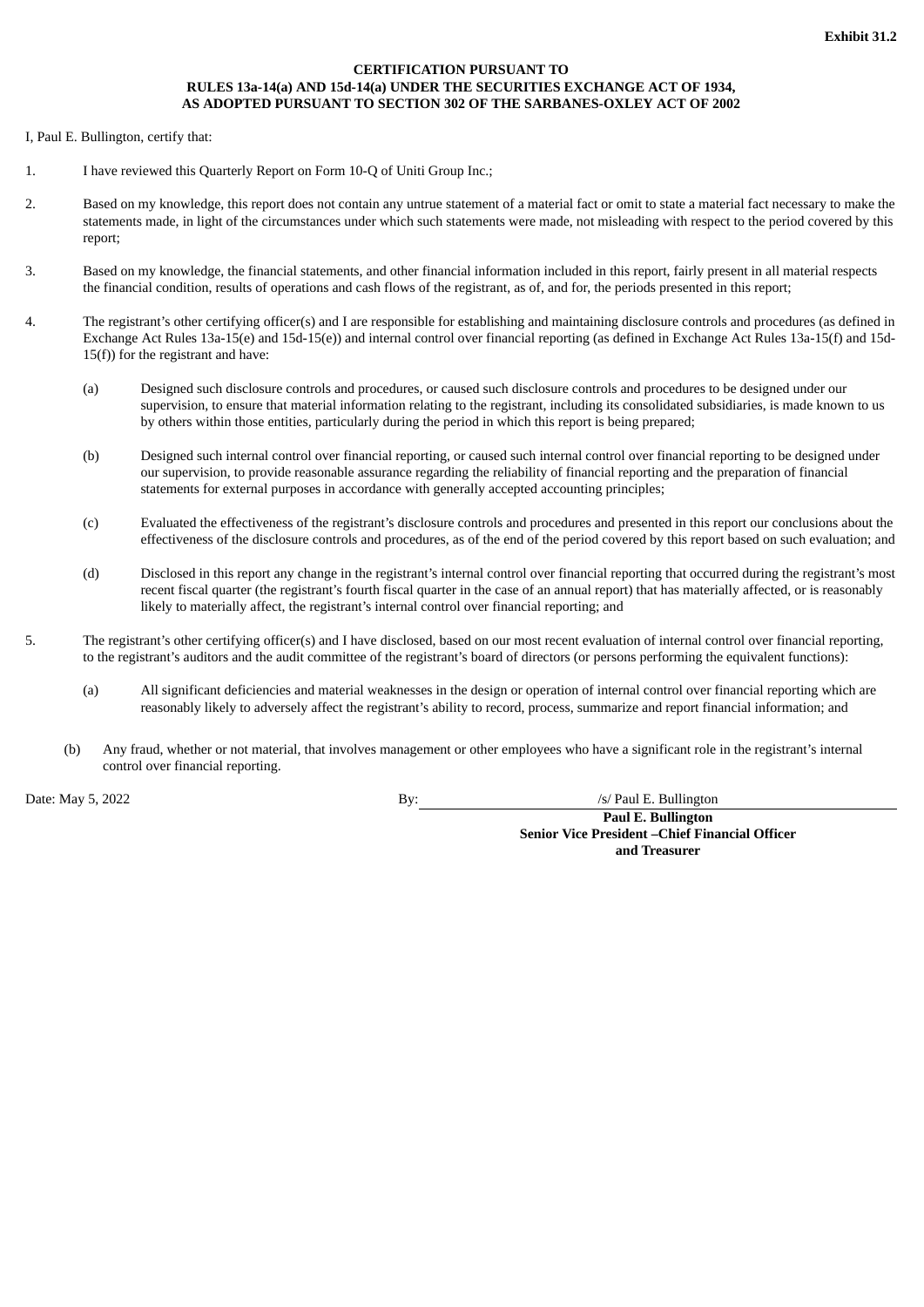**Exhibit 31.2**

**CERTIFICATION PURSUANT TO**
**RULES 13a-14(a) AND 15d-14(a) UNDER THE SECURITIES EXCHANGE ACT OF 1934,**
**AS ADOPTED PURSUANT TO SECTION 302 OF THE SARBANES-OXLEY ACT OF 2002**

I, Paul E. Bullington, certify that:

1. I have reviewed this Quarterly Report on Form 10-Q of Uniti Group Inc.;

2. Based on my knowledge, this report does not contain any untrue statement of a material fact or omit to state a material fact necessary to make the statements made, in light of the circumstances under which such statements were made, not misleading with respect to the period covered by this report;

3. Based on my knowledge, the financial statements, and other financial information included in this report, fairly present in all material respects the financial condition, results of operations and cash flows of the registrant, as of, and for, the periods presented in this report;

4. The registrant's other certifying officer(s) and I are responsible for establishing and maintaining disclosure controls and procedures (as defined in Exchange Act Rules 13a-15(e) and 15d-15(e)) and internal control over financial reporting (as defined in Exchange Act Rules 13a-15(f) and 15d-15(f)) for the registrant and have:

   (a) Designed such disclosure controls and procedures, or caused such disclosure controls and procedures to be designed under our supervision, to ensure that material information relating to the registrant, including its consolidated subsidiaries, is made known to us by others within those entities, particularly during the period in which this report is being prepared;

   (b) Designed such internal control over financial reporting, or caused such internal control over financial reporting to be designed under our supervision, to provide reasonable assurance regarding the reliability of financial reporting and the preparation of financial statements for external purposes in accordance with generally accepted accounting principles;

   (c) Evaluated the effectiveness of the registrant's disclosure controls and procedures and presented in this report our conclusions about the effectiveness of the disclosure controls and procedures, as of the end of the period covered by this report based on such evaluation; and

   (d) Disclosed in this report any change in the registrant's internal control over financial reporting that occurred during the registrant's most recent fiscal quarter (the registrant's fourth fiscal quarter in the case of an annual report) that has materially affected, or is reasonably likely to materially affect, the registrant's internal control over financial reporting; and

5. The registrant's other certifying officer(s) and I have disclosed, based on our most recent evaluation of internal control over financial reporting, to the registrant's auditors and the audit committee of the registrant's board of directors (or persons performing the equivalent functions):

   (a) All significant deficiencies and material weaknesses in the design or operation of internal control over financial reporting which are reasonably likely to adversely affect the registrant's ability to record, process, summarize and report financial information; and

   (b) Any fraud, whether or not material, that involves management or other employees who have a significant role in the registrant's internal control over financial reporting.

Date: May 5, 2022

By: /s/ Paul E. Bullington

**Paul E. Bullington**
**Senior Vice President –Chief Financial Officer and Treasurer**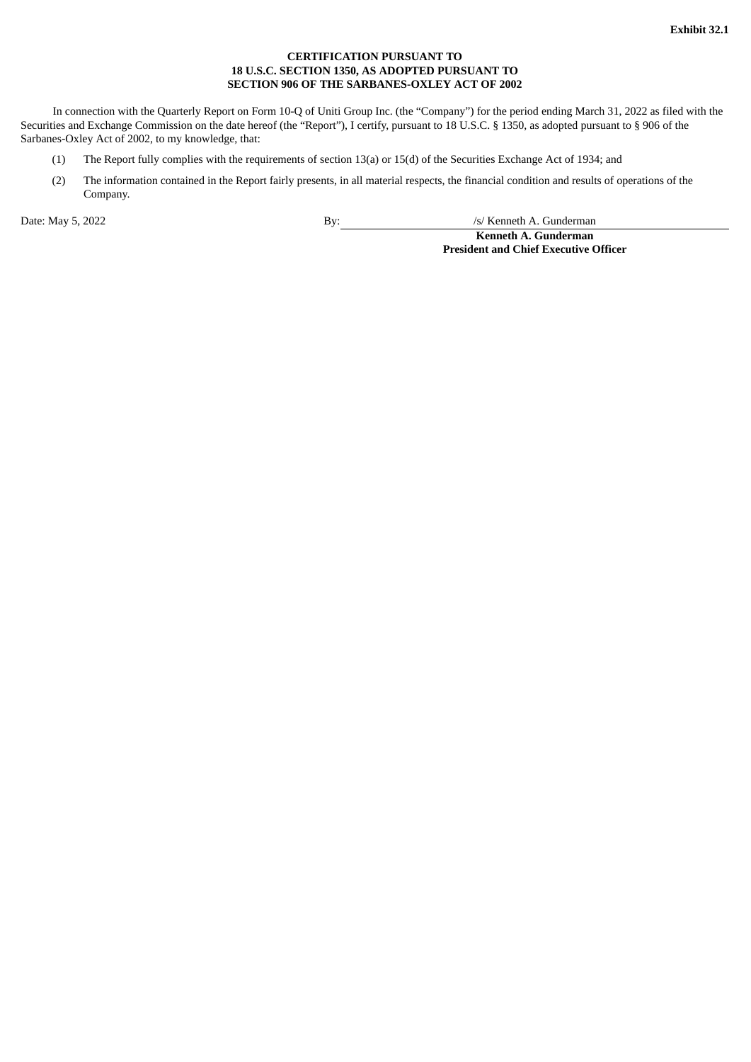**Exhibit 32.1**

**CERTIFICATION PURSUANT TO**
**18 U.S.C. SECTION 1350, AS ADOPTED PURSUANT TO**
**SECTION 906 OF THE SARBANES-OXLEY ACT OF 2002**

In connection with the Quarterly Report on Form 10-Q of Uniti Group Inc. (the "Company") for the period ending March 31, 2022 as filed with the Securities and Exchange Commission on the date hereof (the "Report"), I certify, pursuant to 18 U.S.C. § 1350, as adopted pursuant to § 906 of the Sarbanes-Oxley Act of 2002, to my knowledge, that:

(1) The Report fully complies with the requirements of section 13(a) or 15(d) of the Securities Exchange Act of 1934; and

(2) The information contained in the Report fairly presents, in all material respects, the financial condition and results of operations of the Company.

Date: May 5, 2022

By: /s/ Kenneth A. Gunderman
**Kenneth A. Gunderman**
**President and Chief Executive Officer**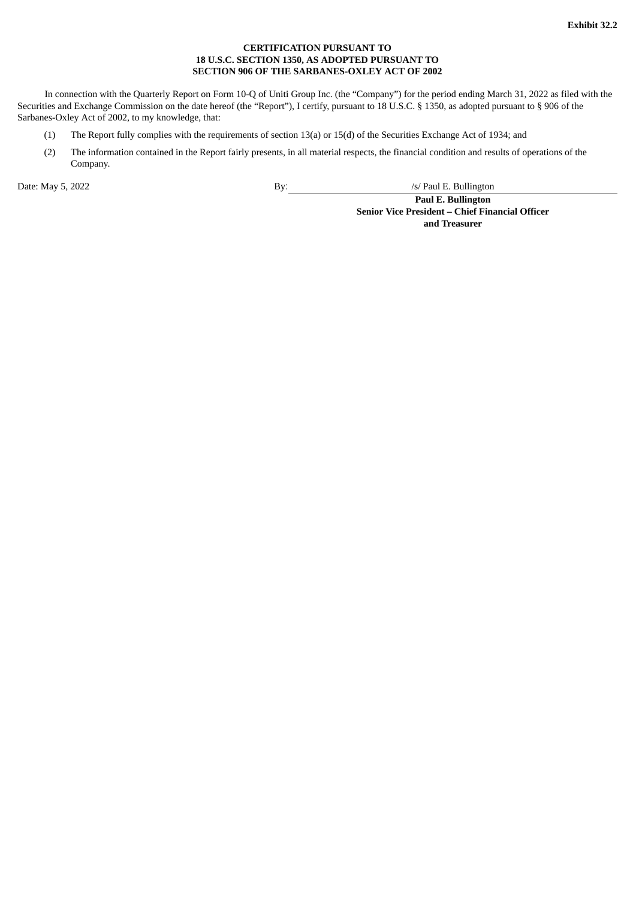**Exhibit 32.2**

**CERTIFICATION PURSUANT TO
18 U.S.C. SECTION 1350, AS ADOPTED PURSUANT TO
SECTION 906 OF THE SARBANES-OXLEY ACT OF 2002**

In connection with the Quarterly Report on Form 10-Q of Uniti Group Inc. (the "Company") for the period ending March 31, 2022 as filed with the Securities and Exchange Commission on the date hereof (the "Report"), I certify, pursuant to 18 U.S.C. § 1350, as adopted pursuant to § 906 of the Sarbanes-Oxley Act of 2002, to my knowledge, that:

(1) The Report fully complies with the requirements of section 13(a) or 15(d) of the Securities Exchange Act of 1934; and

(2) The information contained in the Report fairly presents, in all material respects, the financial condition and results of operations of the Company.

Date: May 5, 2022

By: /s/ Paul E. Bullington

**Paul E. Bullington**
**Senior Vice President – Chief Financial Officer and Treasurer**